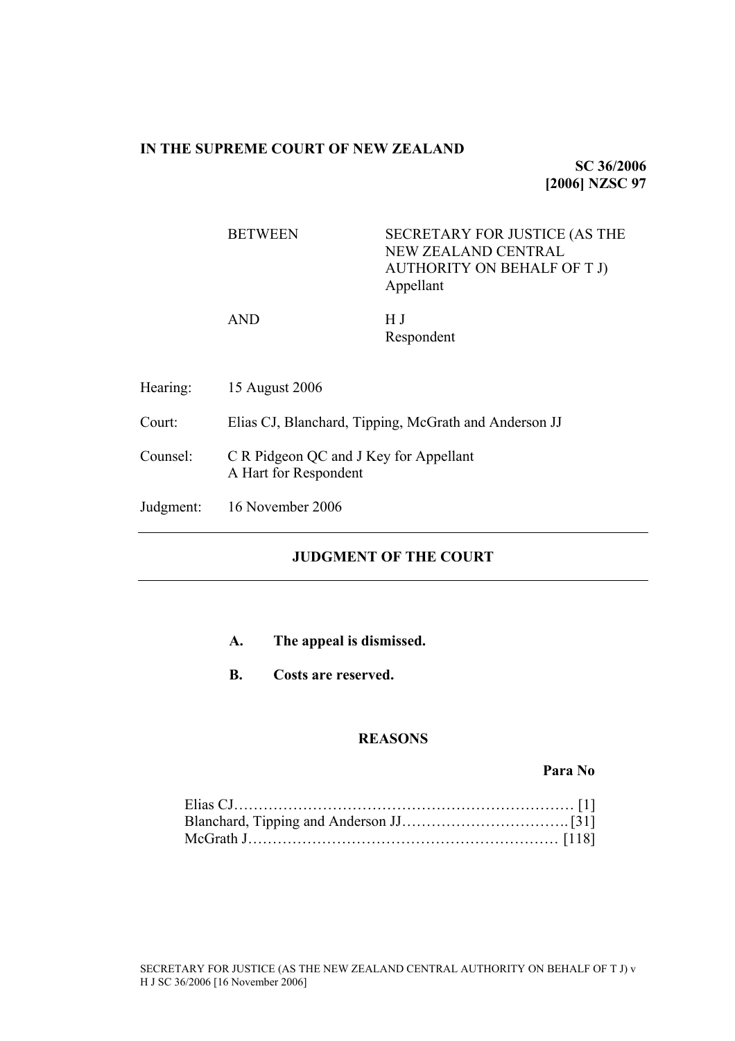**IN THE SUPREME COURT OF NEW ZEALAND**

**SC 36/2006**
**[2006] NZSC 97**

| | |
|---|---|
| BETWEEN | SECRETARY FOR JUSTICE (AS THE NEW ZEALAND CENTRAL AUTHORITY ON BEHALF OF T J) Appellant |
| AND | H J Respondent |

Hearing: 15 August 2006

Court: Elias CJ, Blanchard, Tipping, McGrath and Anderson JJ

Counsel: C R Pidgeon QC and J Key for Appellant
A Hart for Respondent

Judgment: 16 November 2006

---

## JUDGMENT OF THE COURT

---

**A. The appeal is dismissed.**

**B. Costs are reserved.**

## REASONS

| | Para No |
|---|---|
| Elias CJ | [1] |
| Blanchard, Tipping and Anderson JJ | [31] |
| McGrath J | [118] |

SECRETARY FOR JUSTICE (AS THE NEW ZEALAND CENTRAL AUTHORITY ON BEHALF OF T J) v H J SC 36/2006 [16 November 2006]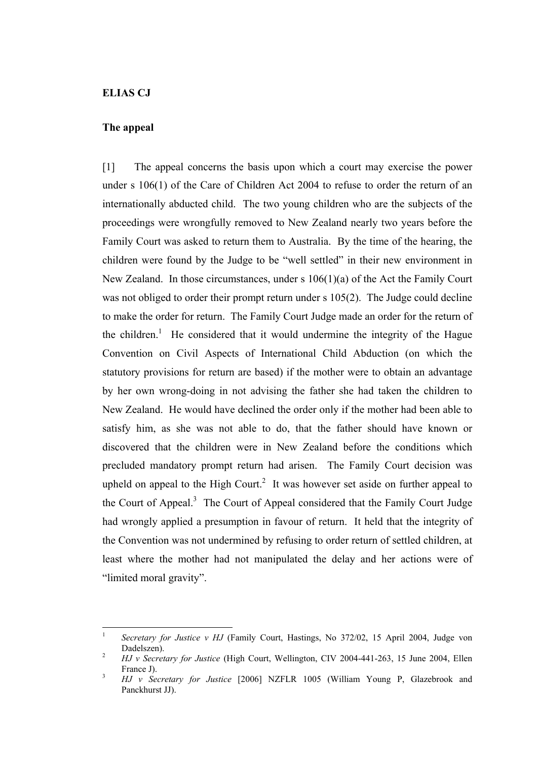**ELIAS CJ**

**The appeal**

[1] The appeal concerns the basis upon which a court may exercise the power under s 106(1) of the Care of Children Act 2004 to refuse to order the return of an internationally abducted child. The two young children who are the subjects of the proceedings were wrongfully removed to New Zealand nearly two years before the Family Court was asked to return them to Australia. By the time of the hearing, the children were found by the Judge to be "well settled" in their new environment in New Zealand. In those circumstances, under s 106(1)(a) of the Act the Family Court was not obliged to order their prompt return under s 105(2). The Judge could decline to make the order for return. The Family Court Judge made an order for the return of the children.[1] He considered that it would undermine the integrity of the Hague Convention on Civil Aspects of International Child Abduction (on which the statutory provisions for return are based) if the mother were to obtain an advantage by her own wrong-doing in not advising the father she had taken the children to New Zealand. He would have declined the order only if the mother had been able to satisfy him, as she was not able to do, that the father should have known or discovered that the children were in New Zealand before the conditions which precluded mandatory prompt return had arisen. The Family Court decision was upheld on appeal to the High Court.[2] It was however set aside on further appeal to the Court of Appeal.[3] The Court of Appeal considered that the Family Court Judge had wrongly applied a presumption in favour of return. It held that the integrity of the Convention was not undermined by refusing to order return of settled children, at least where the mother had not manipulated the delay and her actions were of "limited moral gravity".

---

[1] *Secretary for Justice v HJ* (Family Court, Hastings, No 372/02, 15 April 2004, Judge von Dadelszen).

[2] *HJ v Secretary for Justice* (High Court, Wellington, CIV 2004-441-263, 15 June 2004, Ellen France J).

[3] *HJ v Secretary for Justice* [2006] NZFLR 1005 (William Young P, Glazebrook and Panckhurst JJ).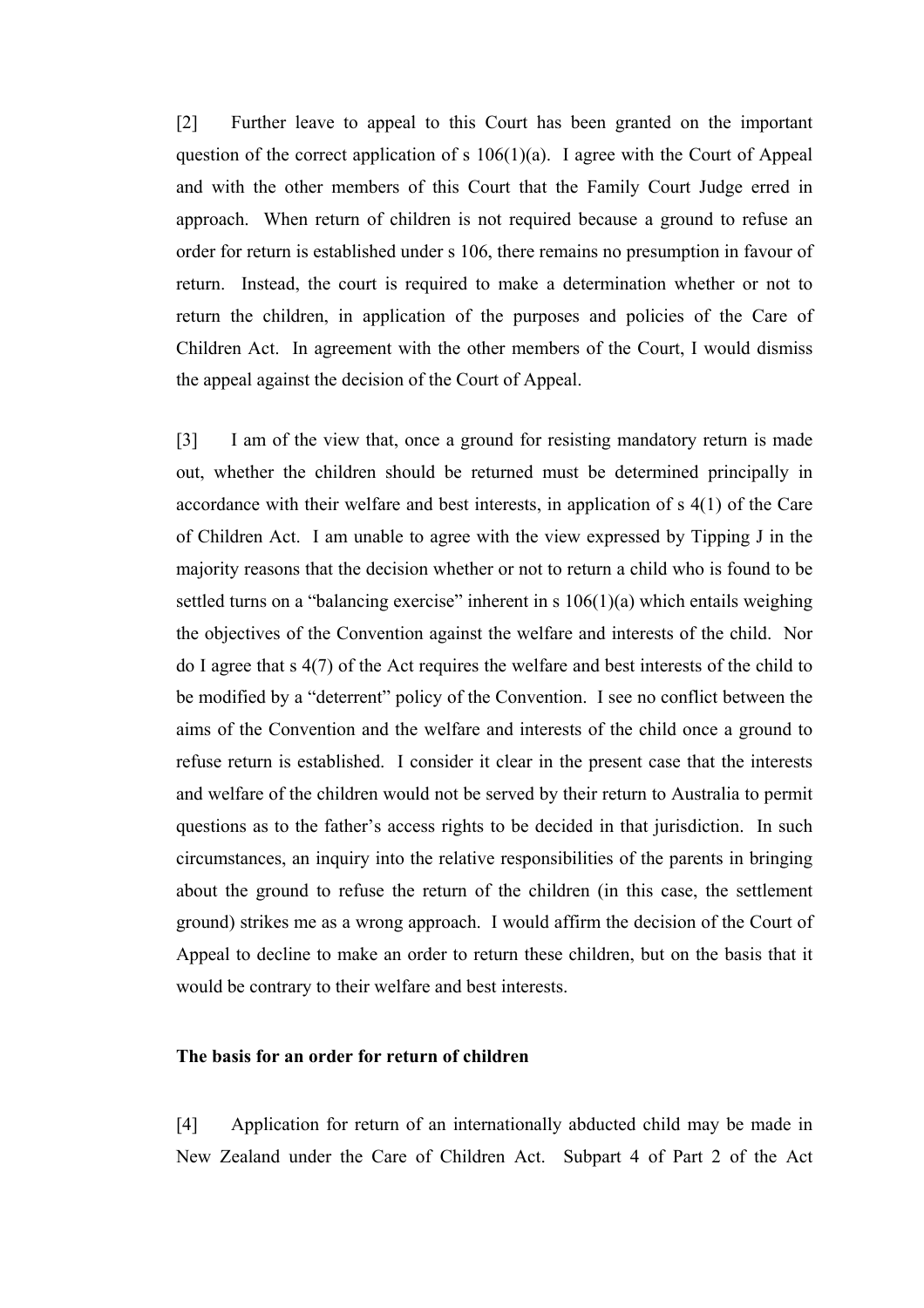[2] Further leave to appeal to this Court has been granted on the important question of the correct application of s 106(1)(a). I agree with the Court of Appeal and with the other members of this Court that the Family Court Judge erred in approach. When return of children is not required because a ground to refuse an order for return is established under s 106, there remains no presumption in favour of return. Instead, the court is required to make a determination whether or not to return the children, in application of the purposes and policies of the Care of Children Act. In agreement with the other members of the Court, I would dismiss the appeal against the decision of the Court of Appeal.

[3] I am of the view that, once a ground for resisting mandatory return is made out, whether the children should be returned must be determined principally in accordance with their welfare and best interests, in application of s 4(1) of the Care of Children Act. I am unable to agree with the view expressed by Tipping J in the majority reasons that the decision whether or not to return a child who is found to be settled turns on a "balancing exercise" inherent in s 106(1)(a) which entails weighing the objectives of the Convention against the welfare and interests of the child. Nor do I agree that s 4(7) of the Act requires the welfare and best interests of the child to be modified by a "deterrent" policy of the Convention. I see no conflict between the aims of the Convention and the welfare and interests of the child once a ground to refuse return is established. I consider it clear in the present case that the interests and welfare of the children would not be served by their return to Australia to permit questions as to the father's access rights to be decided in that jurisdiction. In such circumstances, an inquiry into the relative responsibilities of the parents in bringing about the ground to refuse the return of the children (in this case, the settlement ground) strikes me as a wrong approach. I would affirm the decision of the Court of Appeal to decline to make an order to return these children, but on the basis that it would be contrary to their welfare and best interests.

**The basis for an order for return of children**

[4] Application for return of an internationally abducted child may be made in New Zealand under the Care of Children Act. Subpart 4 of Part 2 of the Act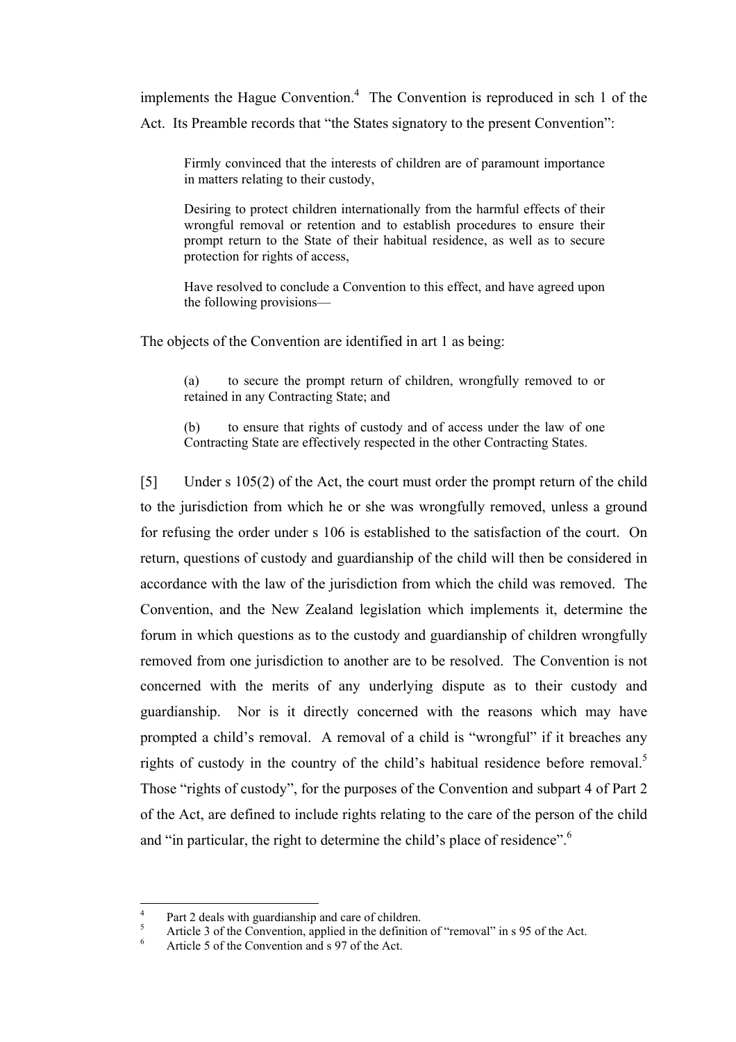implements the Hague Convention.[4] The Convention is reproduced in sch 1 of the Act. Its Preamble records that "the States signatory to the present Convention":

> Firmly convinced that the interests of children are of paramount importance in matters relating to their custody,
>
> Desiring to protect children internationally from the harmful effects of their wrongful removal or retention and to establish procedures to ensure their prompt return to the State of their habitual residence, as well as to secure protection for rights of access,
>
> Have resolved to conclude a Convention to this effect, and have agreed upon the following provisions—

The objects of the Convention are identified in art 1 as being:

> (a) to secure the prompt return of children, wrongfully removed to or retained in any Contracting State; and
>
> (b) to ensure that rights of custody and of access under the law of one Contracting State are effectively respected in the other Contracting States.

[5] Under s 105(2) of the Act, the court must order the prompt return of the child to the jurisdiction from which he or she was wrongfully removed, unless a ground for refusing the order under s 106 is established to the satisfaction of the court. On return, questions of custody and guardianship of the child will then be considered in accordance with the law of the jurisdiction from which the child was removed. The Convention, and the New Zealand legislation which implements it, determine the forum in which questions as to the custody and guardianship of children wrongfully removed from one jurisdiction to another are to be resolved. The Convention is not concerned with the merits of any underlying dispute as to their custody and guardianship. Nor is it directly concerned with the reasons which may have prompted a child's removal. A removal of a child is "wrongful" if it breaches any rights of custody in the country of the child's habitual residence before removal.[5] Those "rights of custody", for the purposes of the Convention and subpart 4 of Part 2 of the Act, are defined to include rights relating to the care of the person of the child and "in particular, the right to determine the child's place of residence".[6]

---

[4] Part 2 deals with guardianship and care of children.

[5] Article 3 of the Convention, applied in the definition of "removal" in s 95 of the Act.

[6] Article 5 of the Convention and s 97 of the Act.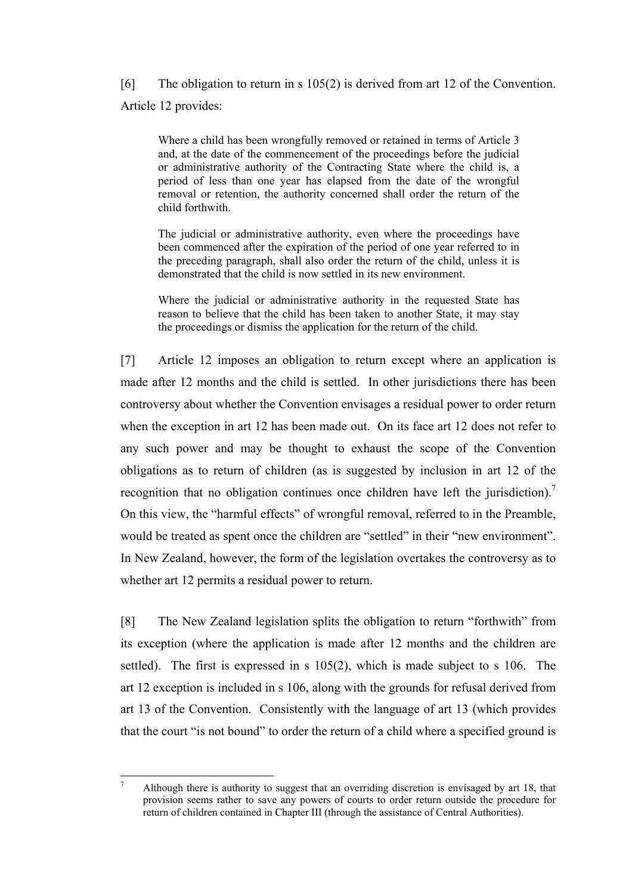[6] The obligation to return in s 105(2) is derived from art 12 of the Convention. Article 12 provides:

> Where a child has been wrongfully removed or retained in terms of Article 3 and, at the date of the commencement of the proceedings before the judicial or administrative authority of the Contracting State where the child is, a period of less than one year has elapsed from the date of the wrongful removal or retention, the authority concerned shall order the return of the child forthwith.
>
> The judicial or administrative authority, even where the proceedings have been commenced after the expiration of the period of one year referred to in the preceding paragraph, shall also order the return of the child, unless it is demonstrated that the child is now settled in its new environment.
>
> Where the judicial or administrative authority in the requested State has reason to believe that the child has been taken to another State, it may stay the proceedings or dismiss the application for the return of the child.

[7] Article 12 imposes an obligation to return except where an application is made after 12 months and the child is settled. In other jurisdictions there has been controversy about whether the Convention envisages a residual power to order return when the exception in art 12 has been made out. On its face art 12 does not refer to any such power and may be thought to exhaust the scope of the Convention obligations as to return of children (as is suggested by inclusion in art 12 of the recognition that no obligation continues once children have left the jurisdiction).[7] On this view, the "harmful effects" of wrongful removal, referred to in the Preamble, would be treated as spent once the children are "settled" in their "new environment". In New Zealand, however, the form of the legislation overtakes the controversy as to whether art 12 permits a residual power to return.

[8] The New Zealand legislation splits the obligation to return "forthwith" from its exception (where the application is made after 12 months and the children are settled). The first is expressed in s 105(2), which is made subject to s 106. The art 12 exception is included in s 106, along with the grounds for refusal derived from art 13 of the Convention. Consistently with the language of art 13 (which provides that the court "is not bound" to order the return of a child where a specified ground is

---

[7] Although there is authority to suggest that an overriding discretion is envisaged by art 18, that provision seems rather to save any powers of courts to order return outside the procedure for return of children contained in Chapter III (through the assistance of Central Authorities).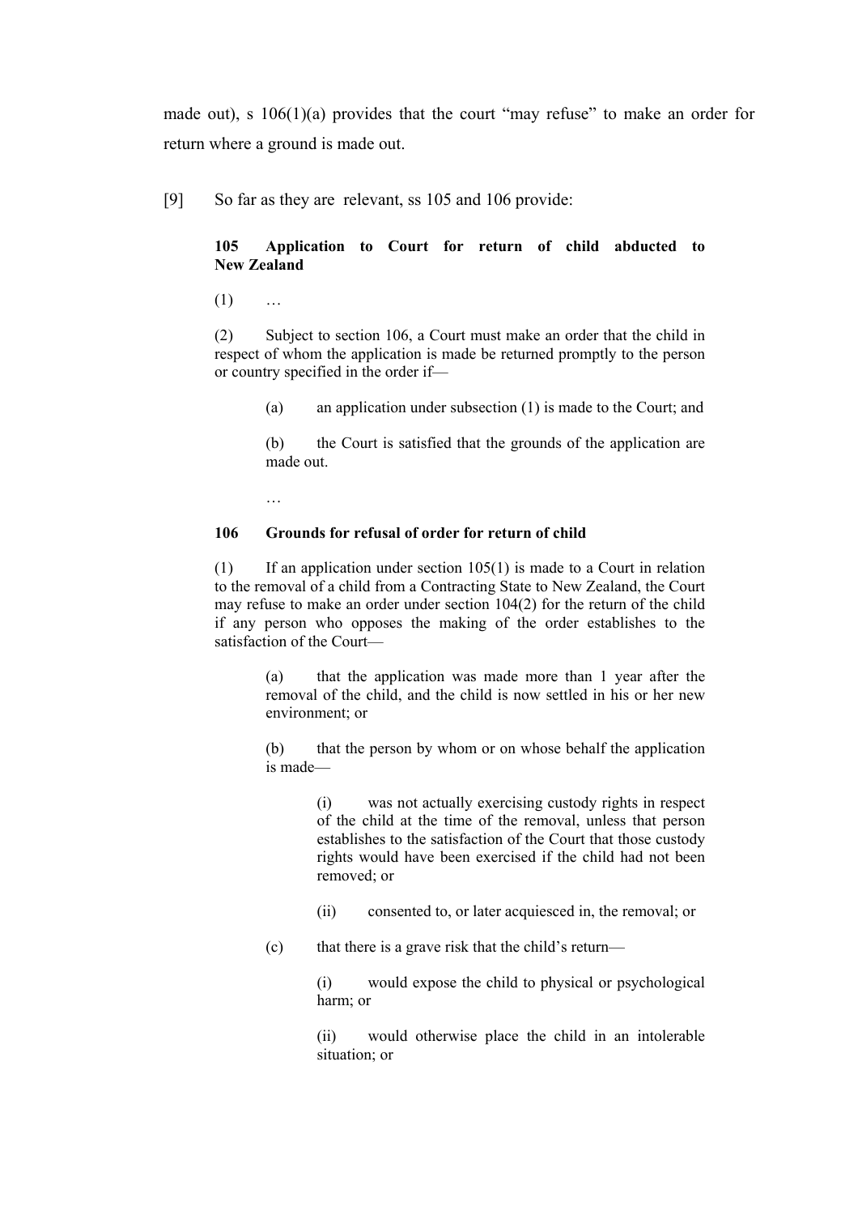made out), s 106(1)(a) provides that the court "may refuse" to make an order for return where a ground is made out.

[9] So far as they are relevant, ss 105 and 106 provide:

> **105 Application to Court for return of child abducted to New Zealand**
>
> (1) …
>
> (2) Subject to section 106, a Court must make an order that the child in respect of whom the application is made be returned promptly to the person or country specified in the order if—
>
> > (a) an application under subsection (1) is made to the Court; and
> >
> > (b) the Court is satisfied that the grounds of the application are made out.
> >
> > …
>
> **106 Grounds for refusal of order for return of child**
>
> (1) If an application under section 105(1) is made to a Court in relation to the removal of a child from a Contracting State to New Zealand, the Court may refuse to make an order under section 104(2) for the return of the child if any person who opposes the making of the order establishes to the satisfaction of the Court—
>
> > (a) that the application was made more than 1 year after the removal of the child, and the child is now settled in his or her new environment; or
> >
> > (b) that the person by whom or on whose behalf the application is made—
> >
> > > (i) was not actually exercising custody rights in respect of the child at the time of the removal, unless that person establishes to the satisfaction of the Court that those custody rights would have been exercised if the child had not been removed; or
> > >
> > > (ii) consented to, or later acquiesced in, the removal; or
> >
> > (c) that there is a grave risk that the child's return—
> >
> > > (i) would expose the child to physical or psychological harm; or
> > >
> > > (ii) would otherwise place the child in an intolerable situation; or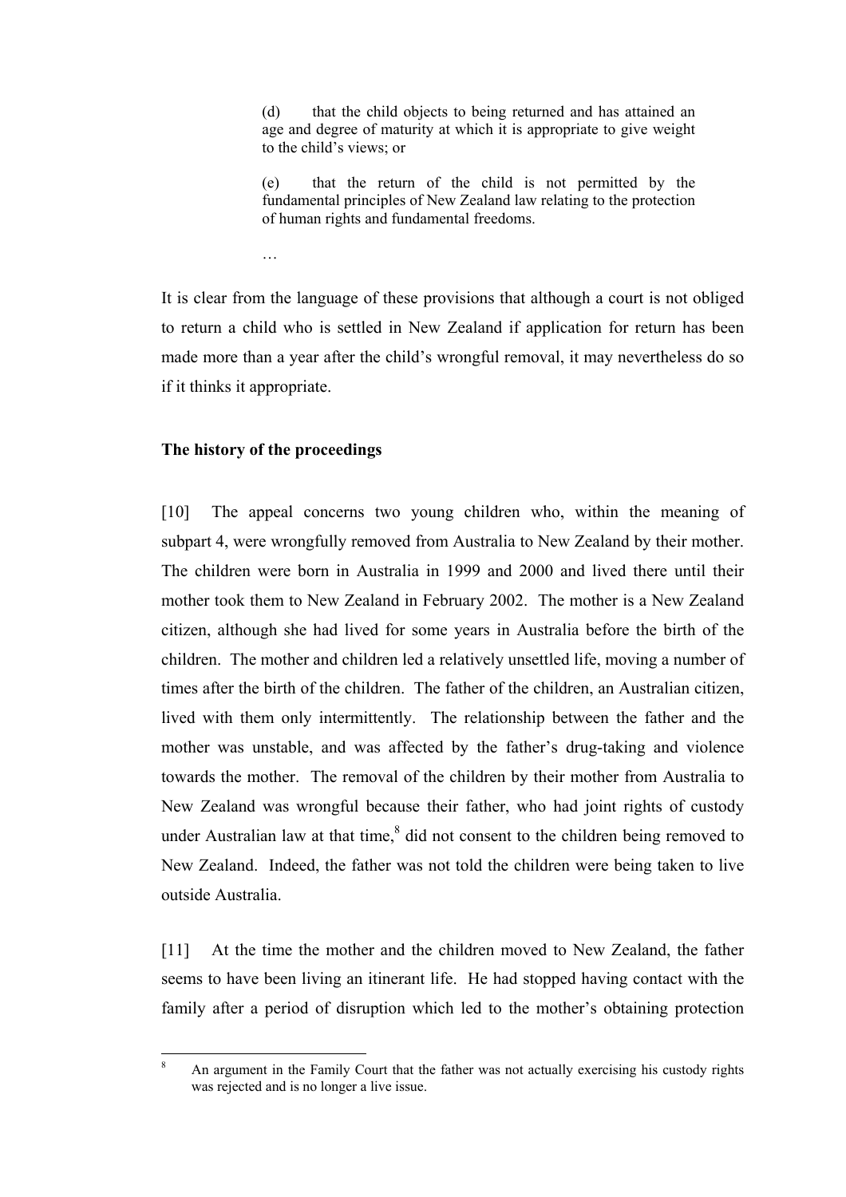> (d) that the child objects to being returned and has attained an age and degree of maturity at which it is appropriate to give weight to the child's views; or
>
> (e) that the return of the child is not permitted by the fundamental principles of New Zealand law relating to the protection of human rights and fundamental freedoms.
>
> …

It is clear from the language of these provisions that although a court is not obliged to return a child who is settled in New Zealand if application for return has been made more than a year after the child's wrongful removal, it may nevertheless do so if it thinks it appropriate.

**The history of the proceedings**

[10] The appeal concerns two young children who, within the meaning of subpart 4, were wrongfully removed from Australia to New Zealand by their mother. The children were born in Australia in 1999 and 2000 and lived there until their mother took them to New Zealand in February 2002. The mother is a New Zealand citizen, although she had lived for some years in Australia before the birth of the children. The mother and children led a relatively unsettled life, moving a number of times after the birth of the children. The father of the children, an Australian citizen, lived with them only intermittently. The relationship between the father and the mother was unstable, and was affected by the father's drug-taking and violence towards the mother. The removal of the children by their mother from Australia to New Zealand was wrongful because their father, who had joint rights of custody under Australian law at that time,[8] did not consent to the children being removed to New Zealand. Indeed, the father was not told the children were being taken to live outside Australia.

[11] At the time the mother and the children moved to New Zealand, the father seems to have been living an itinerant life. He had stopped having contact with the family after a period of disruption which led to the mother's obtaining protection

[8] An argument in the Family Court that the father was not actually exercising his custody rights was rejected and is no longer a live issue.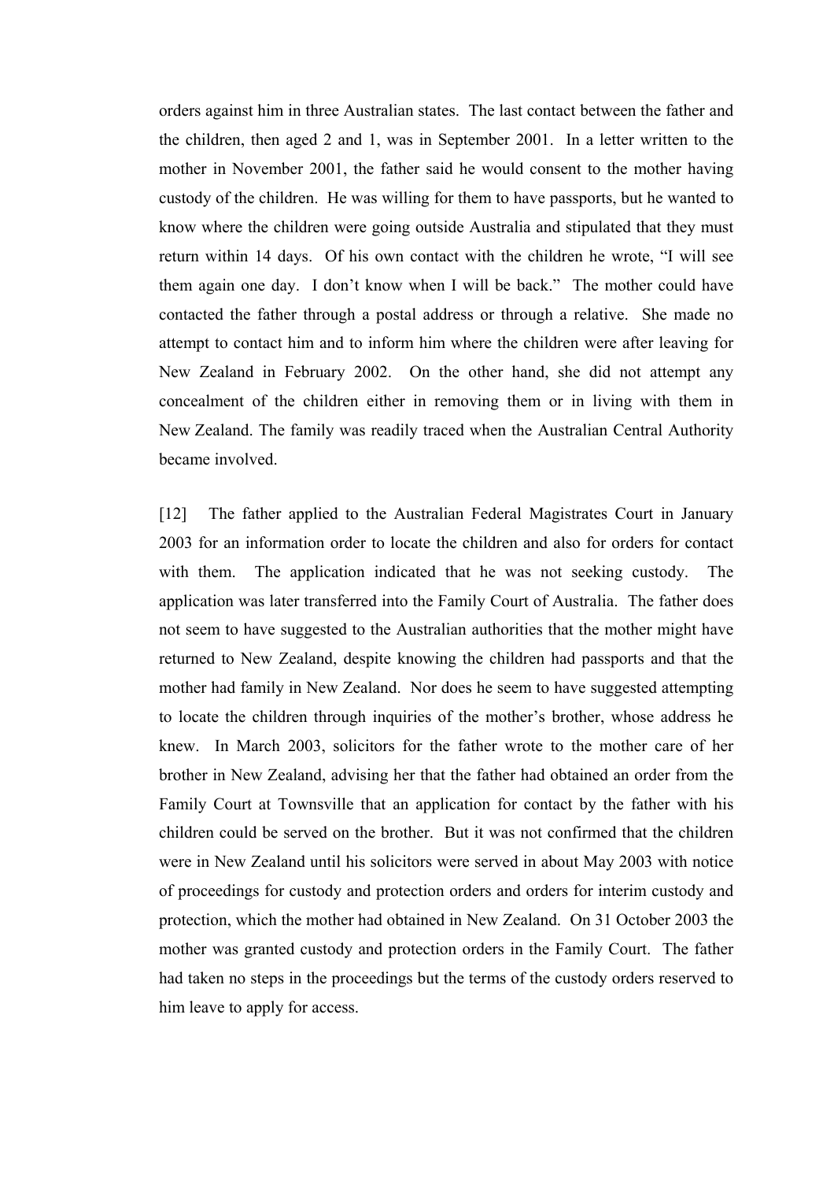orders against him in three Australian states. The last contact between the father and the children, then aged 2 and 1, was in September 2001. In a letter written to the mother in November 2001, the father said he would consent to the mother having custody of the children. He was willing for them to have passports, but he wanted to know where the children were going outside Australia and stipulated that they must return within 14 days. Of his own contact with the children he wrote, "I will see them again one day. I don't know when I will be back." The mother could have contacted the father through a postal address or through a relative. She made no attempt to contact him and to inform him where the children were after leaving for New Zealand in February 2002. On the other hand, she did not attempt any concealment of the children either in removing them or in living with them in New Zealand. The family was readily traced when the Australian Central Authority became involved.

[12] The father applied to the Australian Federal Magistrates Court in January 2003 for an information order to locate the children and also for orders for contact with them. The application indicated that he was not seeking custody. The application was later transferred into the Family Court of Australia. The father does not seem to have suggested to the Australian authorities that the mother might have returned to New Zealand, despite knowing the children had passports and that the mother had family in New Zealand. Nor does he seem to have suggested attempting to locate the children through inquiries of the mother's brother, whose address he knew. In March 2003, solicitors for the father wrote to the mother care of her brother in New Zealand, advising her that the father had obtained an order from the Family Court at Townsville that an application for contact by the father with his children could be served on the brother. But it was not confirmed that the children were in New Zealand until his solicitors were served in about May 2003 with notice of proceedings for custody and protection orders and orders for interim custody and protection, which the mother had obtained in New Zealand. On 31 October 2003 the mother was granted custody and protection orders in the Family Court. The father had taken no steps in the proceedings but the terms of the custody orders reserved to him leave to apply for access.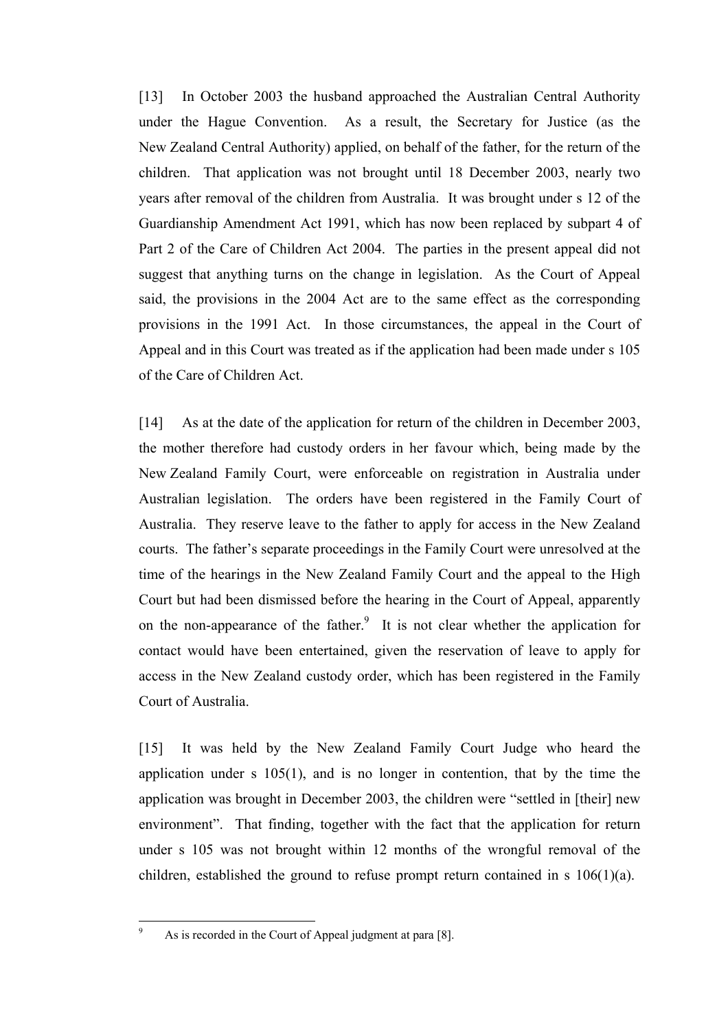[13] In October 2003 the husband approached the Australian Central Authority under the Hague Convention. As a result, the Secretary for Justice (as the New Zealand Central Authority) applied, on behalf of the father, for the return of the children. That application was not brought until 18 December 2003, nearly two years after removal of the children from Australia. It was brought under s 12 of the Guardianship Amendment Act 1991, which has now been replaced by subpart 4 of Part 2 of the Care of Children Act 2004. The parties in the present appeal did not suggest that anything turns on the change in legislation. As the Court of Appeal said, the provisions in the 2004 Act are to the same effect as the corresponding provisions in the 1991 Act. In those circumstances, the appeal in the Court of Appeal and in this Court was treated as if the application had been made under s 105 of the Care of Children Act.

[14] As at the date of the application for return of the children in December 2003, the mother therefore had custody orders in her favour which, being made by the New Zealand Family Court, were enforceable on registration in Australia under Australian legislation. The orders have been registered in the Family Court of Australia. They reserve leave to the father to apply for access in the New Zealand courts. The father's separate proceedings in the Family Court were unresolved at the time of the hearings in the New Zealand Family Court and the appeal to the High Court but had been dismissed before the hearing in the Court of Appeal, apparently on the non-appearance of the father.[9] It is not clear whether the application for contact would have been entertained, given the reservation of leave to apply for access in the New Zealand custody order, which has been registered in the Family Court of Australia.

[15] It was held by the New Zealand Family Court Judge who heard the application under s 105(1), and is no longer in contention, that by the time the application was brought in December 2003, the children were "settled in [their] new environment". That finding, together with the fact that the application for return under s 105 was not brought within 12 months of the wrongful removal of the children, established the ground to refuse prompt return contained in s 106(1)(a).

---

[9] As is recorded in the Court of Appeal judgment at para [8].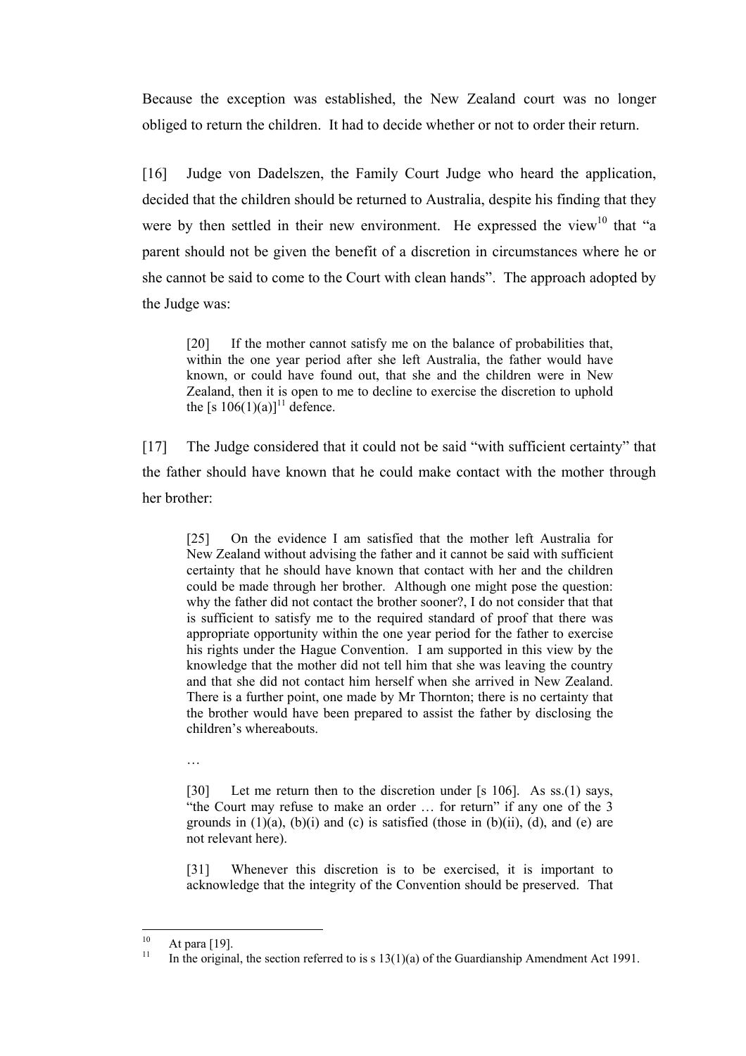Because the exception was established, the New Zealand court was no longer obliged to return the children. It had to decide whether or not to order their return.

[16] Judge von Dadelszen, the Family Court Judge who heard the application, decided that the children should be returned to Australia, despite his finding that they were by then settled in their new environment. He expressed the view[10] that "a parent should not be given the benefit of a discretion in circumstances where he or she cannot be said to come to the Court with clean hands". The approach adopted by the Judge was:

> [20] If the mother cannot satisfy me on the balance of probabilities that, within the one year period after she left Australia, the father would have known, or could have found out, that she and the children were in New Zealand, then it is open to me to decline to exercise the discretion to uphold the [s 106(1)(a)][11] defence.

[17] The Judge considered that it could not be said "with sufficient certainty" that the father should have known that he could make contact with the mother through her brother:

> [25] On the evidence I am satisfied that the mother left Australia for New Zealand without advising the father and it cannot be said with sufficient certainty that he should have known that contact with her and the children could be made through her brother. Although one might pose the question: why the father did not contact the brother sooner?, I do not consider that that is sufficient to satisfy me to the required standard of proof that there was appropriate opportunity within the one year period for the father to exercise his rights under the Hague Convention. I am supported in this view by the knowledge that the mother did not tell him that she was leaving the country and that she did not contact him herself when she arrived in New Zealand. There is a further point, one made by Mr Thornton; there is no certainty that the brother would have been prepared to assist the father by disclosing the children's whereabouts.
>
> …
>
> [30] Let me return then to the discretion under [s 106]. As ss.(1) says, "the Court may refuse to make an order … for return" if any one of the 3 grounds in (1)(a), (b)(i) and (c) is satisfied (those in (b)(ii), (d), and (e) are not relevant here).
>
> [31] Whenever this discretion is to be exercised, it is important to acknowledge that the integrity of the Convention should be preserved. That

---

[10] At para [19].

[11] In the original, the section referred to is s 13(1)(a) of the Guardianship Amendment Act 1991.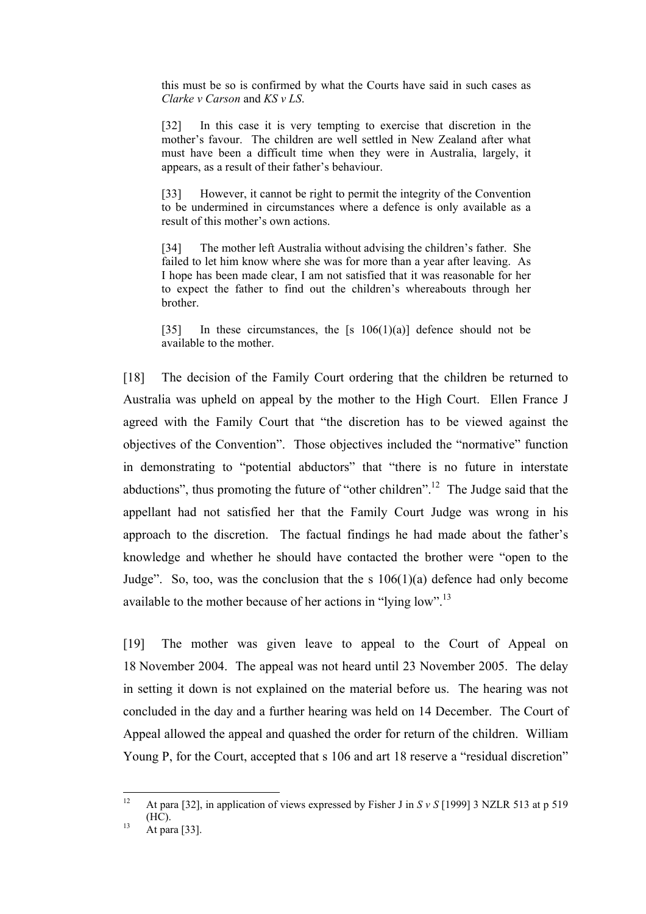> this must be so is confirmed by what the Courts have said in such cases as *Clarke v Carson* and *KS v LS*.
>
> [32] In this case it is very tempting to exercise that discretion in the mother's favour. The children are well settled in New Zealand after what must have been a difficult time when they were in Australia, largely, it appears, as a result of their father's behaviour.
>
> [33] However, it cannot be right to permit the integrity of the Convention to be undermined in circumstances where a defence is only available as a result of this mother's own actions.
>
> [34] The mother left Australia without advising the children's father. She failed to let him know where she was for more than a year after leaving. As I hope has been made clear, I am not satisfied that it was reasonable for her to expect the father to find out the children's whereabouts through her brother.
>
> [35] In these circumstances, the [s 106(1)(a)] defence should not be available to the mother.

[18] The decision of the Family Court ordering that the children be returned to Australia was upheld on appeal by the mother to the High Court. Ellen France J agreed with the Family Court that "the discretion has to be viewed against the objectives of the Convention". Those objectives included the "normative" function in demonstrating to "potential abductors" that "there is no future in interstate abductions", thus promoting the future of "other children".[12] The Judge said that the appellant had not satisfied her that the Family Court Judge was wrong in his approach to the discretion. The factual findings he had made about the father's knowledge and whether he should have contacted the brother were "open to the Judge". So, too, was the conclusion that the s 106(1)(a) defence had only become available to the mother because of her actions in "lying low".[13]

[19] The mother was given leave to appeal to the Court of Appeal on 18 November 2004. The appeal was not heard until 23 November 2005. The delay in setting it down is not explained on the material before us. The hearing was not concluded in the day and a further hearing was held on 14 December. The Court of Appeal allowed the appeal and quashed the order for return of the children. William Young P, for the Court, accepted that s 106 and art 18 reserve a "residual discretion"

---

[12] At para [32], in application of views expressed by Fisher J in *S v S* [1999] 3 NZLR 513 at p 519 (HC).

[13] At para [33].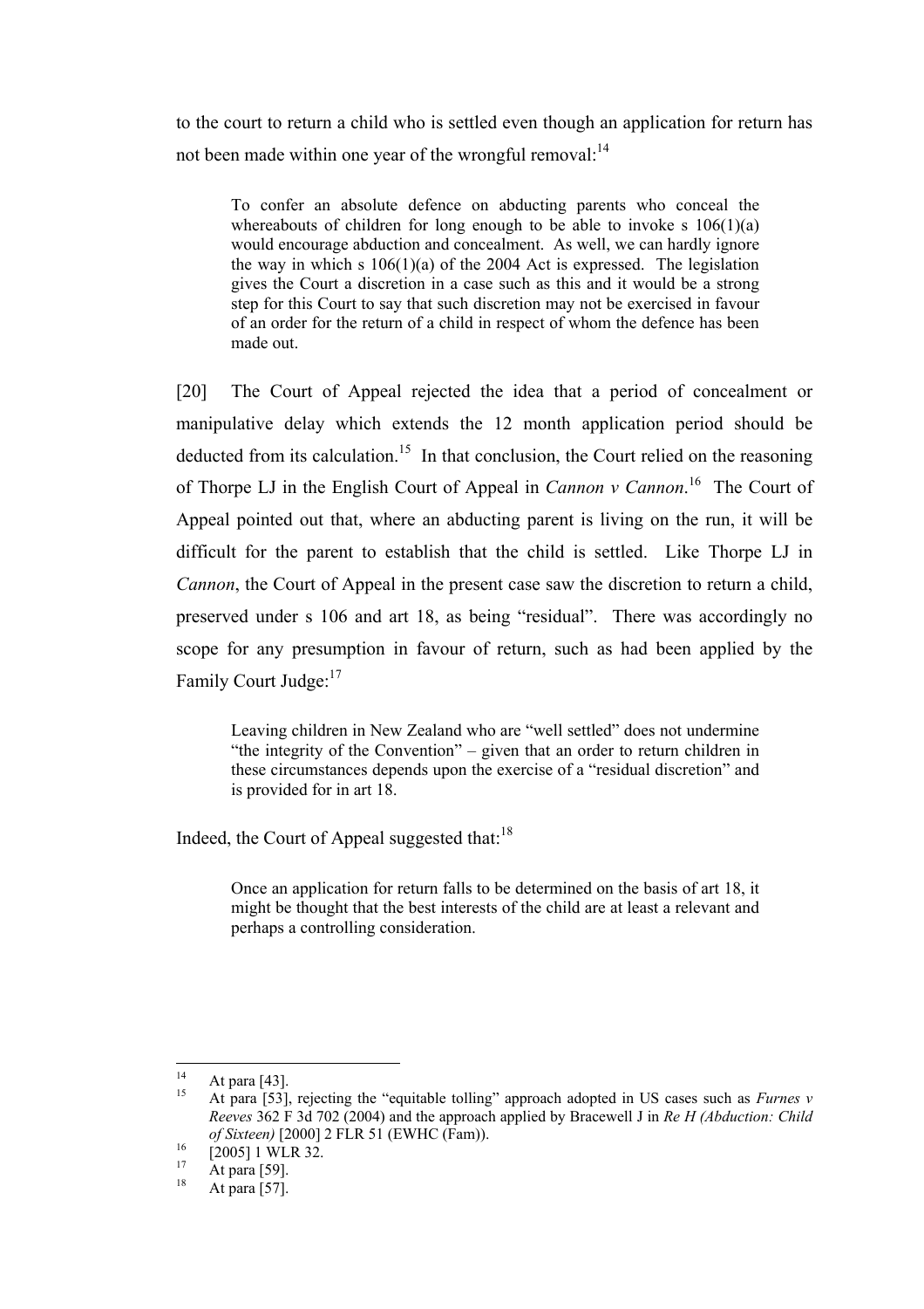to the court to return a child who is settled even though an application for return has not been made within one year of the wrongful removal:[14]

> To confer an absolute defence on abducting parents who conceal the whereabouts of children for long enough to be able to invoke s 106(1)(a) would encourage abduction and concealment. As well, we can hardly ignore the way in which s 106(1)(a) of the 2004 Act is expressed. The legislation gives the Court a discretion in a case such as this and it would be a strong step for this Court to say that such discretion may not be exercised in favour of an order for the return of a child in respect of whom the defence has been made out.

[20] The Court of Appeal rejected the idea that a period of concealment or manipulative delay which extends the 12 month application period should be deducted from its calculation.[15] In that conclusion, the Court relied on the reasoning of Thorpe LJ in the English Court of Appeal in *Cannon v Cannon*.[16] The Court of Appeal pointed out that, where an abducting parent is living on the run, it will be difficult for the parent to establish that the child is settled. Like Thorpe LJ in *Cannon*, the Court of Appeal in the present case saw the discretion to return a child, preserved under s 106 and art 18, as being "residual". There was accordingly no scope for any presumption in favour of return, such as had been applied by the Family Court Judge:[17]

> Leaving children in New Zealand who are "well settled" does not undermine "the integrity of the Convention" – given that an order to return children in these circumstances depends upon the exercise of a "residual discretion" and is provided for in art 18.

Indeed, the Court of Appeal suggested that:[18]

> Once an application for return falls to be determined on the basis of art 18, it might be thought that the best interests of the child are at least a relevant and perhaps a controlling consideration.

---

[14] At para [43].

[15] At para [53], rejecting the "equitable tolling" approach adopted in US cases such as *Furnes v Reeves* 362 F 3d 702 (2004) and the approach applied by Bracewell J in *Re H (Abduction: Child of Sixteen)* [2000] 2 FLR 51 (EWHC (Fam)).

[16] [2005] 1 WLR 32.

[17] At para [59].

[18] At para [57].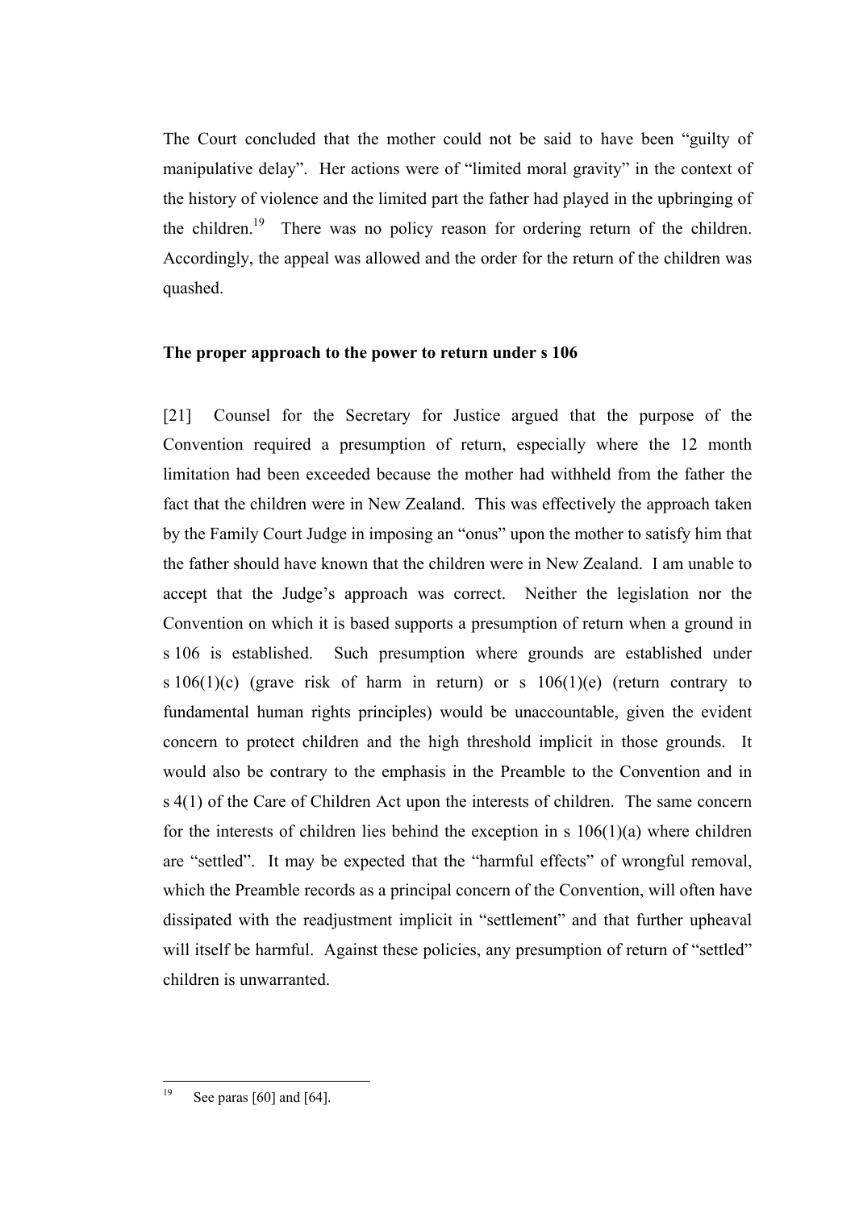The Court concluded that the mother could not be said to have been "guilty of manipulative delay". Her actions were of "limited moral gravity" in the context of the history of violence and the limited part the father had played in the upbringing of the children.[19] There was no policy reason for ordering return of the children. Accordingly, the appeal was allowed and the order for the return of the children was quashed.

**The proper approach to the power to return under s 106**

[21] Counsel for the Secretary for Justice argued that the purpose of the Convention required a presumption of return, especially where the 12 month limitation had been exceeded because the mother had withheld from the father the fact that the children were in New Zealand. This was effectively the approach taken by the Family Court Judge in imposing an "onus" upon the mother to satisfy him that the father should have known that the children were in New Zealand. I am unable to accept that the Judge's approach was correct. Neither the legislation nor the Convention on which it is based supports a presumption of return when a ground in s 106 is established. Such presumption where grounds are established under s 106(1)(c) (grave risk of harm in return) or s 106(1)(e) (return contrary to fundamental human rights principles) would be unaccountable, given the evident concern to protect children and the high threshold implicit in those grounds. It would also be contrary to the emphasis in the Preamble to the Convention and in s 4(1) of the Care of Children Act upon the interests of children. The same concern for the interests of children lies behind the exception in s 106(1)(a) where children are "settled". It may be expected that the "harmful effects" of wrongful removal, which the Preamble records as a principal concern of the Convention, will often have dissipated with the readjustment implicit in "settlement" and that further upheaval will itself be harmful. Against these policies, any presumption of return of "settled" children is unwarranted.

[19] See paras [60] and [64].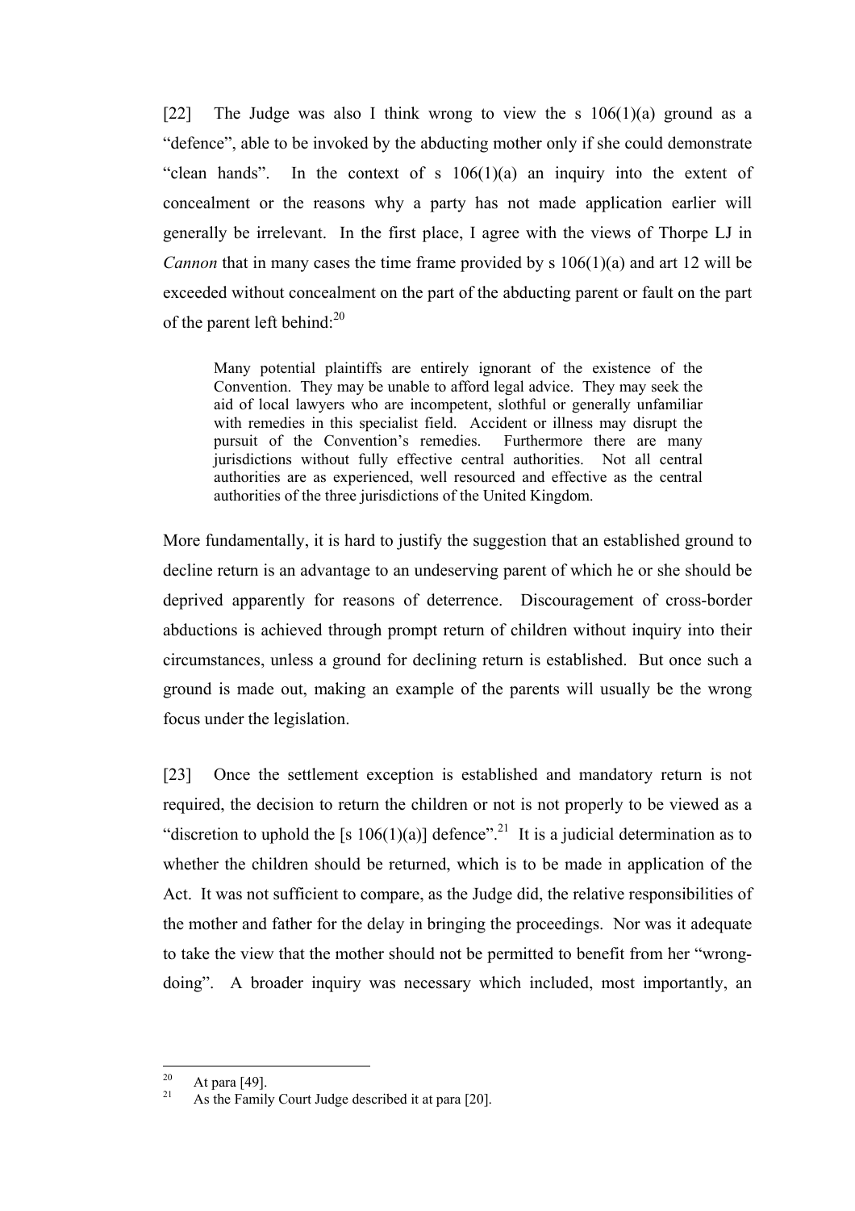[22] The Judge was also I think wrong to view the s 106(1)(a) ground as a "defence", able to be invoked by the abducting mother only if she could demonstrate "clean hands". In the context of s 106(1)(a) an inquiry into the extent of concealment or the reasons why a party has not made application earlier will generally be irrelevant. In the first place, I agree with the views of Thorpe LJ in *Cannon* that in many cases the time frame provided by s 106(1)(a) and art 12 will be exceeded without concealment on the part of the abducting parent or fault on the part of the parent left behind:[20]

> Many potential plaintiffs are entirely ignorant of the existence of the Convention. They may be unable to afford legal advice. They may seek the aid of local lawyers who are incompetent, slothful or generally unfamiliar with remedies in this specialist field. Accident or illness may disrupt the pursuit of the Convention's remedies. Furthermore there are many jurisdictions without fully effective central authorities. Not all central authorities are as experienced, well resourced and effective as the central authorities of the three jurisdictions of the United Kingdom.

More fundamentally, it is hard to justify the suggestion that an established ground to decline return is an advantage to an undeserving parent of which he or she should be deprived apparently for reasons of deterrence. Discouragement of cross-border abductions is achieved through prompt return of children without inquiry into their circumstances, unless a ground for declining return is established. But once such a ground is made out, making an example of the parents will usually be the wrong focus under the legislation.

[23] Once the settlement exception is established and mandatory return is not required, the decision to return the children or not is not properly to be viewed as a "discretion to uphold the [s 106(1)(a)] defence".[21] It is a judicial determination as to whether the children should be returned, which is to be made in application of the Act. It was not sufficient to compare, as the Judge did, the relative responsibilities of the mother and father for the delay in bringing the proceedings. Nor was it adequate to take the view that the mother should not be permitted to benefit from her "wrong-doing". A broader inquiry was necessary which included, most importantly, an

---

[20] At para [49].

[21] As the Family Court Judge described it at para [20].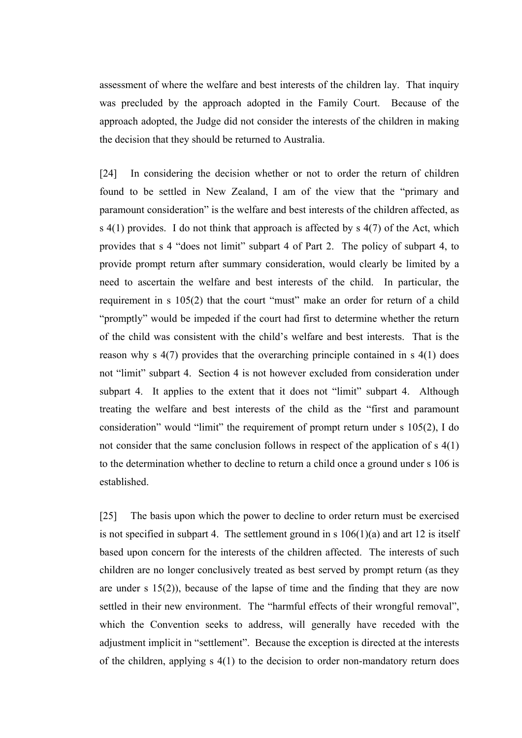assessment of where the welfare and best interests of the children lay. That inquiry was precluded by the approach adopted in the Family Court. Because of the approach adopted, the Judge did not consider the interests of the children in making the decision that they should be returned to Australia.

[24] In considering the decision whether or not to order the return of children found to be settled in New Zealand, I am of the view that the "primary and paramount consideration" is the welfare and best interests of the children affected, as s 4(1) provides. I do not think that approach is affected by s 4(7) of the Act, which provides that s 4 "does not limit" subpart 4 of Part 2. The policy of subpart 4, to provide prompt return after summary consideration, would clearly be limited by a need to ascertain the welfare and best interests of the child. In particular, the requirement in s 105(2) that the court "must" make an order for return of a child "promptly" would be impeded if the court had first to determine whether the return of the child was consistent with the child's welfare and best interests. That is the reason why s 4(7) provides that the overarching principle contained in s 4(1) does not "limit" subpart 4. Section 4 is not however excluded from consideration under subpart 4. It applies to the extent that it does not "limit" subpart 4. Although treating the welfare and best interests of the child as the "first and paramount consideration" would "limit" the requirement of prompt return under s 105(2), I do not consider that the same conclusion follows in respect of the application of s 4(1) to the determination whether to decline to return a child once a ground under s 106 is established.

[25] The basis upon which the power to decline to order return must be exercised is not specified in subpart 4. The settlement ground in s 106(1)(a) and art 12 is itself based upon concern for the interests of the children affected. The interests of such children are no longer conclusively treated as best served by prompt return (as they are under s 15(2)), because of the lapse of time and the finding that they are now settled in their new environment. The "harmful effects of their wrongful removal", which the Convention seeks to address, will generally have receded with the adjustment implicit in "settlement". Because the exception is directed at the interests of the children, applying s 4(1) to the decision to order non-mandatory return does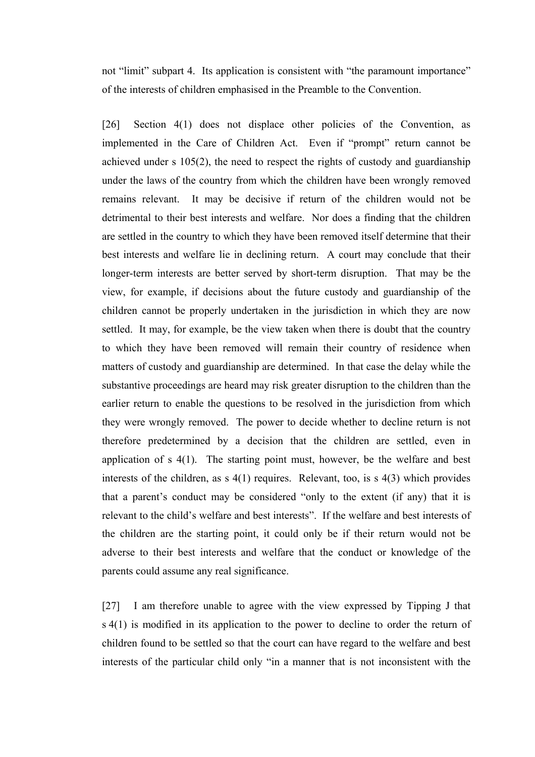not "limit" subpart 4. Its application is consistent with "the paramount importance" of the interests of children emphasised in the Preamble to the Convention.

[26] Section 4(1) does not displace other policies of the Convention, as implemented in the Care of Children Act. Even if "prompt" return cannot be achieved under s 105(2), the need to respect the rights of custody and guardianship under the laws of the country from which the children have been wrongly removed remains relevant. It may be decisive if return of the children would not be detrimental to their best interests and welfare. Nor does a finding that the children are settled in the country to which they have been removed itself determine that their best interests and welfare lie in declining return. A court may conclude that their longer-term interests are better served by short-term disruption. That may be the view, for example, if decisions about the future custody and guardianship of the children cannot be properly undertaken in the jurisdiction in which they are now settled. It may, for example, be the view taken when there is doubt that the country to which they have been removed will remain their country of residence when matters of custody and guardianship are determined. In that case the delay while the substantive proceedings are heard may risk greater disruption to the children than the earlier return to enable the questions to be resolved in the jurisdiction from which they were wrongly removed. The power to decide whether to decline return is not therefore predetermined by a decision that the children are settled, even in application of s 4(1). The starting point must, however, be the welfare and best interests of the children, as s 4(1) requires. Relevant, too, is s 4(3) which provides that a parent's conduct may be considered "only to the extent (if any) that it is relevant to the child's welfare and best interests". If the welfare and best interests of the children are the starting point, it could only be if their return would not be adverse to their best interests and welfare that the conduct or knowledge of the parents could assume any real significance.

[27] I am therefore unable to agree with the view expressed by Tipping J that s 4(1) is modified in its application to the power to decline to order the return of children found to be settled so that the court can have regard to the welfare and best interests of the particular child only "in a manner that is not inconsistent with the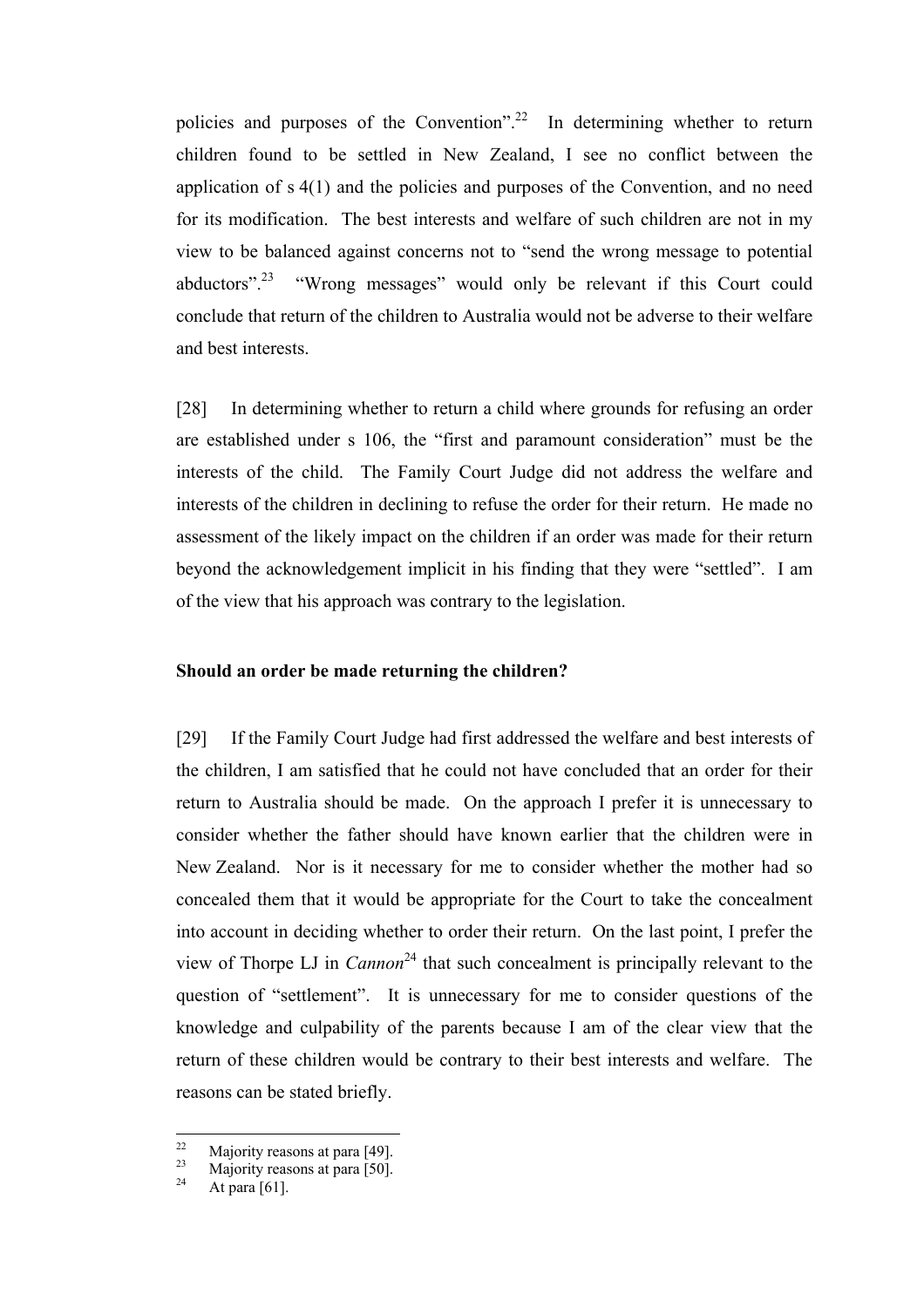policies and purposes of the Convention".[22] In determining whether to return children found to be settled in New Zealand, I see no conflict between the application of s 4(1) and the policies and purposes of the Convention, and no need for its modification. The best interests and welfare of such children are not in my view to be balanced against concerns not to "send the wrong message to potential abductors".[23] "Wrong messages" would only be relevant if this Court could conclude that return of the children to Australia would not be adverse to their welfare and best interests.

[28] In determining whether to return a child where grounds for refusing an order are established under s 106, the "first and paramount consideration" must be the interests of the child. The Family Court Judge did not address the welfare and interests of the children in declining to refuse the order for their return. He made no assessment of the likely impact on the children if an order was made for their return beyond the acknowledgement implicit in his finding that they were "settled". I am of the view that his approach was contrary to the legislation.

**Should an order be made returning the children?**

[29] If the Family Court Judge had first addressed the welfare and best interests of the children, I am satisfied that he could not have concluded that an order for their return to Australia should be made. On the approach I prefer it is unnecessary to consider whether the father should have known earlier that the children were in New Zealand. Nor is it necessary for me to consider whether the mother had so concealed them that it would be appropriate for the Court to take the concealment into account in deciding whether to order their return. On the last point, I prefer the view of Thorpe LJ in *Cannon*[24] that such concealment is principally relevant to the question of "settlement". It is unnecessary for me to consider questions of the knowledge and culpability of the parents because I am of the clear view that the return of these children would be contrary to their best interests and welfare. The reasons can be stated briefly.

---

[22] Majority reasons at para [49].

[23] Majority reasons at para [50].

[24] At para [61].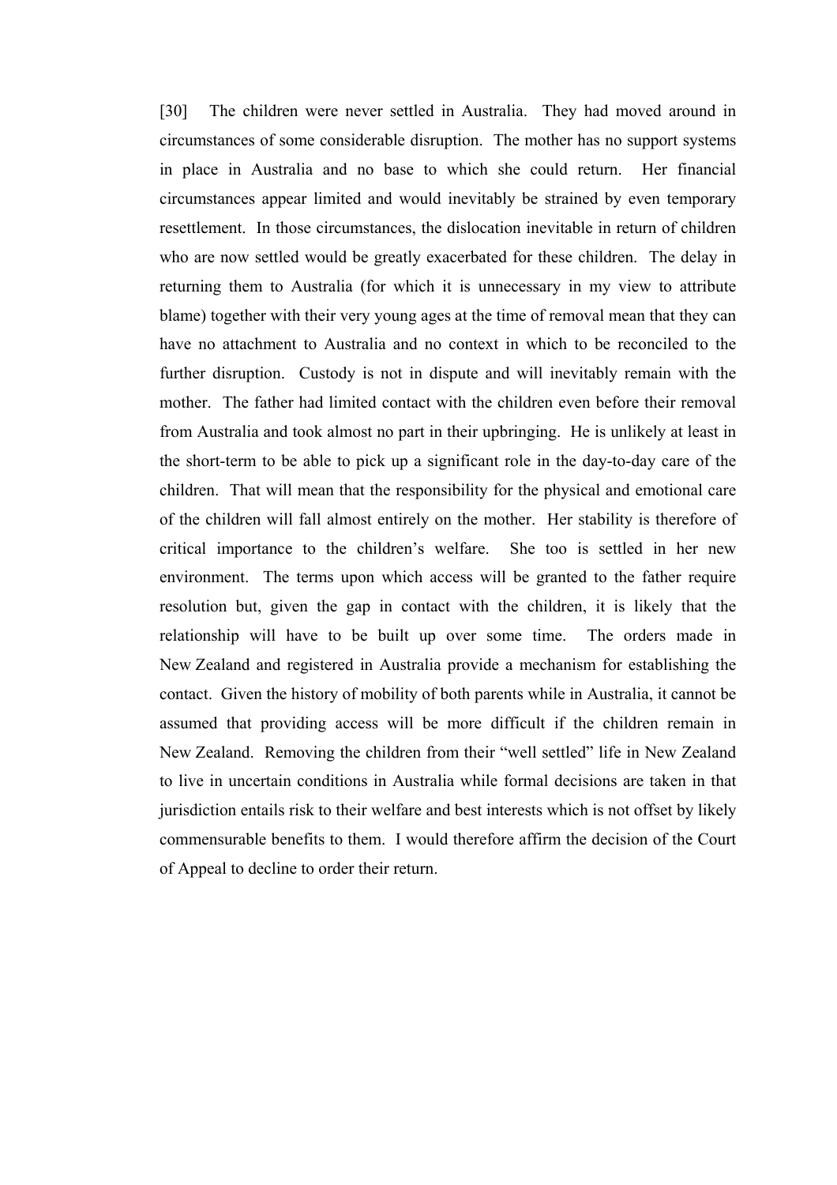[30] The children were never settled in Australia. They had moved around in circumstances of some considerable disruption. The mother has no support systems in place in Australia and no base to which she could return. Her financial circumstances appear limited and would inevitably be strained by even temporary resettlement. In those circumstances, the dislocation inevitable in return of children who are now settled would be greatly exacerbated for these children. The delay in returning them to Australia (for which it is unnecessary in my view to attribute blame) together with their very young ages at the time of removal mean that they can have no attachment to Australia and no context in which to be reconciled to the further disruption. Custody is not in dispute and will inevitably remain with the mother. The father had limited contact with the children even before their removal from Australia and took almost no part in their upbringing. He is unlikely at least in the short-term to be able to pick up a significant role in the day-to-day care of the children. That will mean that the responsibility for the physical and emotional care of the children will fall almost entirely on the mother. Her stability is therefore of critical importance to the children's welfare. She too is settled in her new environment. The terms upon which access will be granted to the father require resolution but, given the gap in contact with the children, it is likely that the relationship will have to be built up over some time. The orders made in New Zealand and registered in Australia provide a mechanism for establishing the contact. Given the history of mobility of both parents while in Australia, it cannot be assumed that providing access will be more difficult if the children remain in New Zealand. Removing the children from their "well settled" life in New Zealand to live in uncertain conditions in Australia while formal decisions are taken in that jurisdiction entails risk to their welfare and best interests which is not offset by likely commensurable benefits to them. I would therefore affirm the decision of the Court of Appeal to decline to order their return.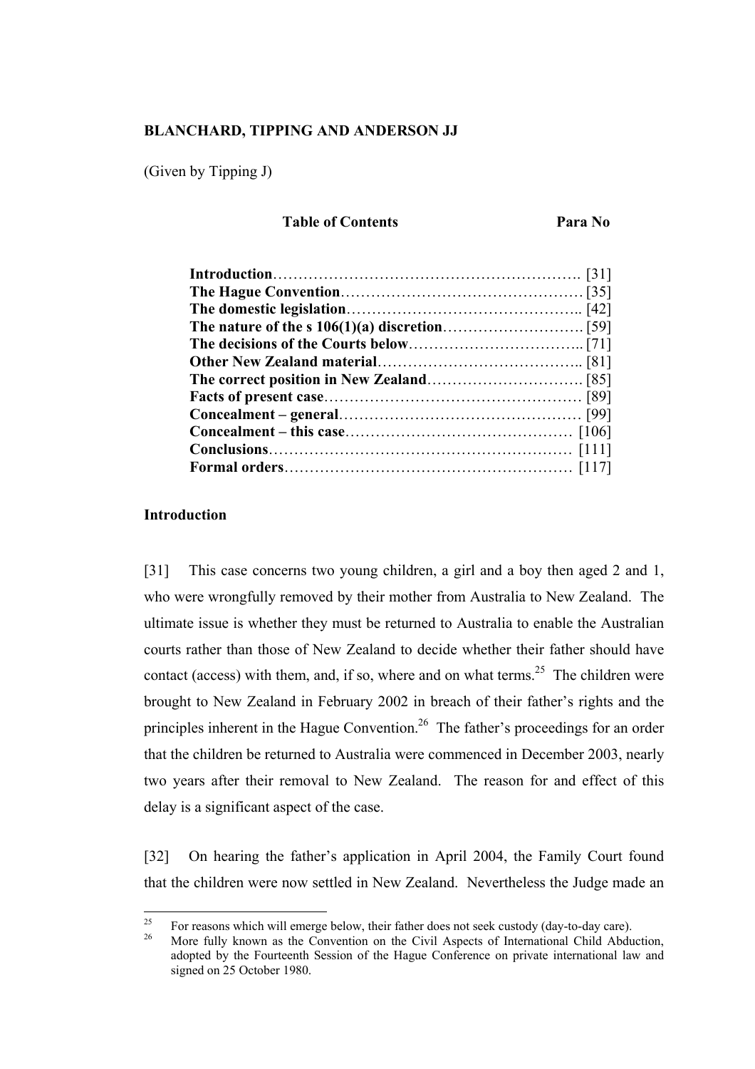**BLANCHARD, TIPPING AND ANDERSON JJ**

(Given by Tipping J)

| **Table of Contents** | **Para No** |
|---|---|
| **Introduction** | [31] |
| **The Hague Convention** | [35] |
| **The domestic legislation** | [42] |
| **The nature of the s 106(1)(a) discretion** | [59] |
| **The decisions of the Courts below** | [71] |
| **Other New Zealand material** | [81] |
| **The correct position in New Zealand** | [85] |
| **Facts of present case** | [89] |
| **Concealment – general** | [99] |
| **Concealment – this case** | [106] |
| **Conclusions** | [111] |
| **Formal orders** | [117] |

**Introduction**

[31] This case concerns two young children, a girl and a boy then aged 2 and 1, who were wrongfully removed by their mother from Australia to New Zealand. The ultimate issue is whether they must be returned to Australia to enable the Australian courts rather than those of New Zealand to decide whether their father should have contact (access) with them, and, if so, where and on what terms.[25] The children were brought to New Zealand in February 2002 in breach of their father's rights and the principles inherent in the Hague Convention.[26] The father's proceedings for an order that the children be returned to Australia were commenced in December 2003, nearly two years after their removal to New Zealand. The reason for and effect of this delay is a significant aspect of the case.

[32] On hearing the father's application in April 2004, the Family Court found that the children were now settled in New Zealand. Nevertheless the Judge made an

---

[25] For reasons which will emerge below, their father does not seek custody (day-to-day care).

[26] More fully known as the Convention on the Civil Aspects of International Child Abduction, adopted by the Fourteenth Session of the Hague Conference on private international law and signed on 25 October 1980.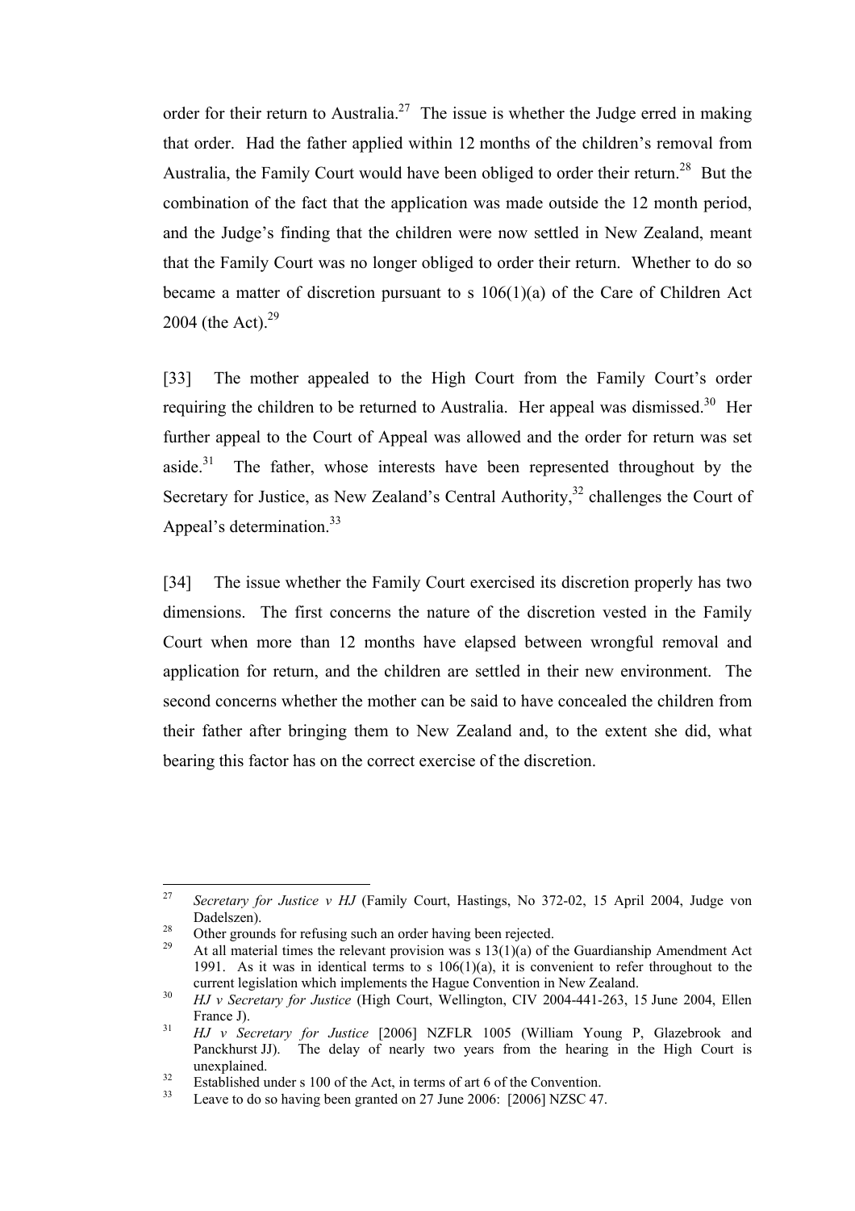order for their return to Australia.[27] The issue is whether the Judge erred in making that order. Had the father applied within 12 months of the children's removal from Australia, the Family Court would have been obliged to order their return.[28] But the combination of the fact that the application was made outside the 12 month period, and the Judge's finding that the children were now settled in New Zealand, meant that the Family Court was no longer obliged to order their return. Whether to do so became a matter of discretion pursuant to s 106(1)(a) of the Care of Children Act 2004 (the Act).[29]

[33] The mother appealed to the High Court from the Family Court's order requiring the children to be returned to Australia. Her appeal was dismissed.[30] Her further appeal to the Court of Appeal was allowed and the order for return was set aside.[31] The father, whose interests have been represented throughout by the Secretary for Justice, as New Zealand's Central Authority,[32] challenges the Court of Appeal's determination.[33]

[34] The issue whether the Family Court exercised its discretion properly has two dimensions. The first concerns the nature of the discretion vested in the Family Court when more than 12 months have elapsed between wrongful removal and application for return, and the children are settled in their new environment. The second concerns whether the mother can be said to have concealed the children from their father after bringing them to New Zealand and, to the extent she did, what bearing this factor has on the correct exercise of the discretion.

---

[27] *Secretary for Justice v HJ* (Family Court, Hastings, No 372-02, 15 April 2004, Judge von Dadelszen).

[28] Other grounds for refusing such an order having been rejected.

[29] At all material times the relevant provision was s 13(1)(a) of the Guardianship Amendment Act 1991. As it was in identical terms to s 106(1)(a), it is convenient to refer throughout to the current legislation which implements the Hague Convention in New Zealand.

[30] *HJ v Secretary for Justice* (High Court, Wellington, CIV 2004-441-263, 15 June 2004, Ellen France J).

[31] *HJ v Secretary for Justice* [2006] NZFLR 1005 (William Young P, Glazebrook and Panckhurst JJ). The delay of nearly two years from the hearing in the High Court is unexplained.

[32] Established under s 100 of the Act, in terms of art 6 of the Convention.

[33] Leave to do so having been granted on 27 June 2006: [2006] NZSC 47.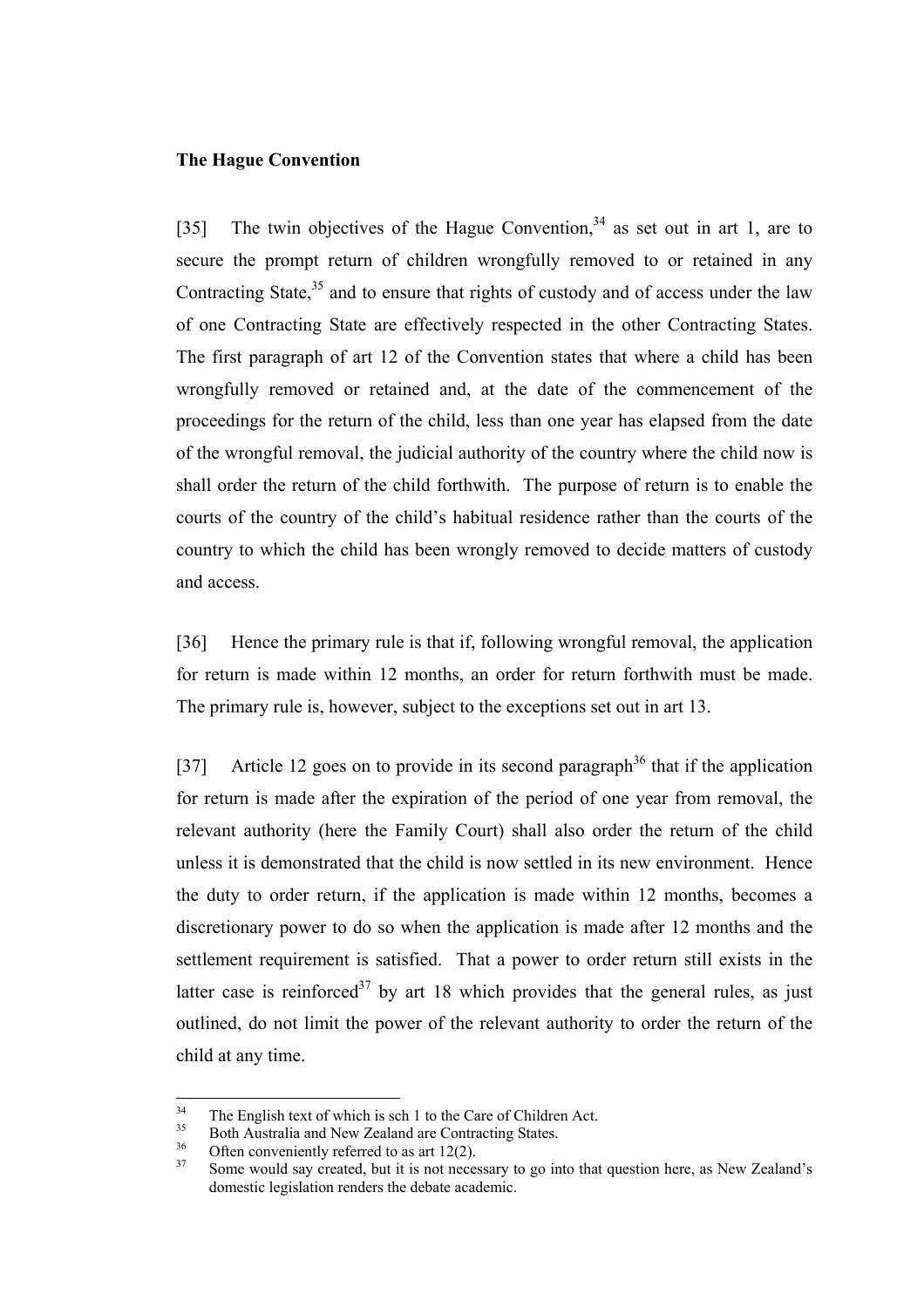**The Hague Convention**

[35] The twin objectives of the Hague Convention,[34] as set out in art 1, are to secure the prompt return of children wrongfully removed to or retained in any Contracting State,[35] and to ensure that rights of custody and of access under the law of one Contracting State are effectively respected in the other Contracting States. The first paragraph of art 12 of the Convention states that where a child has been wrongfully removed or retained and, at the date of the commencement of the proceedings for the return of the child, less than one year has elapsed from the date of the wrongful removal, the judicial authority of the country where the child now is shall order the return of the child forthwith. The purpose of return is to enable the courts of the country of the child's habitual residence rather than the courts of the country to which the child has been wrongly removed to decide matters of custody and access.

[36] Hence the primary rule is that if, following wrongful removal, the application for return is made within 12 months, an order for return forthwith must be made. The primary rule is, however, subject to the exceptions set out in art 13.

[37] Article 12 goes on to provide in its second paragraph[36] that if the application for return is made after the expiration of the period of one year from removal, the relevant authority (here the Family Court) shall also order the return of the child unless it is demonstrated that the child is now settled in its new environment. Hence the duty to order return, if the application is made within 12 months, becomes a discretionary power to do so when the application is made after 12 months and the settlement requirement is satisfied. That a power to order return still exists in the latter case is reinforced[37] by art 18 which provides that the general rules, as just outlined, do not limit the power of the relevant authority to order the return of the child at any time.

---

[34] The English text of which is sch 1 to the Care of Children Act.

[35] Both Australia and New Zealand are Contracting States.

[36] Often conveniently referred to as art 12(2).

[37] Some would say created, but it is not necessary to go into that question here, as New Zealand's domestic legislation renders the debate academic.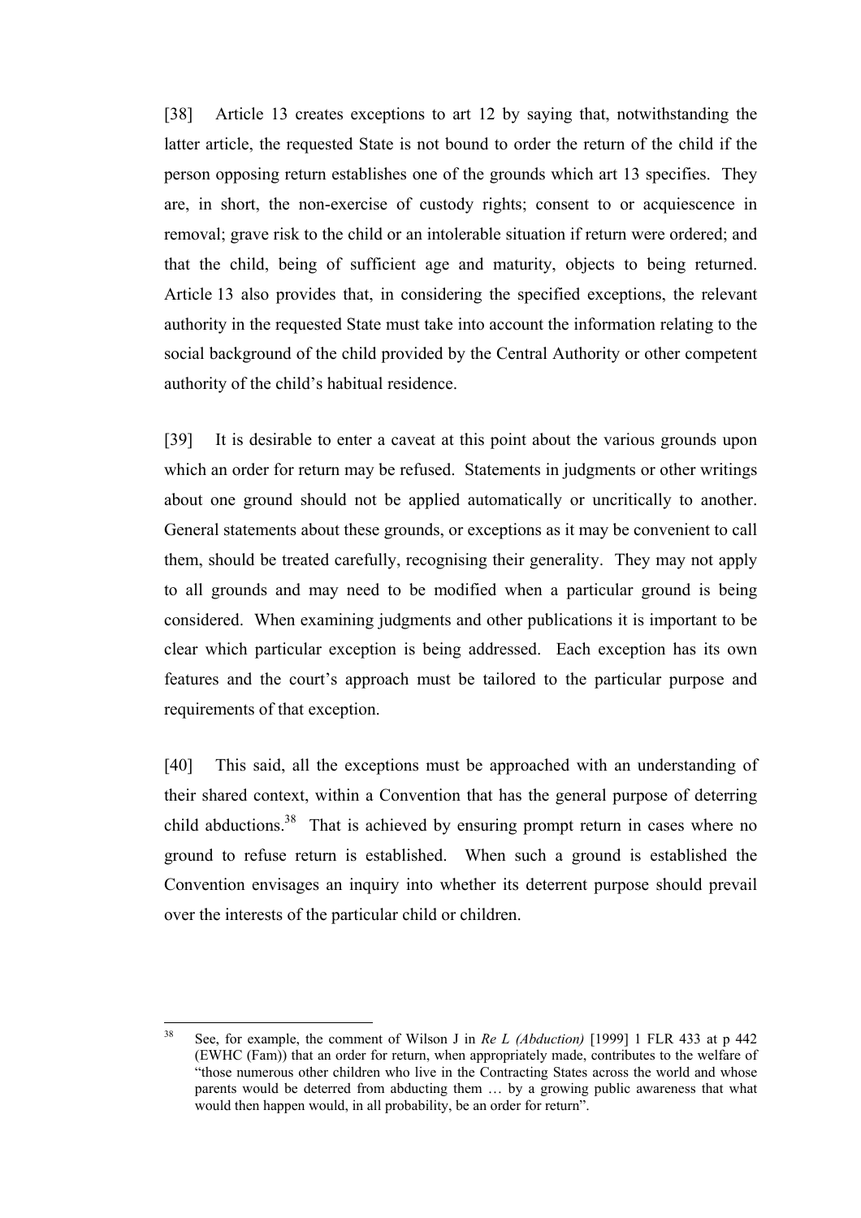[38] Article 13 creates exceptions to art 12 by saying that, notwithstanding the latter article, the requested State is not bound to order the return of the child if the person opposing return establishes one of the grounds which art 13 specifies. They are, in short, the non-exercise of custody rights; consent to or acquiescence in removal; grave risk to the child or an intolerable situation if return were ordered; and that the child, being of sufficient age and maturity, objects to being returned. Article 13 also provides that, in considering the specified exceptions, the relevant authority in the requested State must take into account the information relating to the social background of the child provided by the Central Authority or other competent authority of the child's habitual residence.

[39] It is desirable to enter a caveat at this point about the various grounds upon which an order for return may be refused. Statements in judgments or other writings about one ground should not be applied automatically or uncritically to another. General statements about these grounds, or exceptions as it may be convenient to call them, should be treated carefully, recognising their generality. They may not apply to all grounds and may need to be modified when a particular ground is being considered. When examining judgments and other publications it is important to be clear which particular exception is being addressed. Each exception has its own features and the court's approach must be tailored to the particular purpose and requirements of that exception.

[40] This said, all the exceptions must be approached with an understanding of their shared context, within a Convention that has the general purpose of deterring child abductions.[38] That is achieved by ensuring prompt return in cases where no ground to refuse return is established. When such a ground is established the Convention envisages an inquiry into whether its deterrent purpose should prevail over the interests of the particular child or children.

---

[38] See, for example, the comment of Wilson J in *Re L (Abduction)* [1999] 1 FLR 433 at p 442 (EWHC (Fam)) that an order for return, when appropriately made, contributes to the welfare of "those numerous other children who live in the Contracting States across the world and whose parents would be deterred from abducting them … by a growing public awareness that what would then happen would, in all probability, be an order for return".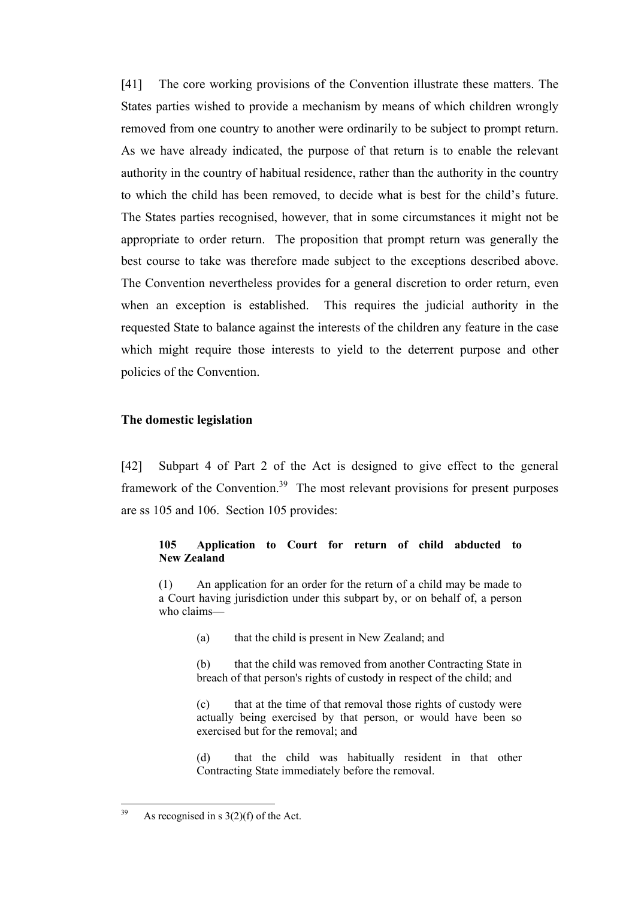[41] The core working provisions of the Convention illustrate these matters. The States parties wished to provide a mechanism by means of which children wrongly removed from one country to another were ordinarily to be subject to prompt return. As we have already indicated, the purpose of that return is to enable the relevant authority in the country of habitual residence, rather than the authority in the country to which the child has been removed, to decide what is best for the child's future. The States parties recognised, however, that in some circumstances it might not be appropriate to order return. The proposition that prompt return was generally the best course to take was therefore made subject to the exceptions described above. The Convention nevertheless provides for a general discretion to order return, even when an exception is established. This requires the judicial authority in the requested State to balance against the interests of the children any feature in the case which might require those interests to yield to the deterrent purpose and other policies of the Convention.

**The domestic legislation**

[42] Subpart 4 of Part 2 of the Act is designed to give effect to the general framework of the Convention.[39] The most relevant provisions for present purposes are ss 105 and 106. Section 105 provides:

> **105 Application to Court for return of child abducted to New Zealand**
>
> (1) An application for an order for the return of a child may be made to a Court having jurisdiction under this subpart by, or on behalf of, a person who claims—
>
> (a) that the child is present in New Zealand; and
>
> (b) that the child was removed from another Contracting State in breach of that person's rights of custody in respect of the child; and
>
> (c) that at the time of that removal those rights of custody were actually being exercised by that person, or would have been so exercised but for the removal; and
>
> (d) that the child was habitually resident in that other Contracting State immediately before the removal.

[39] As recognised in s 3(2)(f) of the Act.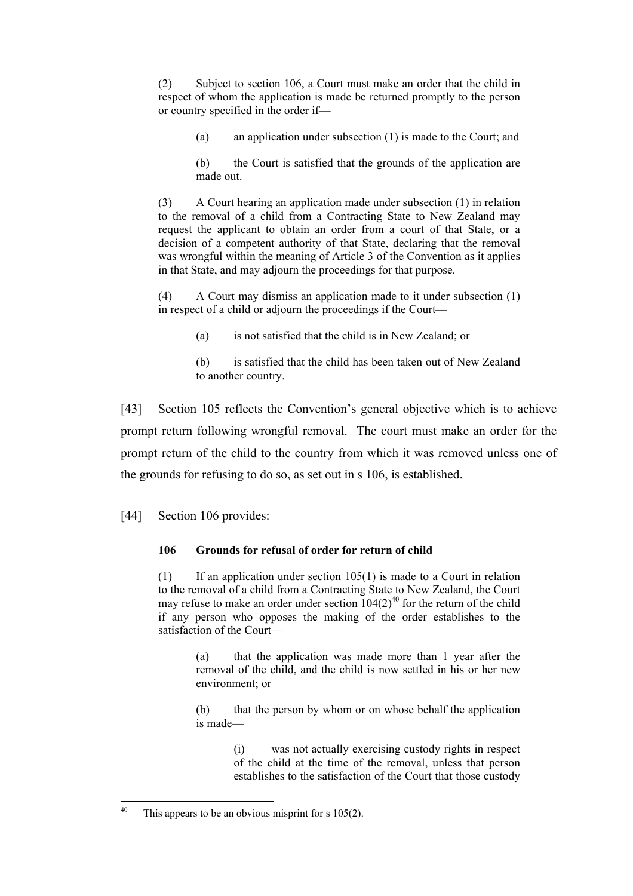> (2) Subject to section 106, a Court must make an order that the child in respect of whom the application is made be returned promptly to the person or country specified in the order if—
>
> > (a) an application under subsection (1) is made to the Court; and
> >
> > (b) the Court is satisfied that the grounds of the application are made out.
>
> (3) A Court hearing an application made under subsection (1) in relation to the removal of a child from a Contracting State to New Zealand may request the applicant to obtain an order from a court of that State, or a decision of a competent authority of that State, declaring that the removal was wrongful within the meaning of Article 3 of the Convention as it applies in that State, and may adjourn the proceedings for that purpose.
>
> (4) A Court may dismiss an application made to it under subsection (1) in respect of a child or adjourn the proceedings if the Court—
>
> > (a) is not satisfied that the child is in New Zealand; or
> >
> > (b) is satisfied that the child has been taken out of New Zealand to another country.

[43] Section 105 reflects the Convention's general objective which is to achieve prompt return following wrongful removal. The court must make an order for the prompt return of the child to the country from which it was removed unless one of the grounds for refusing to do so, as set out in s 106, is established.

[44] Section 106 provides:

> **106 Grounds for refusal of order for return of child**
>
> (1) If an application under section 105(1) is made to a Court in relation to the removal of a child from a Contracting State to New Zealand, the Court may refuse to make an order under section 104(2)[40] for the return of the child if any person who opposes the making of the order establishes to the satisfaction of the Court—
>
> > (a) that the application was made more than 1 year after the removal of the child, and the child is now settled in his or her new environment; or
> >
> > (b) that the person by whom or on whose behalf the application is made—
> >
> > > (i) was not actually exercising custody rights in respect of the child at the time of the removal, unless that person establishes to the satisfaction of the Court that those custody

[40] This appears to be an obvious misprint for s 105(2).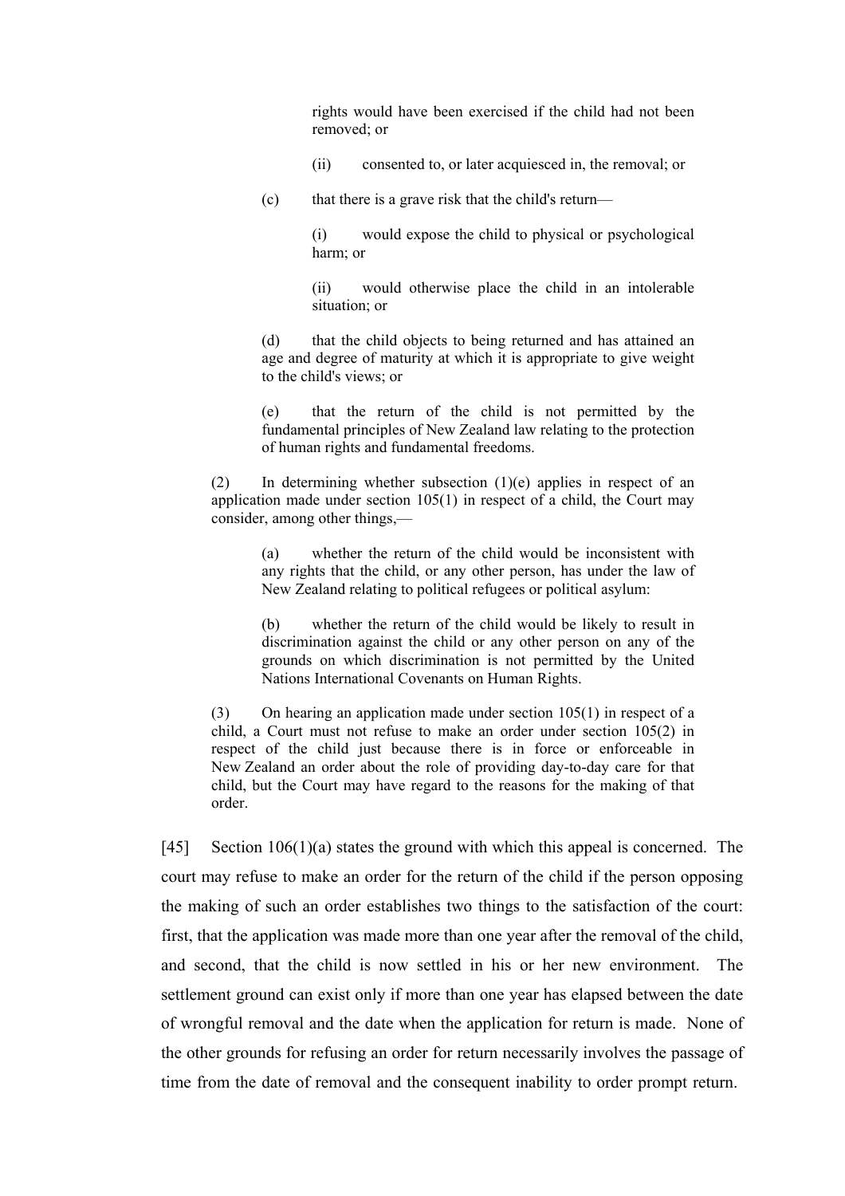rights would have been exercised if the child had not been removed; or

(ii) consented to, or later acquiesced in, the removal; or

(c) that there is a grave risk that the child's return—

(i) would expose the child to physical or psychological harm; or

(ii) would otherwise place the child in an intolerable situation; or

(d) that the child objects to being returned and has attained an age and degree of maturity at which it is appropriate to give weight to the child's views; or

(e) that the return of the child is not permitted by the fundamental principles of New Zealand law relating to the protection of human rights and fundamental freedoms.

(2) In determining whether subsection (1)(e) applies in respect of an application made under section 105(1) in respect of a child, the Court may consider, among other things,—

(a) whether the return of the child would be inconsistent with any rights that the child, or any other person, has under the law of New Zealand relating to political refugees or political asylum:

(b) whether the return of the child would be likely to result in discrimination against the child or any other person on any of the grounds on which discrimination is not permitted by the United Nations International Covenants on Human Rights.

(3) On hearing an application made under section 105(1) in respect of a child, a Court must not refuse to make an order under section 105(2) in respect of the child just because there is in force or enforceable in New Zealand an order about the role of providing day-to-day care for that child, but the Court may have regard to the reasons for the making of that order.

[45] Section 106(1)(a) states the ground with which this appeal is concerned. The court may refuse to make an order for the return of the child if the person opposing the making of such an order establishes two things to the satisfaction of the court: first, that the application was made more than one year after the removal of the child, and second, that the child is now settled in his or her new environment. The settlement ground can exist only if more than one year has elapsed between the date of wrongful removal and the date when the application for return is made. None of the other grounds for refusing an order for return necessarily involves the passage of time from the date of removal and the consequent inability to order prompt return.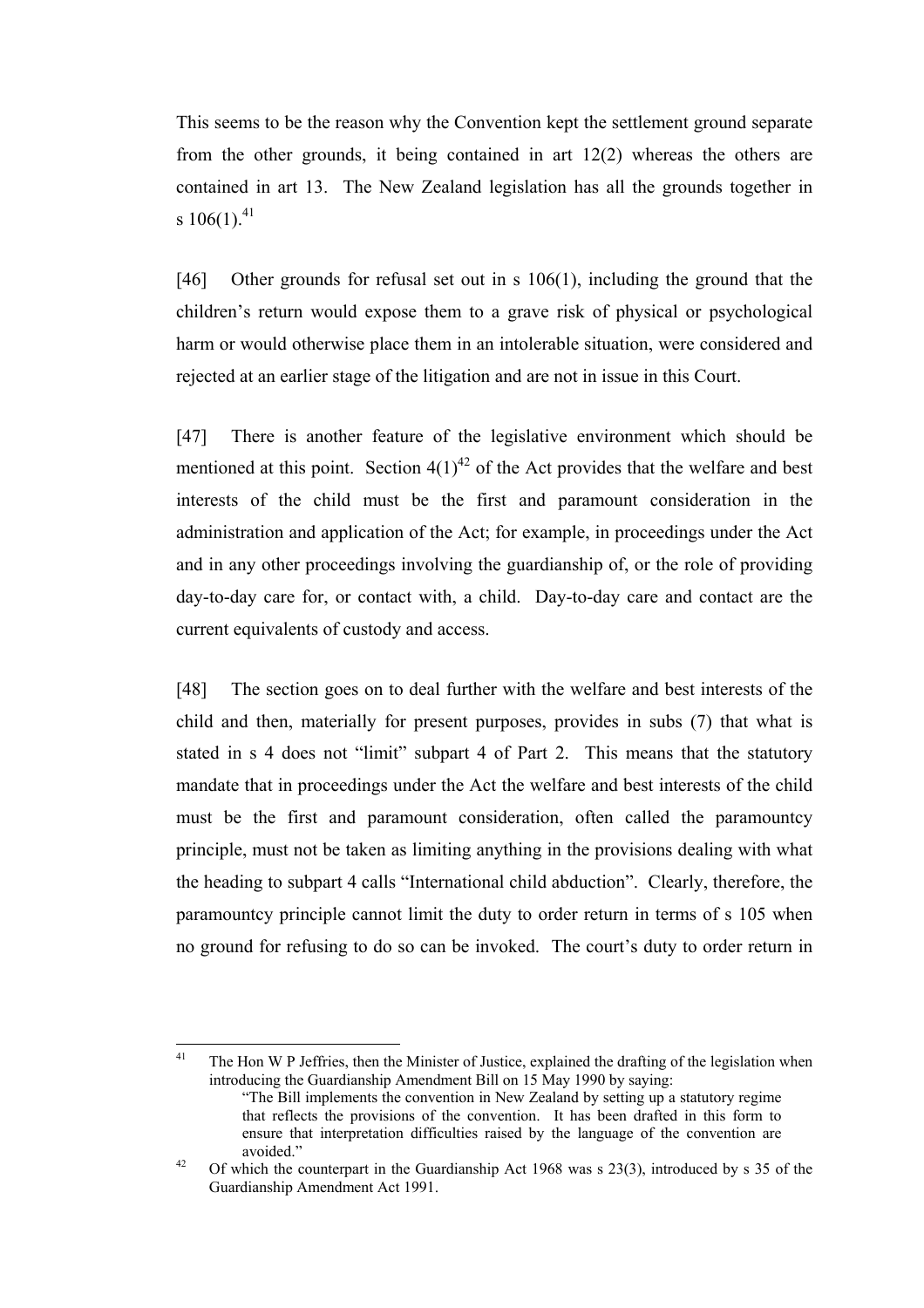This seems to be the reason why the Convention kept the settlement ground separate from the other grounds, it being contained in art 12(2) whereas the others are contained in art 13. The New Zealand legislation has all the grounds together in s 106(1).[41]

[46] Other grounds for refusal set out in s 106(1), including the ground that the children's return would expose them to a grave risk of physical or psychological harm or would otherwise place them in an intolerable situation, were considered and rejected at an earlier stage of the litigation and are not in issue in this Court.

[47] There is another feature of the legislative environment which should be mentioned at this point. Section 4(1)[42] of the Act provides that the welfare and best interests of the child must be the first and paramount consideration in the administration and application of the Act; for example, in proceedings under the Act and in any other proceedings involving the guardianship of, or the role of providing day-to-day care for, or contact with, a child. Day-to-day care and contact are the current equivalents of custody and access.

[48] The section goes on to deal further with the welfare and best interests of the child and then, materially for present purposes, provides in subs (7) that what is stated in s 4 does not "limit" subpart 4 of Part 2. This means that the statutory mandate that in proceedings under the Act the welfare and best interests of the child must be the first and paramount consideration, often called the paramountcy principle, must not be taken as limiting anything in the provisions dealing with what the heading to subpart 4 calls "International child abduction". Clearly, therefore, the paramountcy principle cannot limit the duty to order return in terms of s 105 when no ground for refusing to do so can be invoked. The court's duty to order return in

---

[41] The Hon W P Jeffries, then the Minister of Justice, explained the drafting of the legislation when introducing the Guardianship Amendment Bill on 15 May 1990 by saying:

> "The Bill implements the convention in New Zealand by setting up a statutory regime that reflects the provisions of the convention. It has been drafted in this form to ensure that interpretation difficulties raised by the language of the convention are avoided."

[42] Of which the counterpart in the Guardianship Act 1968 was s 23(3), introduced by s 35 of the Guardianship Amendment Act 1991.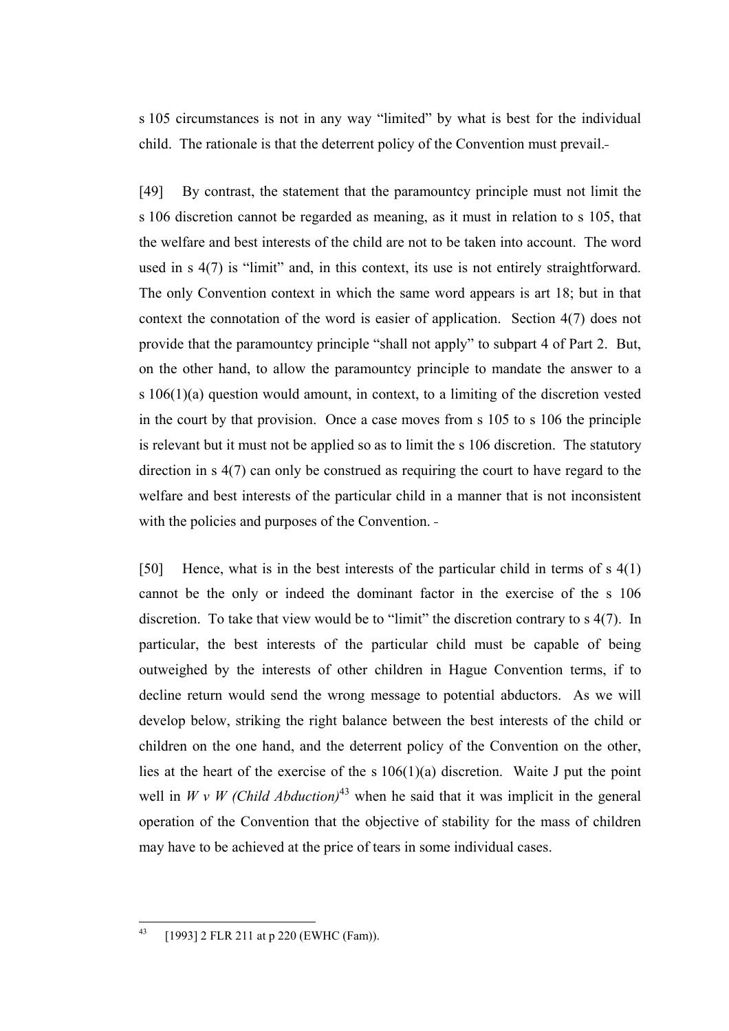s 105 circumstances is not in any way "limited" by what is best for the individual child. The rationale is that the deterrent policy of the Convention must prevail.

[49] By contrast, the statement that the paramountcy principle must not limit the s 106 discretion cannot be regarded as meaning, as it must in relation to s 105, that the welfare and best interests of the child are not to be taken into account. The word used in s 4(7) is "limit" and, in this context, its use is not entirely straightforward. The only Convention context in which the same word appears is art 18; but in that context the connotation of the word is easier of application. Section 4(7) does not provide that the paramountcy principle "shall not apply" to subpart 4 of Part 2. But, on the other hand, to allow the paramountcy principle to mandate the answer to a s 106(1)(a) question would amount, in context, to a limiting of the discretion vested in the court by that provision. Once a case moves from s 105 to s 106 the principle is relevant but it must not be applied so as to limit the s 106 discretion. The statutory direction in s 4(7) can only be construed as requiring the court to have regard to the welfare and best interests of the particular child in a manner that is not inconsistent with the policies and purposes of the Convention.

[50] Hence, what is in the best interests of the particular child in terms of s 4(1) cannot be the only or indeed the dominant factor in the exercise of the s 106 discretion. To take that view would be to "limit" the discretion contrary to s 4(7). In particular, the best interests of the particular child must be capable of being outweighed by the interests of other children in Hague Convention terms, if to decline return would send the wrong message to potential abductors. As we will develop below, striking the right balance between the best interests of the child or children on the one hand, and the deterrent policy of the Convention on the other, lies at the heart of the exercise of the s 106(1)(a) discretion. Waite J put the point well in *W v W (Child Abduction)*[43] when he said that it was implicit in the general operation of the Convention that the objective of stability for the mass of children may have to be achieved at the price of tears in some individual cases.

---

[43] [1993] 2 FLR 211 at p 220 (EWHC (Fam)).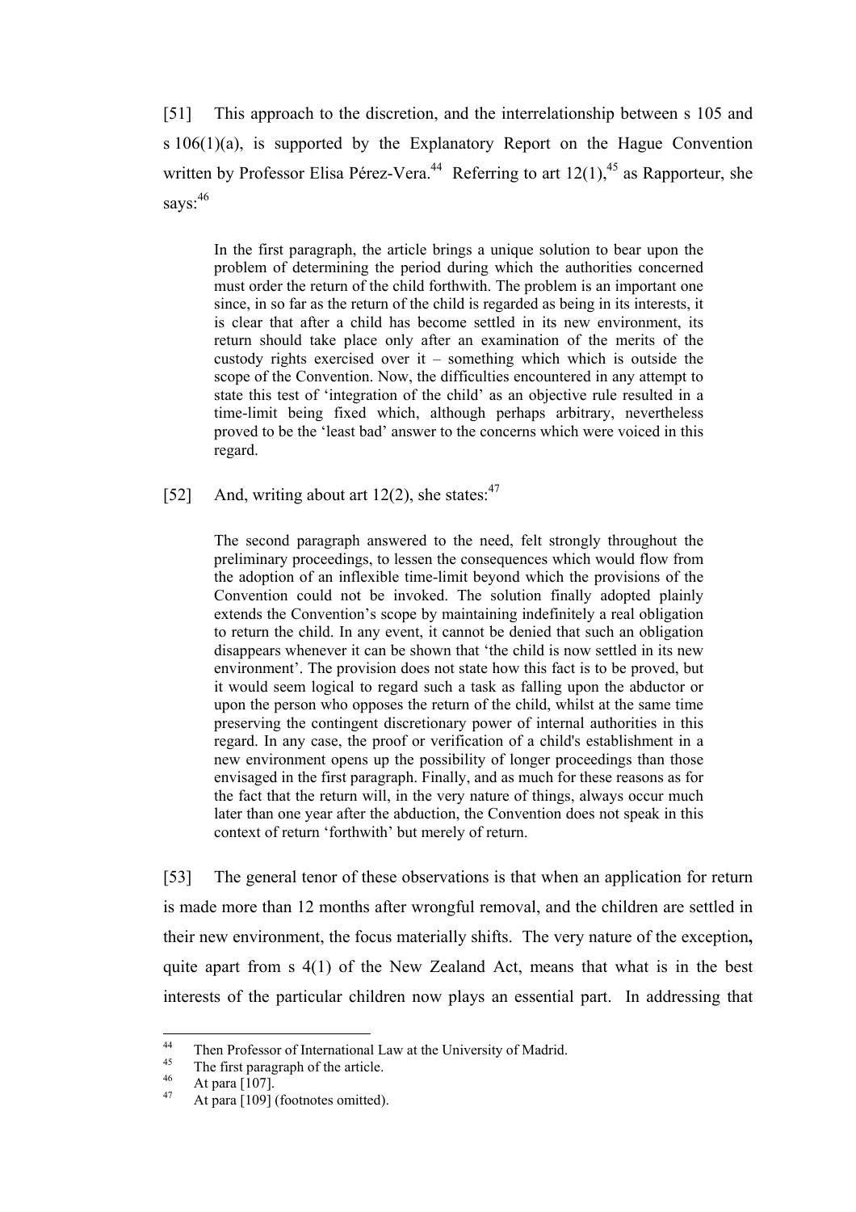[51] This approach to the discretion, and the interrelationship between s 105 and s 106(1)(a), is supported by the Explanatory Report on the Hague Convention written by Professor Elisa Pérez-Vera.[44] Referring to art 12(1),[45] as Rapporteur, she says:[46]

> In the first paragraph, the article brings a unique solution to bear upon the problem of determining the period during which the authorities concerned must order the return of the child forthwith. The problem is an important one since, in so far as the return of the child is regarded as being in its interests, it is clear that after a child has become settled in its new environment, its return should take place only after an examination of the merits of the custody rights exercised over it – something which which is outside the scope of the Convention. Now, the difficulties encountered in any attempt to state this test of 'integration of the child' as an objective rule resulted in a time-limit being fixed which, although perhaps arbitrary, nevertheless proved to be the 'least bad' answer to the concerns which were voiced in this regard.

[52] And, writing about art 12(2), she states:[47]

> The second paragraph answered to the need, felt strongly throughout the preliminary proceedings, to lessen the consequences which would flow from the adoption of an inflexible time-limit beyond which the provisions of the Convention could not be invoked. The solution finally adopted plainly extends the Convention's scope by maintaining indefinitely a real obligation to return the child. In any event, it cannot be denied that such an obligation disappears whenever it can be shown that 'the child is now settled in its new environment'. The provision does not state how this fact is to be proved, but it would seem logical to regard such a task as falling upon the abductor or upon the person who opposes the return of the child, whilst at the same time preserving the contingent discretionary power of internal authorities in this regard. In any case, the proof or verification of a child's establishment in a new environment opens up the possibility of longer proceedings than those envisaged in the first paragraph. Finally, and as much for these reasons as for the fact that the return will, in the very nature of things, always occur much later than one year after the abduction, the Convention does not speak in this context of return 'forthwith' but merely of return.

[53] The general tenor of these observations is that when an application for return is made more than 12 months after wrongful removal, and the children are settled in their new environment, the focus materially shifts. The very nature of the exception**,** quite apart from s 4(1) of the New Zealand Act, means that what is in the best interests of the particular children now plays an essential part. In addressing that

---

[44] Then Professor of International Law at the University of Madrid.

[45] The first paragraph of the article.

[46] At para [107].

[47] At para [109] (footnotes omitted).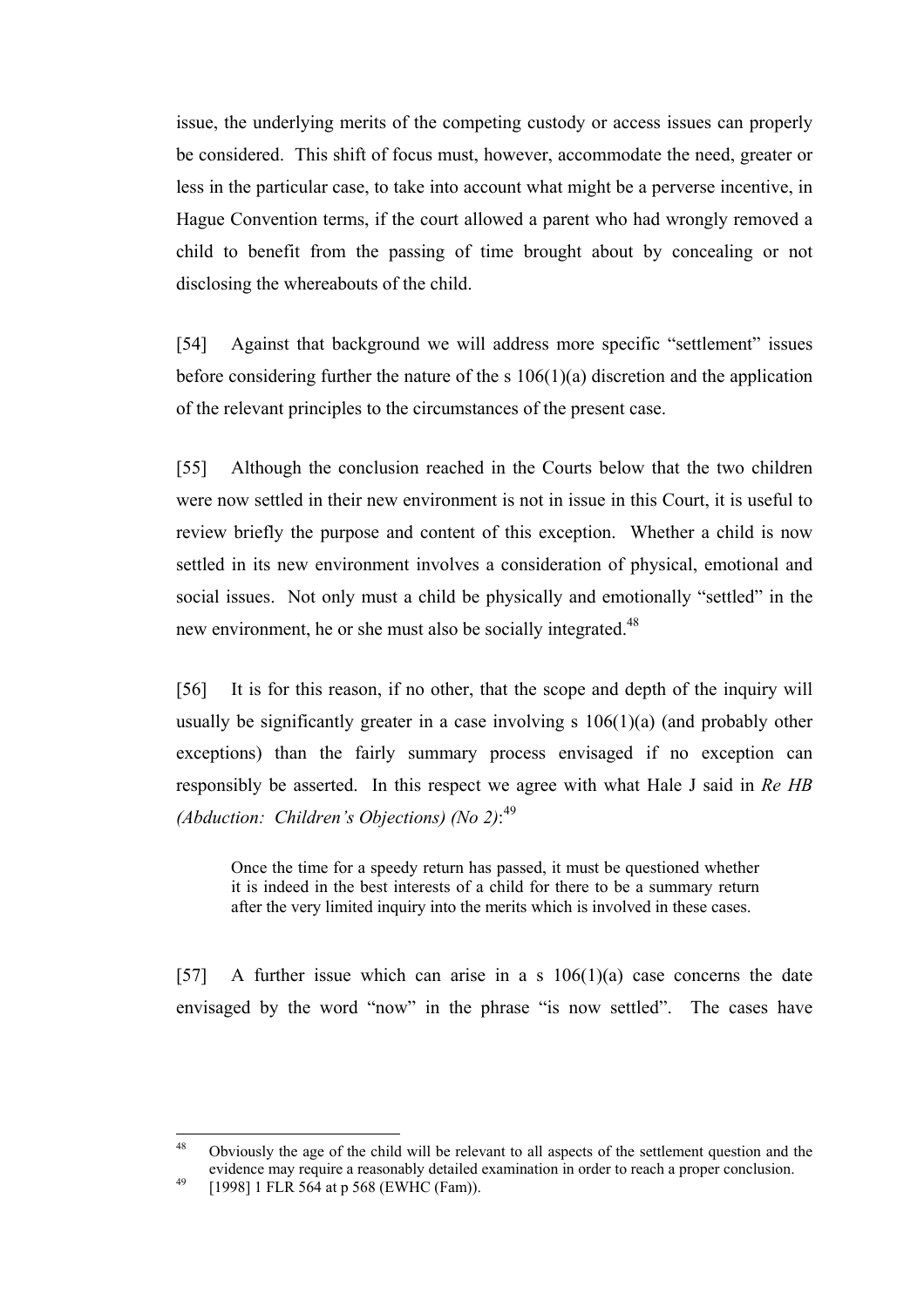issue, the underlying merits of the competing custody or access issues can properly be considered. This shift of focus must, however, accommodate the need, greater or less in the particular case, to take into account what might be a perverse incentive, in Hague Convention terms, if the court allowed a parent who had wrongly removed a child to benefit from the passing of time brought about by concealing or not disclosing the whereabouts of the child.

[54] Against that background we will address more specific "settlement" issues before considering further the nature of the s 106(1)(a) discretion and the application of the relevant principles to the circumstances of the present case.

[55] Although the conclusion reached in the Courts below that the two children were now settled in their new environment is not in issue in this Court, it is useful to review briefly the purpose and content of this exception. Whether a child is now settled in its new environment involves a consideration of physical, emotional and social issues. Not only must a child be physically and emotionally "settled" in the new environment, he or she must also be socially integrated.[48]

[56] It is for this reason, if no other, that the scope and depth of the inquiry will usually be significantly greater in a case involving s 106(1)(a) (and probably other exceptions) than the fairly summary process envisaged if no exception can responsibly be asserted. In this respect we agree with what Hale J said in *Re HB (Abduction: Children's Objections) (No 2)*:[49]

> Once the time for a speedy return has passed, it must be questioned whether it is indeed in the best interests of a child for there to be a summary return after the very limited inquiry into the merits which is involved in these cases.

[57] A further issue which can arise in a s 106(1)(a) case concerns the date envisaged by the word "now" in the phrase "is now settled". The cases have

---

[48] Obviously the age of the child will be relevant to all aspects of the settlement question and the evidence may require a reasonably detailed examination in order to reach a proper conclusion.

[49] [1998] 1 FLR 564 at p 568 (EWHC (Fam)).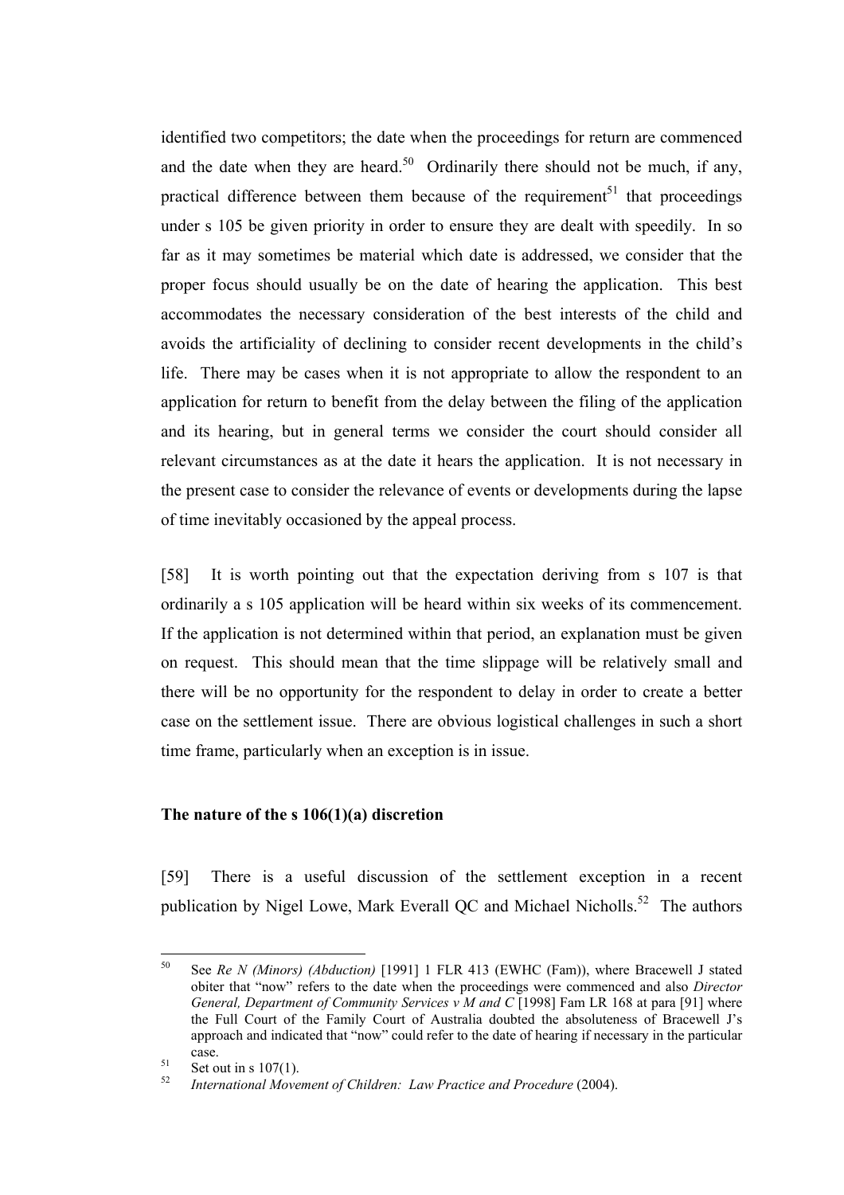identified two competitors; the date when the proceedings for return are commenced and the date when they are heard.[50] Ordinarily there should not be much, if any, practical difference between them because of the requirement[51] that proceedings under s 105 be given priority in order to ensure they are dealt with speedily. In so far as it may sometimes be material which date is addressed, we consider that the proper focus should usually be on the date of hearing the application. This best accommodates the necessary consideration of the best interests of the child and avoids the artificiality of declining to consider recent developments in the child's life. There may be cases when it is not appropriate to allow the respondent to an application for return to benefit from the delay between the filing of the application and its hearing, but in general terms we consider the court should consider all relevant circumstances as at the date it hears the application. It is not necessary in the present case to consider the relevance of events or developments during the lapse of time inevitably occasioned by the appeal process.

[58] It is worth pointing out that the expectation deriving from s 107 is that ordinarily a s 105 application will be heard within six weeks of its commencement. If the application is not determined within that period, an explanation must be given on request. This should mean that the time slippage will be relatively small and there will be no opportunity for the respondent to delay in order to create a better case on the settlement issue. There are obvious logistical challenges in such a short time frame, particularly when an exception is in issue.

**The nature of the s 106(1)(a) discretion**

[59] There is a useful discussion of the settlement exception in a recent publication by Nigel Lowe, Mark Everall QC and Michael Nicholls.[52] The authors

---

[50] See *Re N (Minors) (Abduction)* [1991] 1 FLR 413 (EWHC (Fam)), where Bracewell J stated obiter that "now" refers to the date when the proceedings were commenced and also *Director General, Department of Community Services v M and C* [1998] Fam LR 168 at para [91] where the Full Court of the Family Court of Australia doubted the absoluteness of Bracewell J's approach and indicated that "now" could refer to the date of hearing if necessary in the particular case.

[51] Set out in s 107(1).

[52] *International Movement of Children: Law Practice and Procedure* (2004).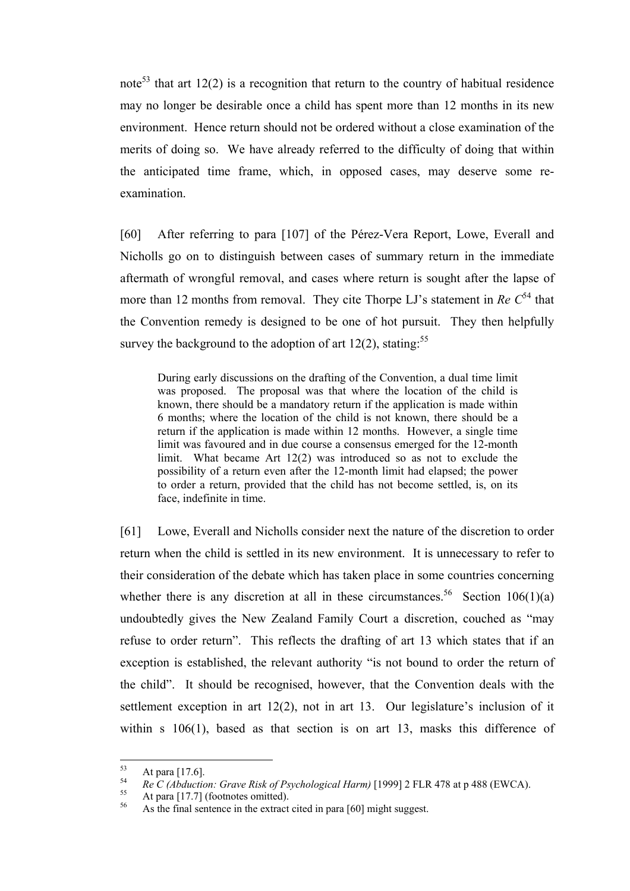note[53] that art 12(2) is a recognition that return to the country of habitual residence may no longer be desirable once a child has spent more than 12 months in its new environment. Hence return should not be ordered without a close examination of the merits of doing so. We have already referred to the difficulty of doing that within the anticipated time frame, which, in opposed cases, may deserve some re-examination.

[60] After referring to para [107] of the Pérez-Vera Report, Lowe, Everall and Nicholls go on to distinguish between cases of summary return in the immediate aftermath of wrongful removal, and cases where return is sought after the lapse of more than 12 months from removal. They cite Thorpe LJ's statement in *Re C*[54] that the Convention remedy is designed to be one of hot pursuit. They then helpfully survey the background to the adoption of art 12(2), stating:[55]

> During early discussions on the drafting of the Convention, a dual time limit was proposed. The proposal was that where the location of the child is known, there should be a mandatory return if the application is made within 6 months; where the location of the child is not known, there should be a return if the application is made within 12 months. However, a single time limit was favoured and in due course a consensus emerged for the 12-month limit. What became Art 12(2) was introduced so as not to exclude the possibility of a return even after the 12-month limit had elapsed; the power to order a return, provided that the child has not become settled, is, on its face, indefinite in time.

[61] Lowe, Everall and Nicholls consider next the nature of the discretion to order return when the child is settled in its new environment. It is unnecessary to refer to their consideration of the debate which has taken place in some countries concerning whether there is any discretion at all in these circumstances.[56] Section 106(1)(a) undoubtedly gives the New Zealand Family Court a discretion, couched as "may refuse to order return". This reflects the drafting of art 13 which states that if an exception is established, the relevant authority "is not bound to order the return of the child". It should be recognised, however, that the Convention deals with the settlement exception in art 12(2), not in art 13. Our legislature's inclusion of it within s 106(1), based as that section is on art 13, masks this difference of

---

[53] At para [17.6].

[54] *Re C (Abduction: Grave Risk of Psychological Harm)* [1999] 2 FLR 478 at p 488 (EWCA).

[55] At para [17.7] (footnotes omitted).

[56] As the final sentence in the extract cited in para [60] might suggest.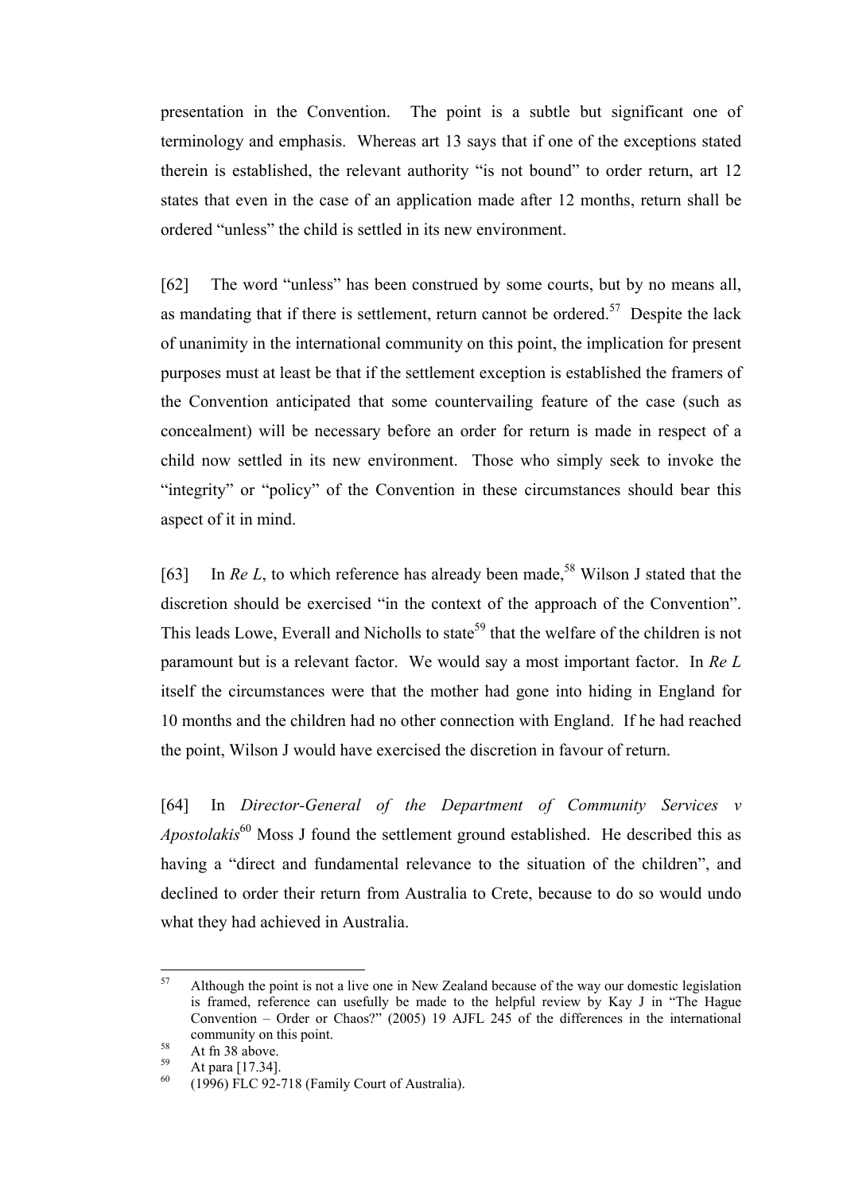presentation in the Convention. The point is a subtle but significant one of terminology and emphasis. Whereas art 13 says that if one of the exceptions stated therein is established, the relevant authority "is not bound" to order return, art 12 states that even in the case of an application made after 12 months, return shall be ordered "unless" the child is settled in its new environment.

[62] The word "unless" has been construed by some courts, but by no means all, as mandating that if there is settlement, return cannot be ordered.[57] Despite the lack of unanimity in the international community on this point, the implication for present purposes must at least be that if the settlement exception is established the framers of the Convention anticipated that some countervailing feature of the case (such as concealment) will be necessary before an order for return is made in respect of a child now settled in its new environment. Those who simply seek to invoke the "integrity" or "policy" of the Convention in these circumstances should bear this aspect of it in mind.

[63] In *Re L*, to which reference has already been made,[58] Wilson J stated that the discretion should be exercised "in the context of the approach of the Convention". This leads Lowe, Everall and Nicholls to state[59] that the welfare of the children is not paramount but is a relevant factor. We would say a most important factor. In *Re L* itself the circumstances were that the mother had gone into hiding in England for 10 months and the children had no other connection with England. If he had reached the point, Wilson J would have exercised the discretion in favour of return.

[64] In *Director-General of the Department of Community Services v Apostolakis*[60] Moss J found the settlement ground established. He described this as having a "direct and fundamental relevance to the situation of the children", and declined to order their return from Australia to Crete, because to do so would undo what they had achieved in Australia.

---

[57] Although the point is not a live one in New Zealand because of the way our domestic legislation is framed, reference can usefully be made to the helpful review by Kay J in "The Hague Convention – Order or Chaos?" (2005) 19 AJFL 245 of the differences in the international community on this point.

[58] At fn 38 above.

[59] At para [17.34].

[60] (1996) FLC 92-718 (Family Court of Australia).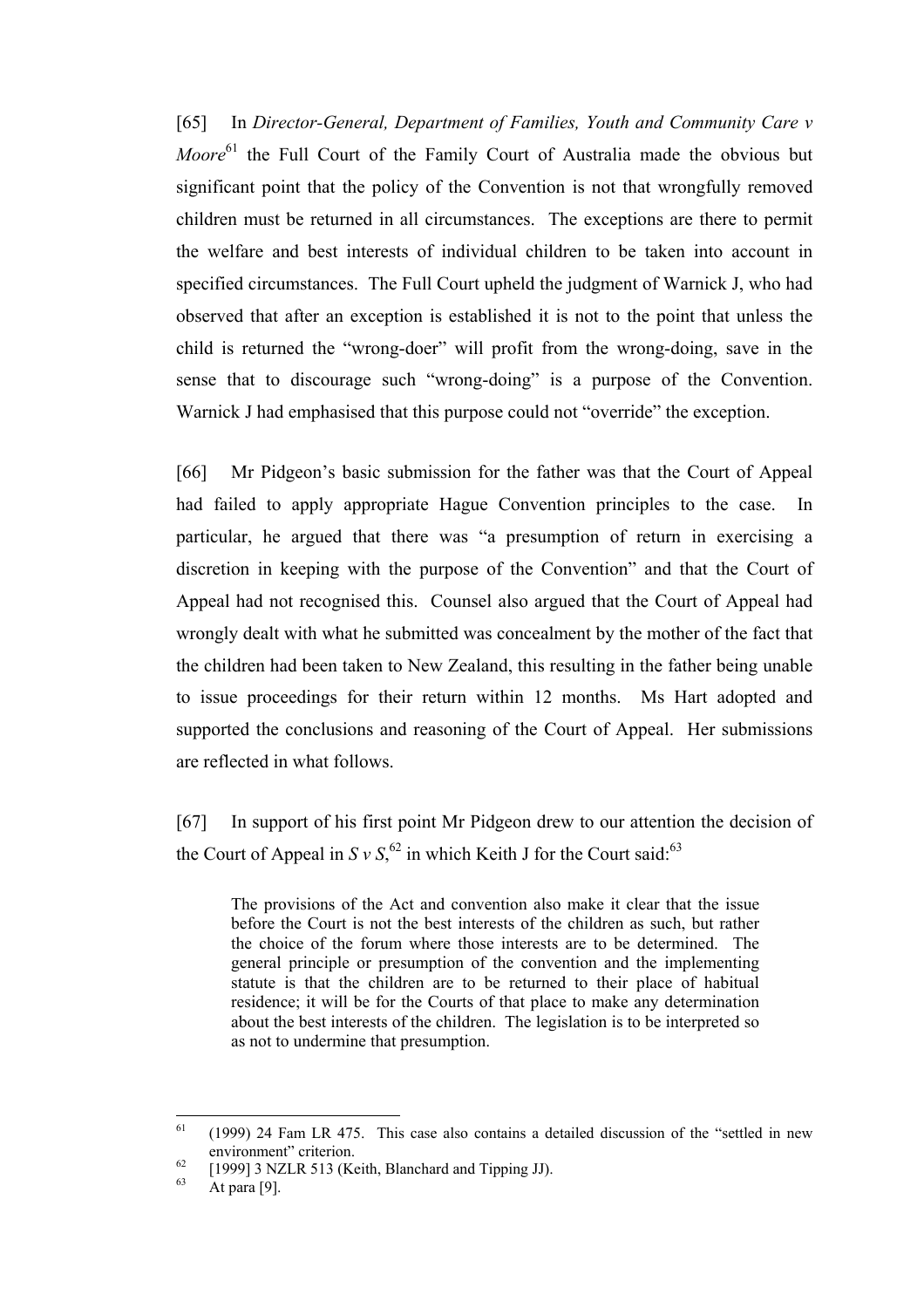[65] In *Director-General, Department of Families, Youth and Community Care v Moore*[61] the Full Court of the Family Court of Australia made the obvious but significant point that the policy of the Convention is not that wrongfully removed children must be returned in all circumstances. The exceptions are there to permit the welfare and best interests of individual children to be taken into account in specified circumstances. The Full Court upheld the judgment of Warnick J, who had observed that after an exception is established it is not to the point that unless the child is returned the "wrong-doer" will profit from the wrong-doing, save in the sense that to discourage such "wrong-doing" is a purpose of the Convention. Warnick J had emphasised that this purpose could not "override" the exception.

[66] Mr Pidgeon's basic submission for the father was that the Court of Appeal had failed to apply appropriate Hague Convention principles to the case. In particular, he argued that there was "a presumption of return in exercising a discretion in keeping with the purpose of the Convention" and that the Court of Appeal had not recognised this. Counsel also argued that the Court of Appeal had wrongly dealt with what he submitted was concealment by the mother of the fact that the children had been taken to New Zealand, this resulting in the father being unable to issue proceedings for their return within 12 months. Ms Hart adopted and supported the conclusions and reasoning of the Court of Appeal. Her submissions are reflected in what follows.

[67] In support of his first point Mr Pidgeon drew to our attention the decision of the Court of Appeal in *S v S*,[62] in which Keith J for the Court said:[63]

> The provisions of the Act and convention also make it clear that the issue before the Court is not the best interests of the children as such, but rather the choice of the forum where those interests are to be determined. The general principle or presumption of the convention and the implementing statute is that the children are to be returned to their place of habitual residence; it will be for the Courts of that place to make any determination about the best interests of the children. The legislation is to be interpreted so as not to undermine that presumption.

---

[61] (1999) 24 Fam LR 475. This case also contains a detailed discussion of the "settled in new environment" criterion.

[62] [1999] 3 NZLR 513 (Keith, Blanchard and Tipping JJ).

[63] At para [9].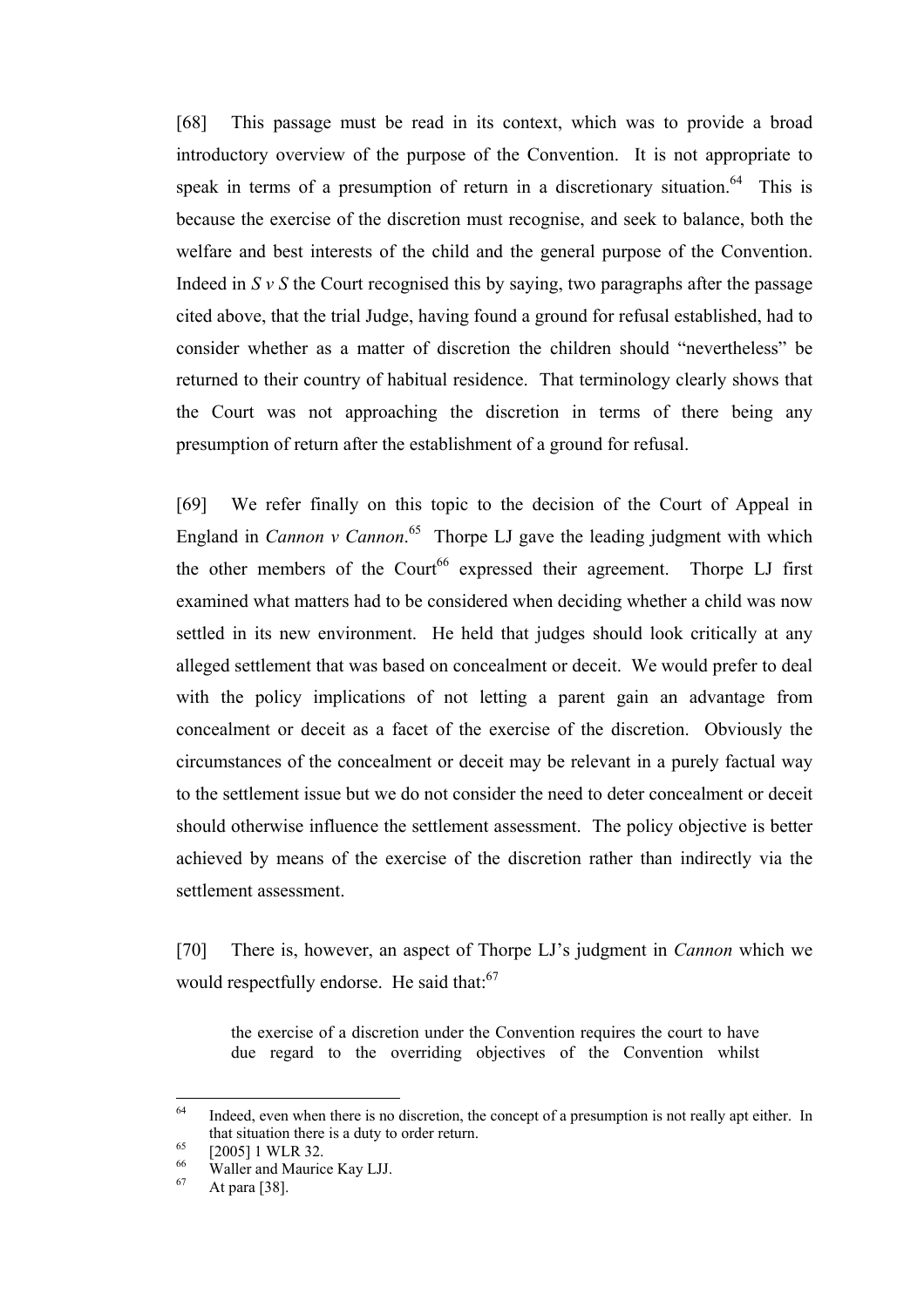[68] This passage must be read in its context, which was to provide a broad introductory overview of the purpose of the Convention. It is not appropriate to speak in terms of a presumption of return in a discretionary situation.[64] This is because the exercise of the discretion must recognise, and seek to balance, both the welfare and best interests of the child and the general purpose of the Convention. Indeed in *S v S* the Court recognised this by saying, two paragraphs after the passage cited above, that the trial Judge, having found a ground for refusal established, had to consider whether as a matter of discretion the children should "nevertheless" be returned to their country of habitual residence. That terminology clearly shows that the Court was not approaching the discretion in terms of there being any presumption of return after the establishment of a ground for refusal.

[69] We refer finally on this topic to the decision of the Court of Appeal in England in *Cannon v Cannon*.[65] Thorpe LJ gave the leading judgment with which the other members of the Court[66] expressed their agreement. Thorpe LJ first examined what matters had to be considered when deciding whether a child was now settled in its new environment. He held that judges should look critically at any alleged settlement that was based on concealment or deceit. We would prefer to deal with the policy implications of not letting a parent gain an advantage from concealment or deceit as a facet of the exercise of the discretion. Obviously the circumstances of the concealment or deceit may be relevant in a purely factual way to the settlement issue but we do not consider the need to deter concealment or deceit should otherwise influence the settlement assessment. The policy objective is better achieved by means of the exercise of the discretion rather than indirectly via the settlement assessment.

[70] There is, however, an aspect of Thorpe LJ's judgment in *Cannon* which we would respectfully endorse. He said that:[67]

> the exercise of a discretion under the Convention requires the court to have due regard to the overriding objectives of the Convention whilst

---

[64] Indeed, even when there is no discretion, the concept of a presumption is not really apt either. In that situation there is a duty to order return.

[65] [2005] 1 WLR 32.

[66] Waller and Maurice Kay LJJ.

[67] At para [38].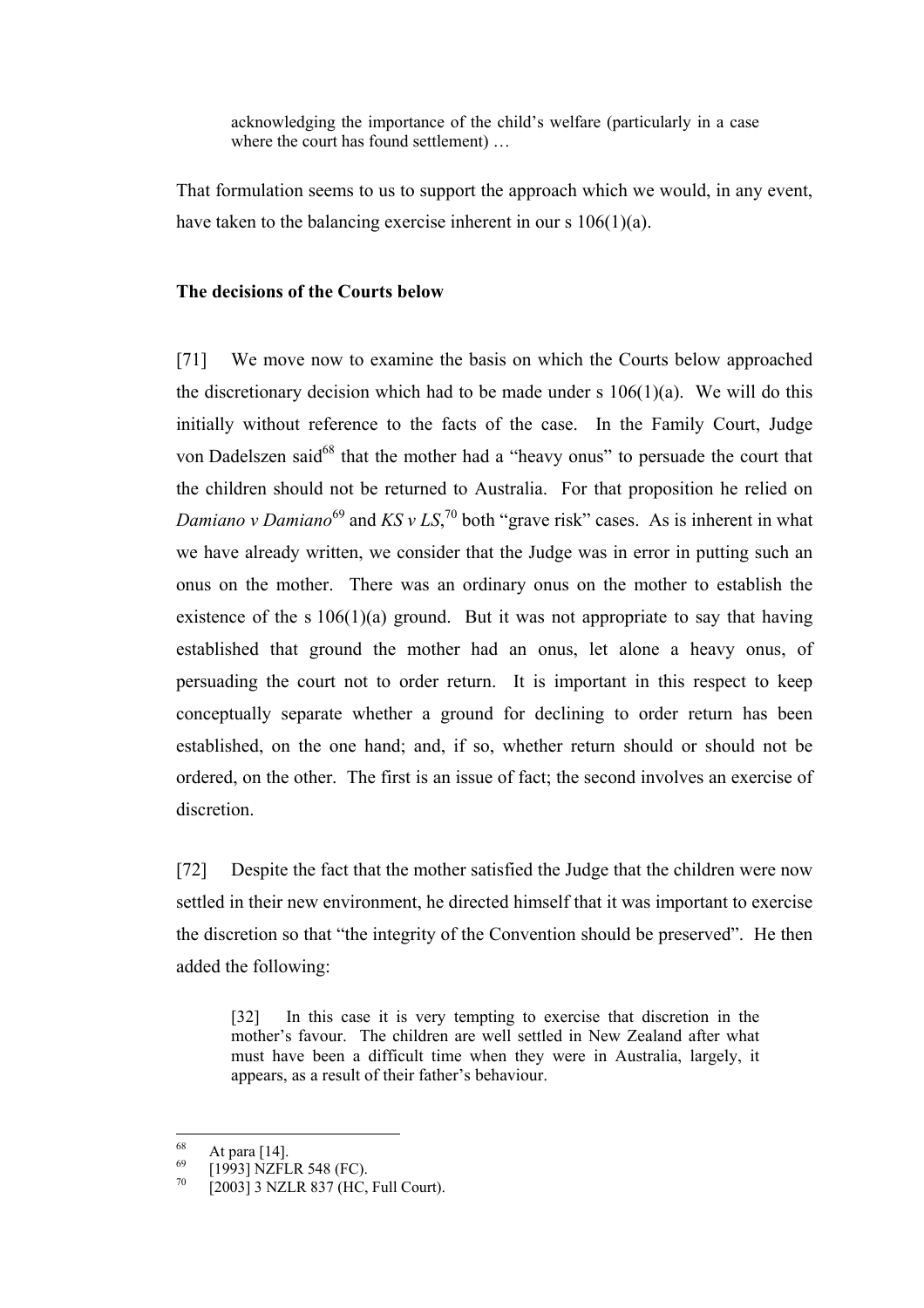> acknowledging the importance of the child's welfare (particularly in a case where the court has found settlement) …

That formulation seems to us to support the approach which we would, in any event, have taken to the balancing exercise inherent in our s 106(1)(a).

**The decisions of the Courts below**

[71] We move now to examine the basis on which the Courts below approached the discretionary decision which had to be made under s 106(1)(a). We will do this initially without reference to the facts of the case. In the Family Court, Judge von Dadelszen said[68] that the mother had a "heavy onus" to persuade the court that the children should not be returned to Australia. For that proposition he relied on *Damiano v Damiano*[69] and *KS v LS*,[70] both "grave risk" cases. As is inherent in what we have already written, we consider that the Judge was in error in putting such an onus on the mother. There was an ordinary onus on the mother to establish the existence of the s 106(1)(a) ground. But it was not appropriate to say that having established that ground the mother had an onus, let alone a heavy onus, of persuading the court not to order return. It is important in this respect to keep conceptually separate whether a ground for declining to order return has been established, on the one hand; and, if so, whether return should or should not be ordered, on the other. The first is an issue of fact; the second involves an exercise of discretion.

[72] Despite the fact that the mother satisfied the Judge that the children were now settled in their new environment, he directed himself that it was important to exercise the discretion so that "the integrity of the Convention should be preserved". He then added the following:

> [32] In this case it is very tempting to exercise that discretion in the mother's favour. The children are well settled in New Zealand after what must have been a difficult time when they were in Australia, largely, it appears, as a result of their father's behaviour.

---

[68] At para [14].

[69] [1993] NZFLR 548 (FC).

[70] [2003] 3 NZLR 837 (HC, Full Court).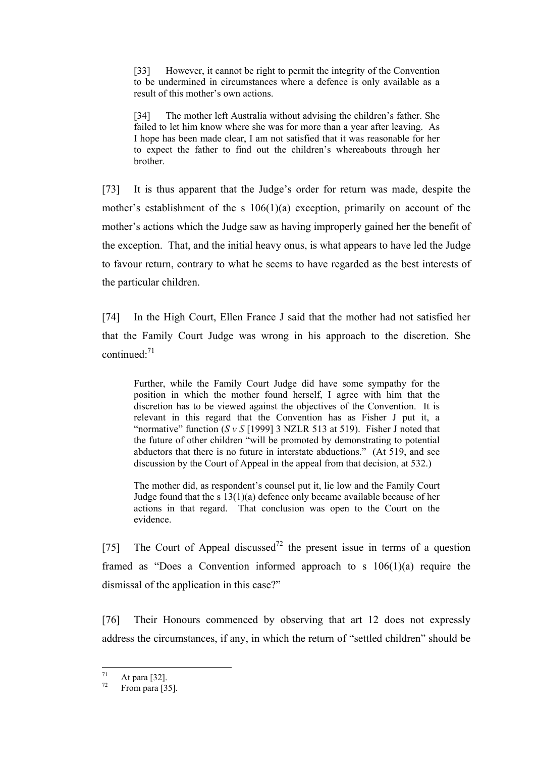> [33] However, it cannot be right to permit the integrity of the Convention to be undermined in circumstances where a defence is only available as a result of this mother's own actions.
>
> [34] The mother left Australia without advising the children's father. She failed to let him know where she was for more than a year after leaving. As I hope has been made clear, I am not satisfied that it was reasonable for her to expect the father to find out the children's whereabouts through her brother.

[73] It is thus apparent that the Judge's order for return was made, despite the mother's establishment of the s 106(1)(a) exception, primarily on account of the mother's actions which the Judge saw as having improperly gained her the benefit of the exception. That, and the initial heavy onus, is what appears to have led the Judge to favour return, contrary to what he seems to have regarded as the best interests of the particular children.

[74] In the High Court, Ellen France J said that the mother had not satisfied her that the Family Court Judge was wrong in his approach to the discretion. She continued:[71]

> Further, while the Family Court Judge did have some sympathy for the position in which the mother found herself, I agree with him that the discretion has to be viewed against the objectives of the Convention. It is relevant in this regard that the Convention has as Fisher J put it, a "normative" function (*S v S* [1999] 3 NZLR 513 at 519). Fisher J noted that the future of other children "will be promoted by demonstrating to potential abductors that there is no future in interstate abductions." (At 519, and see discussion by the Court of Appeal in the appeal from that decision, at 532.)
>
> The mother did, as respondent's counsel put it, lie low and the Family Court Judge found that the s 13(1)(a) defence only became available because of her actions in that regard. That conclusion was open to the Court on the evidence.

[75] The Court of Appeal discussed[72] the present issue in terms of a question framed as "Does a Convention informed approach to s 106(1)(a) require the dismissal of the application in this case?"

[76] Their Honours commenced by observing that art 12 does not expressly address the circumstances, if any, in which the return of "settled children" should be

---

[71] At para [32].

[72] From para [35].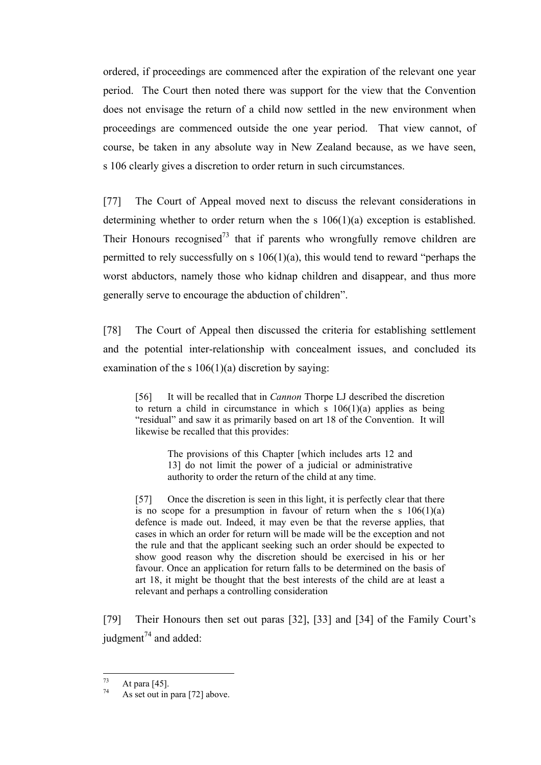ordered, if proceedings are commenced after the expiration of the relevant one year period. The Court then noted there was support for the view that the Convention does not envisage the return of a child now settled in the new environment when proceedings are commenced outside the one year period. That view cannot, of course, be taken in any absolute way in New Zealand because, as we have seen, s 106 clearly gives a discretion to order return in such circumstances.

[77] The Court of Appeal moved next to discuss the relevant considerations in determining whether to order return when the s 106(1)(a) exception is established. Their Honours recognised[73] that if parents who wrongfully remove children are permitted to rely successfully on s 106(1)(a), this would tend to reward "perhaps the worst abductors, namely those who kidnap children and disappear, and thus more generally serve to encourage the abduction of children".

[78] The Court of Appeal then discussed the criteria for establishing settlement and the potential inter-relationship with concealment issues, and concluded its examination of the s 106(1)(a) discretion by saying:

> [56] It will be recalled that in *Cannon* Thorpe LJ described the discretion to return a child in circumstance in which s 106(1)(a) applies as being "residual" and saw it as primarily based on art 18 of the Convention. It will likewise be recalled that this provides:
>
> > The provisions of this Chapter [which includes arts 12 and 13] do not limit the power of a judicial or administrative authority to order the return of the child at any time.
>
> [57] Once the discretion is seen in this light, it is perfectly clear that there is no scope for a presumption in favour of return when the s 106(1)(a) defence is made out. Indeed, it may even be that the reverse applies, that cases in which an order for return will be made will be the exception and not the rule and that the applicant seeking such an order should be expected to show good reason why the discretion should be exercised in his or her favour. Once an application for return falls to be determined on the basis of art 18, it might be thought that the best interests of the child are at least a relevant and perhaps a controlling consideration

[79] Their Honours then set out paras [32], [33] and [34] of the Family Court's judgment[74] and added:

---

[73] At para [45].

[74] As set out in para [72] above.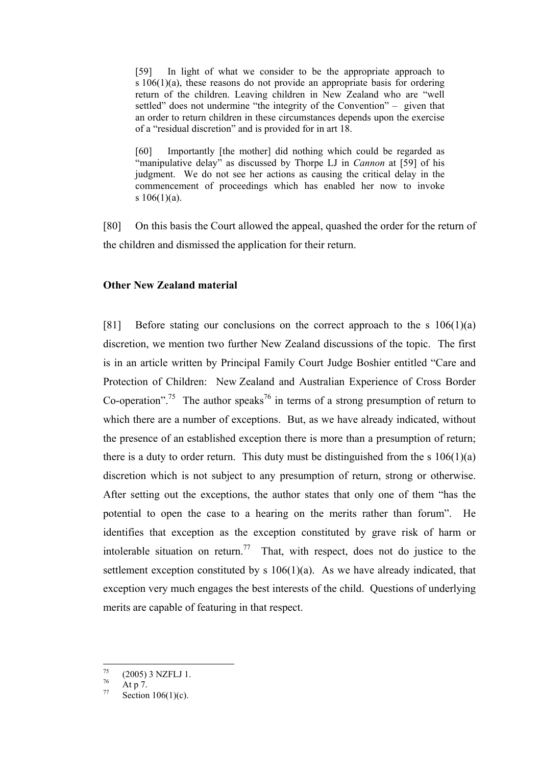> [59] In light of what we consider to be the appropriate approach to s 106(1)(a), these reasons do not provide an appropriate basis for ordering return of the children. Leaving children in New Zealand who are "well settled" does not undermine "the integrity of the Convention" – given that an order to return children in these circumstances depends upon the exercise of a "residual discretion" and is provided for in art 18.
>
> [60] Importantly [the mother] did nothing which could be regarded as "manipulative delay" as discussed by Thorpe LJ in *Cannon* at [59] of his judgment. We do not see her actions as causing the critical delay in the commencement of proceedings which has enabled her now to invoke s 106(1)(a).

[80] On this basis the Court allowed the appeal, quashed the order for the return of the children and dismissed the application for their return.

**Other New Zealand material**

[81] Before stating our conclusions on the correct approach to the s 106(1)(a) discretion, we mention two further New Zealand discussions of the topic. The first is in an article written by Principal Family Court Judge Boshier entitled "Care and Protection of Children: New Zealand and Australian Experience of Cross Border Co-operation".[75] The author speaks[76] in terms of a strong presumption of return to which there are a number of exceptions. But, as we have already indicated, without the presence of an established exception there is more than a presumption of return; there is a duty to order return. This duty must be distinguished from the s 106(1)(a) discretion which is not subject to any presumption of return, strong or otherwise. After setting out the exceptions, the author states that only one of them "has the potential to open the case to a hearing on the merits rather than forum". He identifies that exception as the exception constituted by grave risk of harm or intolerable situation on return.[77] That, with respect, does not do justice to the settlement exception constituted by s 106(1)(a). As we have already indicated, that exception very much engages the best interests of the child. Questions of underlying merits are capable of featuring in that respect.

---

[75] (2005) 3 NZFLJ 1.

[76] At p 7.

[77] Section 106(1)(c).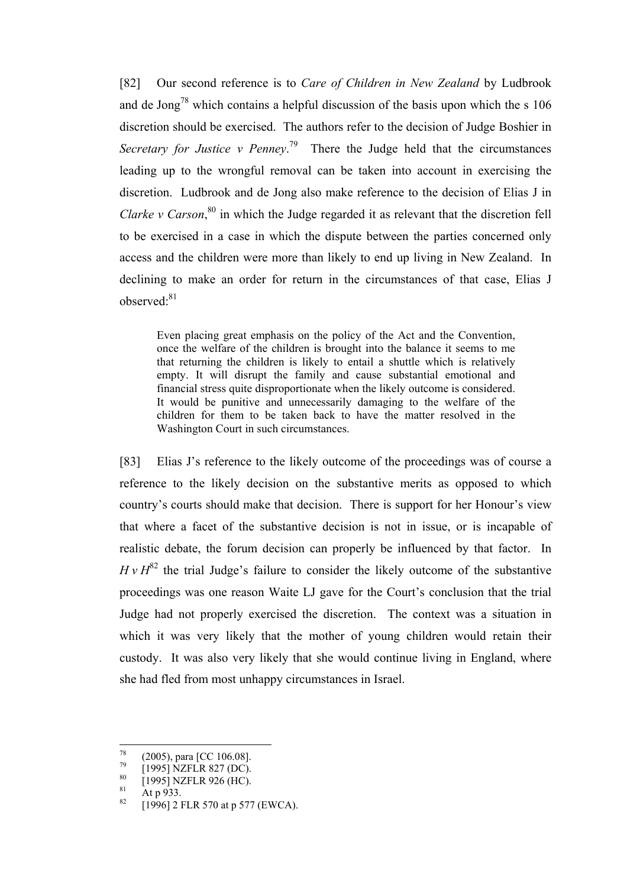[82] Our second reference is to *Care of Children in New Zealand* by Ludbrook and de Jong[78] which contains a helpful discussion of the basis upon which the s 106 discretion should be exercised. The authors refer to the decision of Judge Boshier in *Secretary for Justice v Penney*.[79] There the Judge held that the circumstances leading up to the wrongful removal can be taken into account in exercising the discretion. Ludbrook and de Jong also make reference to the decision of Elias J in *Clarke v Carson*,[80] in which the Judge regarded it as relevant that the discretion fell to be exercised in a case in which the dispute between the parties concerned only access and the children were more than likely to end up living in New Zealand. In declining to make an order for return in the circumstances of that case, Elias J observed:[81]

> Even placing great emphasis on the policy of the Act and the Convention, once the welfare of the children is brought into the balance it seems to me that returning the children is likely to entail a shuttle which is relatively empty. It will disrupt the family and cause substantial emotional and financial stress quite disproportionate when the likely outcome is considered. It would be punitive and unnecessarily damaging to the welfare of the children for them to be taken back to have the matter resolved in the Washington Court in such circumstances.

[83] Elias J's reference to the likely outcome of the proceedings was of course a reference to the likely decision on the substantive merits as opposed to which country's courts should make that decision. There is support for her Honour's view that where a facet of the substantive decision is not in issue, or is incapable of realistic debate, the forum decision can properly be influenced by that factor. In *H v H*[82] the trial Judge's failure to consider the likely outcome of the substantive proceedings was one reason Waite LJ gave for the Court's conclusion that the trial Judge had not properly exercised the discretion. The context was a situation in which it was very likely that the mother of young children would retain their custody. It was also very likely that she would continue living in England, where she had fled from most unhappy circumstances in Israel.

---

[78] (2005), para [CC 106.08].

[79] [1995] NZFLR 827 (DC).

[80] [1995] NZFLR 926 (HC).

[81] At p 933.

[82] [1996] 2 FLR 570 at p 577 (EWCA).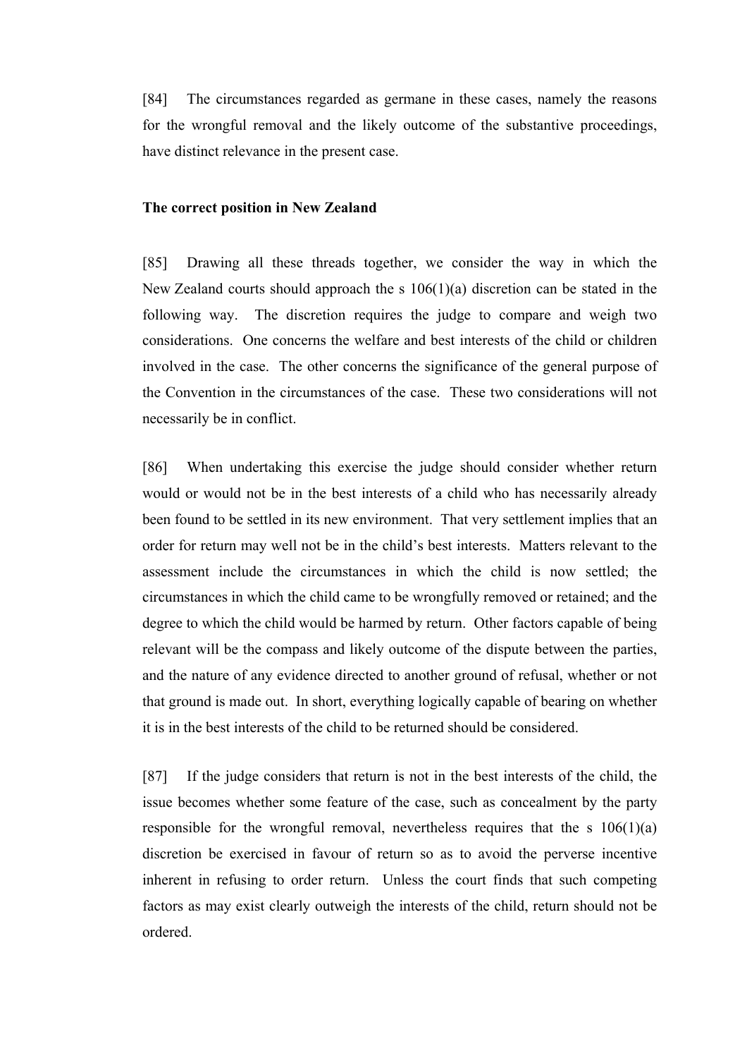[84] The circumstances regarded as germane in these cases, namely the reasons for the wrongful removal and the likely outcome of the substantive proceedings, have distinct relevance in the present case.

**The correct position in New Zealand**

[85] Drawing all these threads together, we consider the way in which the New Zealand courts should approach the s 106(1)(a) discretion can be stated in the following way. The discretion requires the judge to compare and weigh two considerations. One concerns the welfare and best interests of the child or children involved in the case. The other concerns the significance of the general purpose of the Convention in the circumstances of the case. These two considerations will not necessarily be in conflict.

[86] When undertaking this exercise the judge should consider whether return would or would not be in the best interests of a child who has necessarily already been found to be settled in its new environment. That very settlement implies that an order for return may well not be in the child's best interests. Matters relevant to the assessment include the circumstances in which the child is now settled; the circumstances in which the child came to be wrongfully removed or retained; and the degree to which the child would be harmed by return. Other factors capable of being relevant will be the compass and likely outcome of the dispute between the parties, and the nature of any evidence directed to another ground of refusal, whether or not that ground is made out. In short, everything logically capable of bearing on whether it is in the best interests of the child to be returned should be considered.

[87] If the judge considers that return is not in the best interests of the child, the issue becomes whether some feature of the case, such as concealment by the party responsible for the wrongful removal, nevertheless requires that the s 106(1)(a) discretion be exercised in favour of return so as to avoid the perverse incentive inherent in refusing to order return. Unless the court finds that such competing factors as may exist clearly outweigh the interests of the child, return should not be ordered.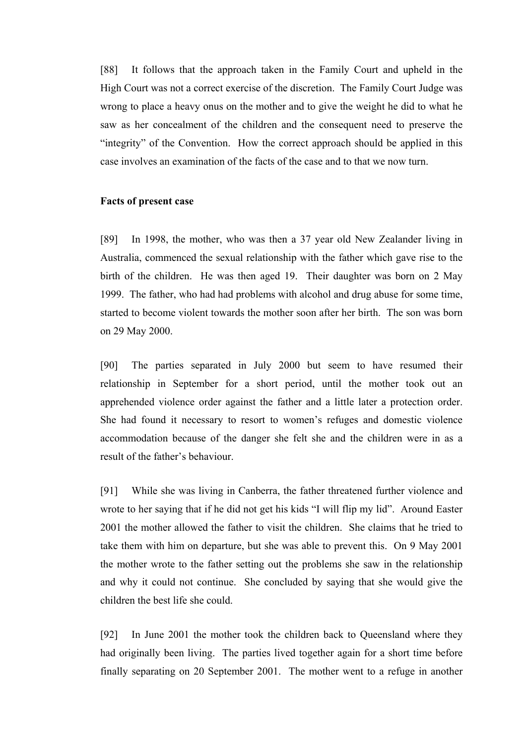[88] It follows that the approach taken in the Family Court and upheld in the High Court was not a correct exercise of the discretion. The Family Court Judge was wrong to place a heavy onus on the mother and to give the weight he did to what he saw as her concealment of the children and the consequent need to preserve the "integrity" of the Convention. How the correct approach should be applied in this case involves an examination of the facts of the case and to that we now turn.

**Facts of present case**

[89] In 1998, the mother, who was then a 37 year old New Zealander living in Australia, commenced the sexual relationship with the father which gave rise to the birth of the children. He was then aged 19. Their daughter was born on 2 May 1999. The father, who had had problems with alcohol and drug abuse for some time, started to become violent towards the mother soon after her birth. The son was born on 29 May 2000.

[90] The parties separated in July 2000 but seem to have resumed their relationship in September for a short period, until the mother took out an apprehended violence order against the father and a little later a protection order. She had found it necessary to resort to women's refuges and domestic violence accommodation because of the danger she felt she and the children were in as a result of the father's behaviour.

[91] While she was living in Canberra, the father threatened further violence and wrote to her saying that if he did not get his kids "I will flip my lid". Around Easter 2001 the mother allowed the father to visit the children. She claims that he tried to take them with him on departure, but she was able to prevent this. On 9 May 2001 the mother wrote to the father setting out the problems she saw in the relationship and why it could not continue. She concluded by saying that she would give the children the best life she could.

[92] In June 2001 the mother took the children back to Queensland where they had originally been living. The parties lived together again for a short time before finally separating on 20 September 2001. The mother went to a refuge in another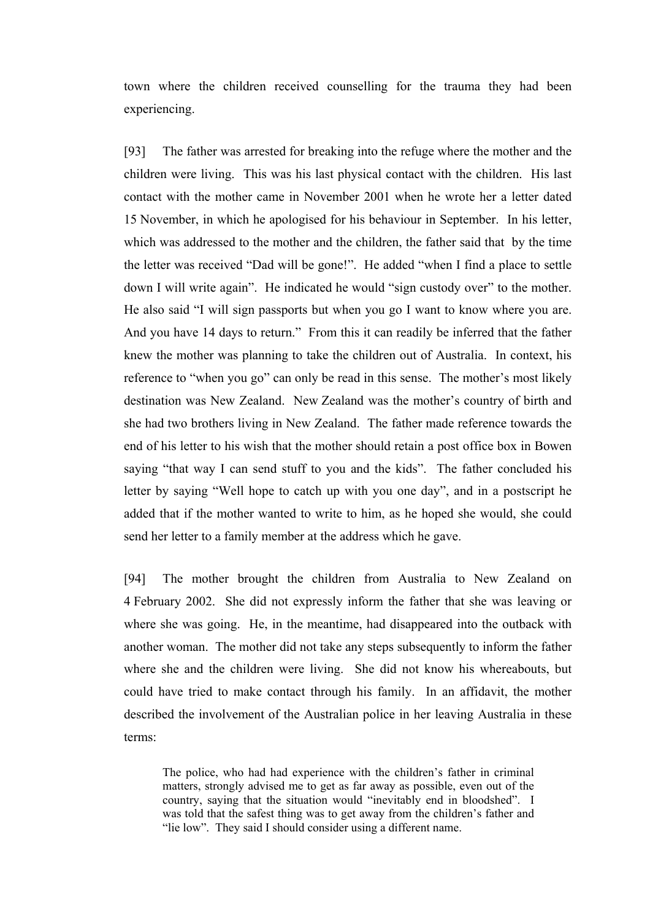town where the children received counselling for the trauma they had been experiencing.

[93] The father was arrested for breaking into the refuge where the mother and the children were living. This was his last physical contact with the children. His last contact with the mother came in November 2001 when he wrote her a letter dated 15 November, in which he apologised for his behaviour in September. In his letter, which was addressed to the mother and the children, the father said that by the time the letter was received "Dad will be gone!". He added "when I find a place to settle down I will write again". He indicated he would "sign custody over" to the mother. He also said "I will sign passports but when you go I want to know where you are. And you have 14 days to return." From this it can readily be inferred that the father knew the mother was planning to take the children out of Australia. In context, his reference to "when you go" can only be read in this sense. The mother's most likely destination was New Zealand. New Zealand was the mother's country of birth and she had two brothers living in New Zealand. The father made reference towards the end of his letter to his wish that the mother should retain a post office box in Bowen saying "that way I can send stuff to you and the kids". The father concluded his letter by saying "Well hope to catch up with you one day", and in a postscript he added that if the mother wanted to write to him, as he hoped she would, she could send her letter to a family member at the address which he gave.

[94] The mother brought the children from Australia to New Zealand on 4 February 2002. She did not expressly inform the father that she was leaving or where she was going. He, in the meantime, had disappeared into the outback with another woman. The mother did not take any steps subsequently to inform the father where she and the children were living. She did not know his whereabouts, but could have tried to make contact through his family. In an affidavit, the mother described the involvement of the Australian police in her leaving Australia in these terms:

> The police, who had had experience with the children's father in criminal matters, strongly advised me to get as far away as possible, even out of the country, saying that the situation would "inevitably end in bloodshed". I was told that the safest thing was to get away from the children's father and "lie low". They said I should consider using a different name.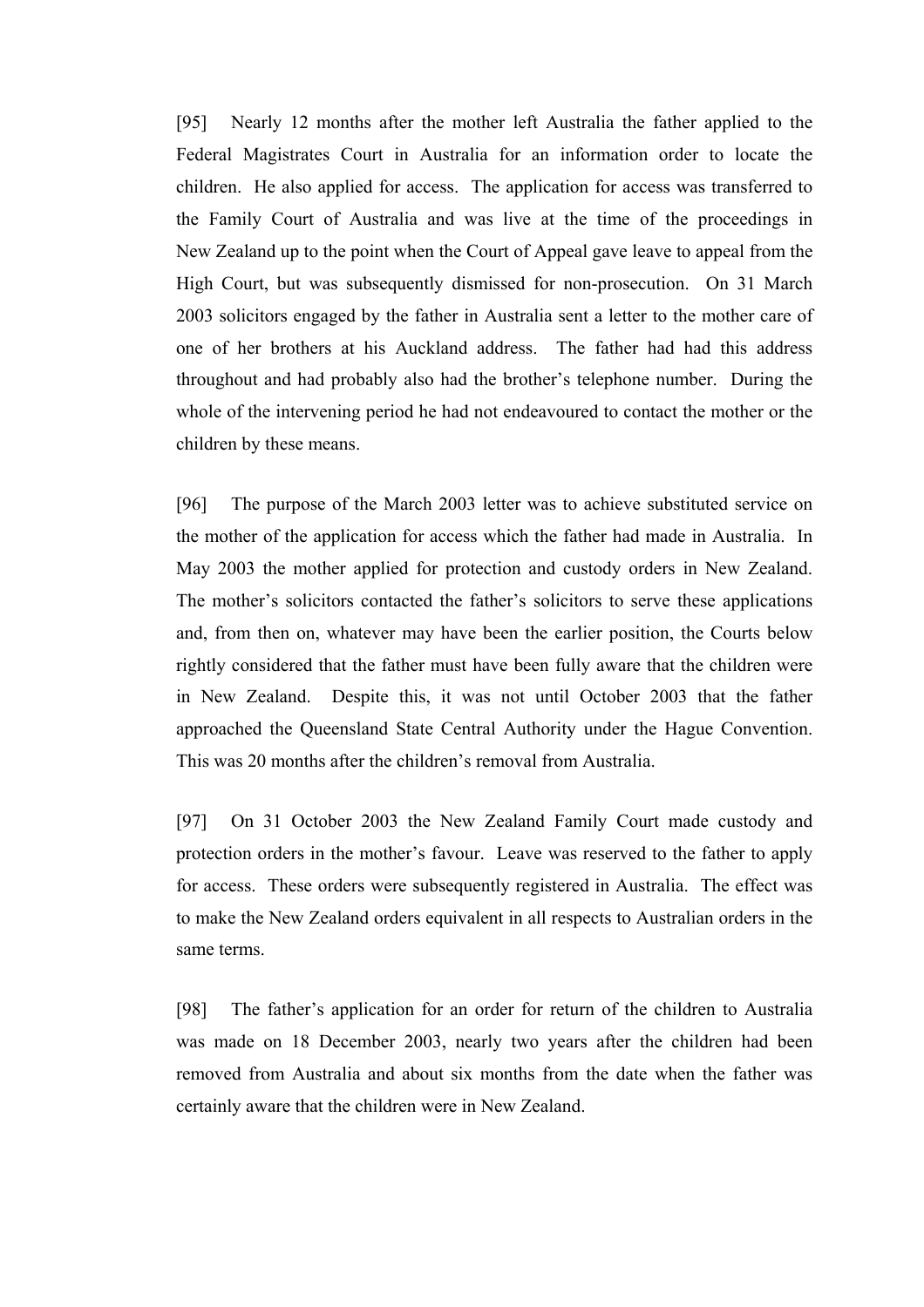[95] Nearly 12 months after the mother left Australia the father applied to the Federal Magistrates Court in Australia for an information order to locate the children. He also applied for access. The application for access was transferred to the Family Court of Australia and was live at the time of the proceedings in New Zealand up to the point when the Court of Appeal gave leave to appeal from the High Court, but was subsequently dismissed for non-prosecution. On 31 March 2003 solicitors engaged by the father in Australia sent a letter to the mother care of one of her brothers at his Auckland address. The father had had this address throughout and had probably also had the brother's telephone number. During the whole of the intervening period he had not endeavoured to contact the mother or the children by these means.

[96] The purpose of the March 2003 letter was to achieve substituted service on the mother of the application for access which the father had made in Australia. In May 2003 the mother applied for protection and custody orders in New Zealand. The mother's solicitors contacted the father's solicitors to serve these applications and, from then on, whatever may have been the earlier position, the Courts below rightly considered that the father must have been fully aware that the children were in New Zealand. Despite this, it was not until October 2003 that the father approached the Queensland State Central Authority under the Hague Convention. This was 20 months after the children's removal from Australia.

[97] On 31 October 2003 the New Zealand Family Court made custody and protection orders in the mother's favour. Leave was reserved to the father to apply for access. These orders were subsequently registered in Australia. The effect was to make the New Zealand orders equivalent in all respects to Australian orders in the same terms.

[98] The father's application for an order for return of the children to Australia was made on 18 December 2003, nearly two years after the children had been removed from Australia and about six months from the date when the father was certainly aware that the children were in New Zealand.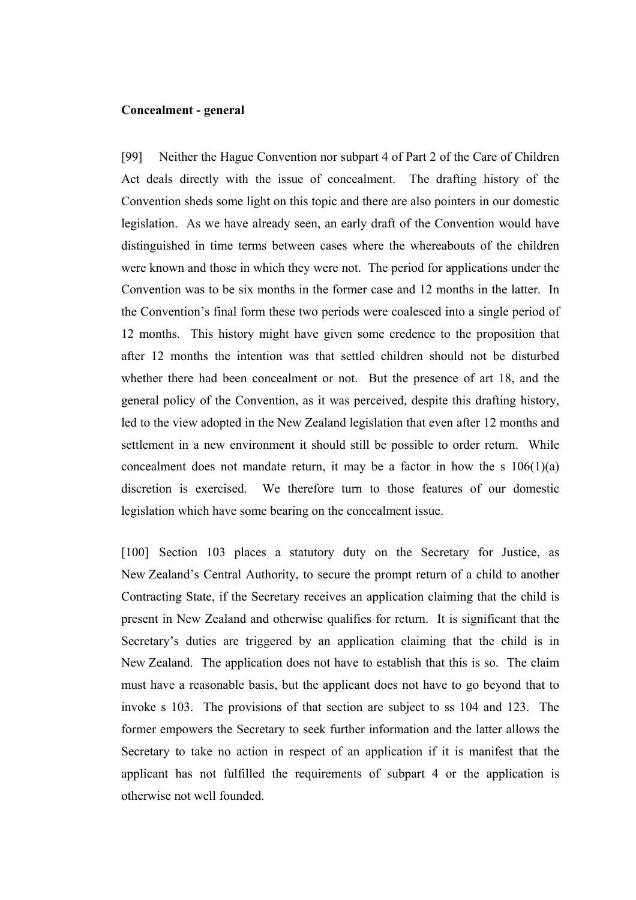**Concealment - general**

[99] Neither the Hague Convention nor subpart 4 of Part 2 of the Care of Children Act deals directly with the issue of concealment. The drafting history of the Convention sheds some light on this topic and there are also pointers in our domestic legislation. As we have already seen, an early draft of the Convention would have distinguished in time terms between cases where the whereabouts of the children were known and those in which they were not. The period for applications under the Convention was to be six months in the former case and 12 months in the latter. In the Convention's final form these two periods were coalesced into a single period of 12 months. This history might have given some credence to the proposition that after 12 months the intention was that settled children should not be disturbed whether there had been concealment or not. But the presence of art 18, and the general policy of the Convention, as it was perceived, despite this drafting history, led to the view adopted in the New Zealand legislation that even after 12 months and settlement in a new environment it should still be possible to order return. While concealment does not mandate return, it may be a factor in how the s 106(1)(a) discretion is exercised. We therefore turn to those features of our domestic legislation which have some bearing on the concealment issue.

[100] Section 103 places a statutory duty on the Secretary for Justice, as New Zealand's Central Authority, to secure the prompt return of a child to another Contracting State, if the Secretary receives an application claiming that the child is present in New Zealand and otherwise qualifies for return. It is significant that the Secretary's duties are triggered by an application claiming that the child is in New Zealand. The application does not have to establish that this is so. The claim must have a reasonable basis, but the applicant does not have to go beyond that to invoke s 103. The provisions of that section are subject to ss 104 and 123. The former empowers the Secretary to seek further information and the latter allows the Secretary to take no action in respect of an application if it is manifest that the applicant has not fulfilled the requirements of subpart 4 or the application is otherwise not well founded.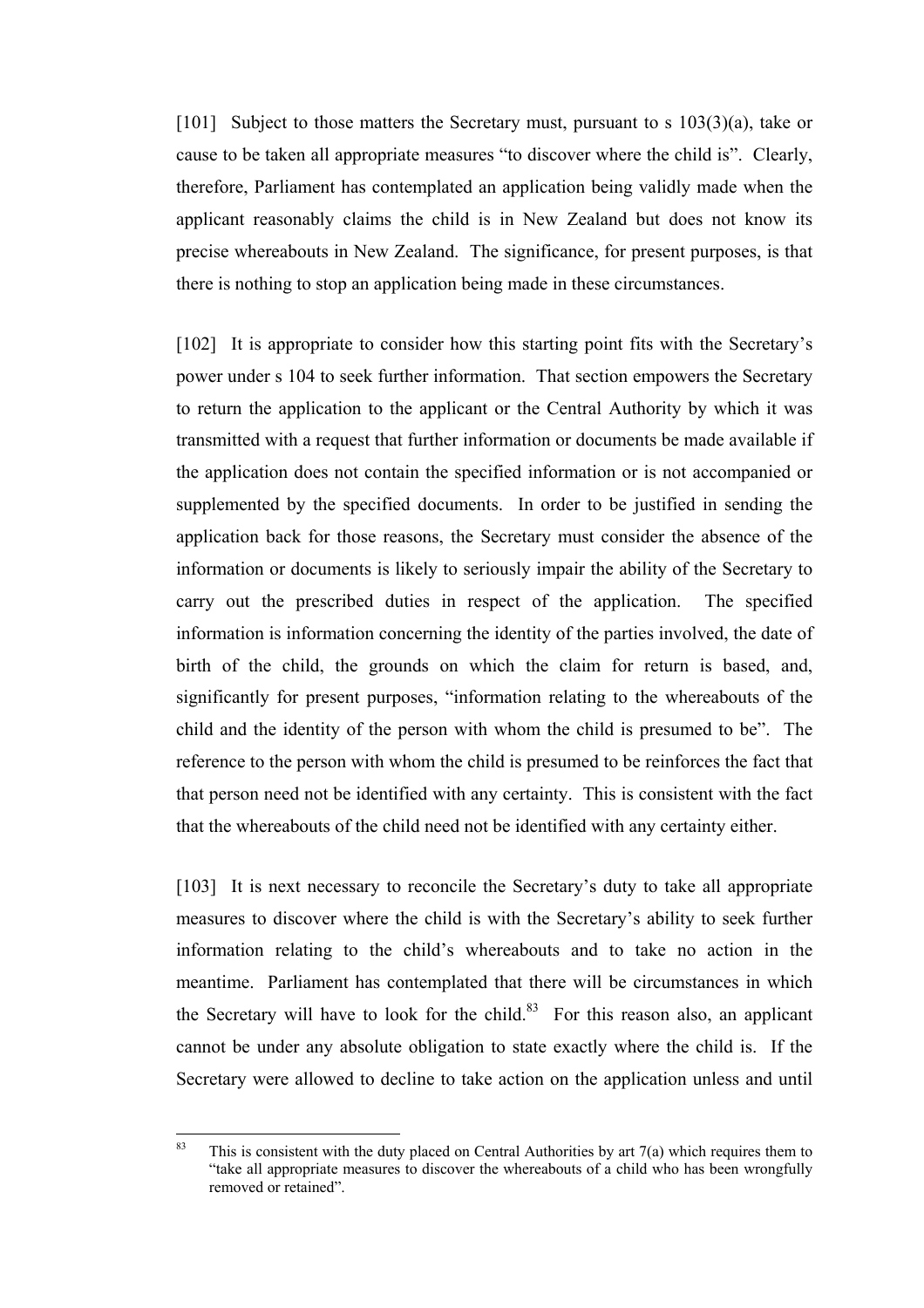[101] Subject to those matters the Secretary must, pursuant to s 103(3)(a), take or cause to be taken all appropriate measures "to discover where the child is". Clearly, therefore, Parliament has contemplated an application being validly made when the applicant reasonably claims the child is in New Zealand but does not know its precise whereabouts in New Zealand. The significance, for present purposes, is that there is nothing to stop an application being made in these circumstances.

[102] It is appropriate to consider how this starting point fits with the Secretary's power under s 104 to seek further information. That section empowers the Secretary to return the application to the applicant or the Central Authority by which it was transmitted with a request that further information or documents be made available if the application does not contain the specified information or is not accompanied or supplemented by the specified documents. In order to be justified in sending the application back for those reasons, the Secretary must consider the absence of the information or documents is likely to seriously impair the ability of the Secretary to carry out the prescribed duties in respect of the application. The specified information is information concerning the identity of the parties involved, the date of birth of the child, the grounds on which the claim for return is based, and, significantly for present purposes, "information relating to the whereabouts of the child and the identity of the person with whom the child is presumed to be". The reference to the person with whom the child is presumed to be reinforces the fact that that person need not be identified with any certainty. This is consistent with the fact that the whereabouts of the child need not be identified with any certainty either.

[103] It is next necessary to reconcile the Secretary's duty to take all appropriate measures to discover where the child is with the Secretary's ability to seek further information relating to the child's whereabouts and to take no action in the meantime. Parliament has contemplated that there will be circumstances in which the Secretary will have to look for the child.[83] For this reason also, an applicant cannot be under any absolute obligation to state exactly where the child is. If the Secretary were allowed to decline to take action on the application unless and until

---

[83] This is consistent with the duty placed on Central Authorities by art 7(a) which requires them to "take all appropriate measures to discover the whereabouts of a child who has been wrongfully removed or retained".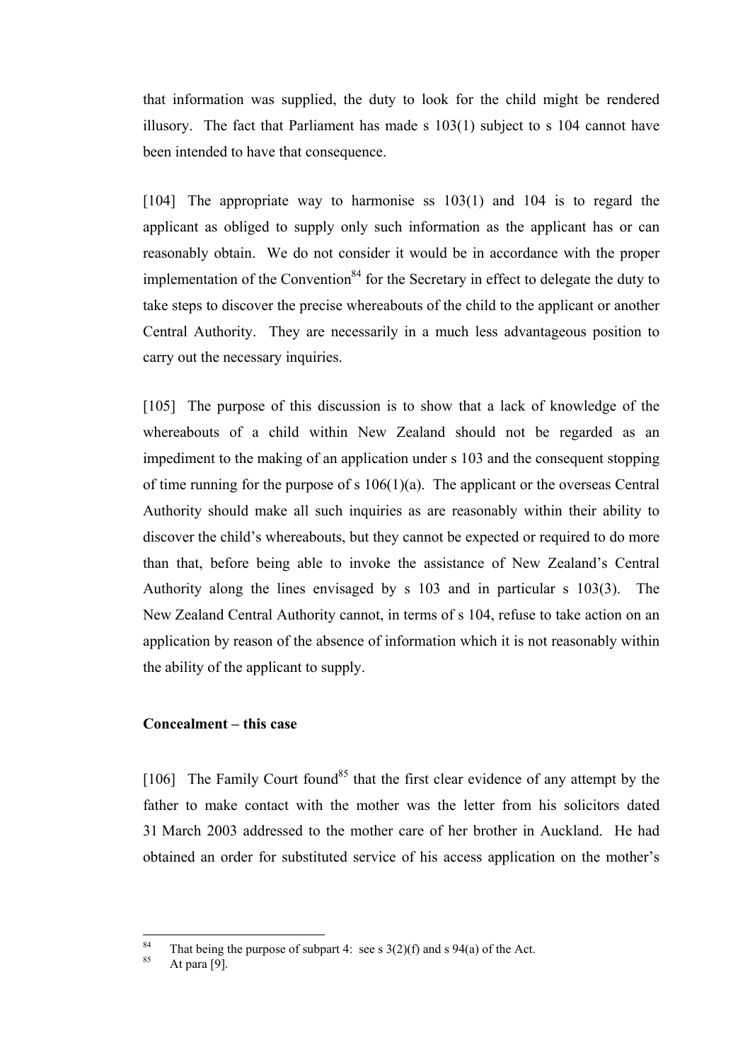that information was supplied, the duty to look for the child might be rendered illusory. The fact that Parliament has made s 103(1) subject to s 104 cannot have been intended to have that consequence.

[104] The appropriate way to harmonise ss 103(1) and 104 is to regard the applicant as obliged to supply only such information as the applicant has or can reasonably obtain. We do not consider it would be in accordance with the proper implementation of the Convention[84] for the Secretary in effect to delegate the duty to take steps to discover the precise whereabouts of the child to the applicant or another Central Authority. They are necessarily in a much less advantageous position to carry out the necessary inquiries.

[105] The purpose of this discussion is to show that a lack of knowledge of the whereabouts of a child within New Zealand should not be regarded as an impediment to the making of an application under s 103 and the consequent stopping of time running for the purpose of s 106(1)(a). The applicant or the overseas Central Authority should make all such inquiries as are reasonably within their ability to discover the child's whereabouts, but they cannot be expected or required to do more than that, before being able to invoke the assistance of New Zealand's Central Authority along the lines envisaged by s 103 and in particular s 103(3). The New Zealand Central Authority cannot, in terms of s 104, refuse to take action on an application by reason of the absence of information which it is not reasonably within the ability of the applicant to supply.

**Concealment – this case**

[106] The Family Court found[85] that the first clear evidence of any attempt by the father to make contact with the mother was the letter from his solicitors dated 31 March 2003 addressed to the mother care of her brother in Auckland. He had obtained an order for substituted service of his access application on the mother's

---

[84] That being the purpose of subpart 4: see s 3(2)(f) and s 94(a) of the Act.

[85] At para [9].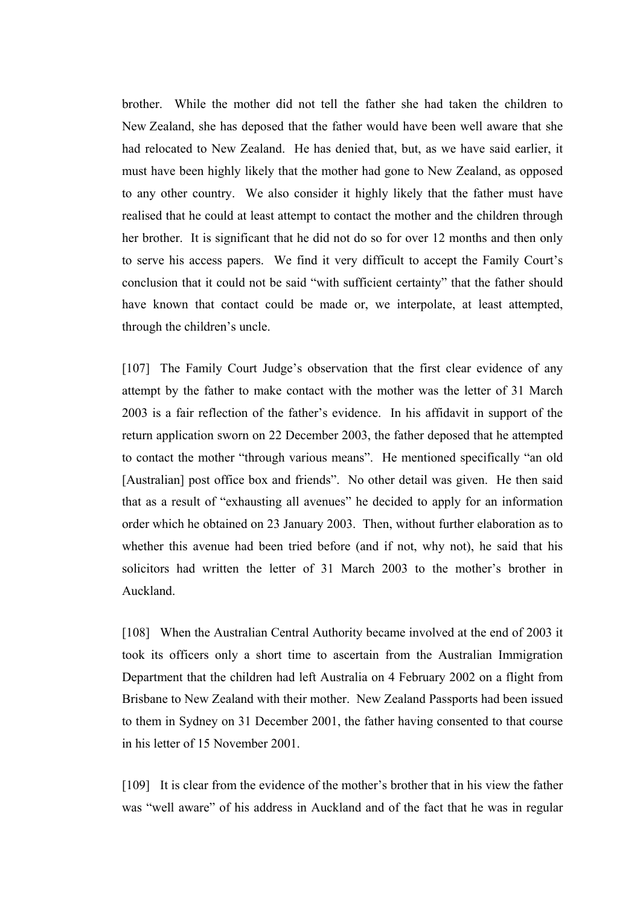brother. While the mother did not tell the father she had taken the children to New Zealand, she has deposed that the father would have been well aware that she had relocated to New Zealand. He has denied that, but, as we have said earlier, it must have been highly likely that the mother had gone to New Zealand, as opposed to any other country. We also consider it highly likely that the father must have realised that he could at least attempt to contact the mother and the children through her brother. It is significant that he did not do so for over 12 months and then only to serve his access papers. We find it very difficult to accept the Family Court's conclusion that it could not be said "with sufficient certainty" that the father should have known that contact could be made or, we interpolate, at least attempted, through the children's uncle.

[107] The Family Court Judge's observation that the first clear evidence of any attempt by the father to make contact with the mother was the letter of 31 March 2003 is a fair reflection of the father's evidence. In his affidavit in support of the return application sworn on 22 December 2003, the father deposed that he attempted to contact the mother "through various means". He mentioned specifically "an old [Australian] post office box and friends". No other detail was given. He then said that as a result of "exhausting all avenues" he decided to apply for an information order which he obtained on 23 January 2003. Then, without further elaboration as to whether this avenue had been tried before (and if not, why not), he said that his solicitors had written the letter of 31 March 2003 to the mother's brother in Auckland.

[108] When the Australian Central Authority became involved at the end of 2003 it took its officers only a short time to ascertain from the Australian Immigration Department that the children had left Australia on 4 February 2002 on a flight from Brisbane to New Zealand with their mother. New Zealand Passports had been issued to them in Sydney on 31 December 2001, the father having consented to that course in his letter of 15 November 2001.

[109] It is clear from the evidence of the mother's brother that in his view the father was "well aware" of his address in Auckland and of the fact that he was in regular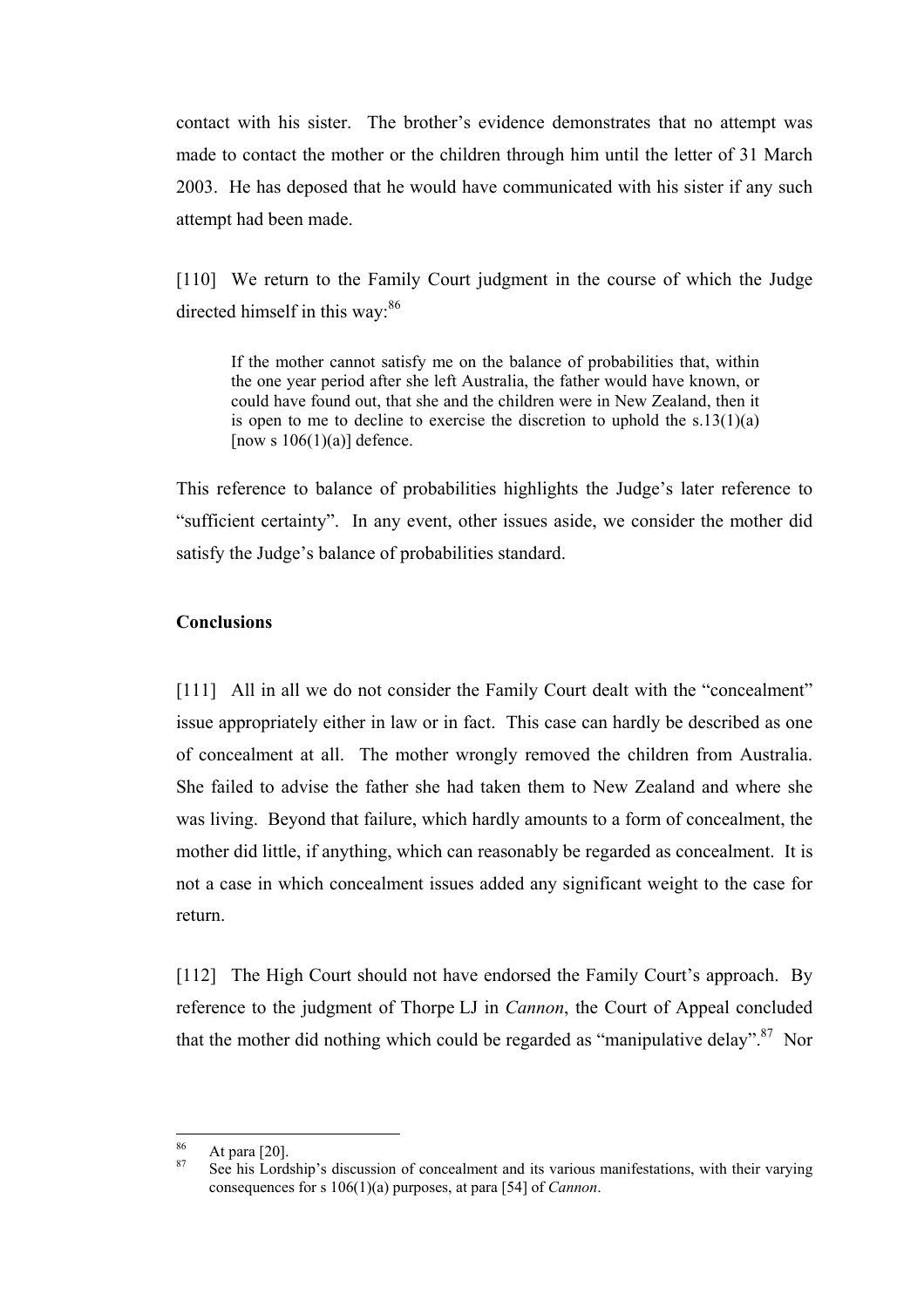contact with his sister. The brother's evidence demonstrates that no attempt was made to contact the mother or the children through him until the letter of 31 March 2003. He has deposed that he would have communicated with his sister if any such attempt had been made.

[110] We return to the Family Court judgment in the course of which the Judge directed himself in this way:[86]

> If the mother cannot satisfy me on the balance of probabilities that, within the one year period after she left Australia, the father would have known, or could have found out, that she and the children were in New Zealand, then it is open to me to decline to exercise the discretion to uphold the s.13(1)(a) [now s 106(1)(a)] defence.

This reference to balance of probabilities highlights the Judge's later reference to "sufficient certainty". In any event, other issues aside, we consider the mother did satisfy the Judge's balance of probabilities standard.

**Conclusions**

[111] All in all we do not consider the Family Court dealt with the "concealment" issue appropriately either in law or in fact. This case can hardly be described as one of concealment at all. The mother wrongly removed the children from Australia. She failed to advise the father she had taken them to New Zealand and where she was living. Beyond that failure, which hardly amounts to a form of concealment, the mother did little, if anything, which can reasonably be regarded as concealment. It is not a case in which concealment issues added any significant weight to the case for return.

[112] The High Court should not have endorsed the Family Court's approach. By reference to the judgment of Thorpe LJ in *Cannon*, the Court of Appeal concluded that the mother did nothing which could be regarded as "manipulative delay".[87] Nor

---

[86] At para [20].

[87] See his Lordship's discussion of concealment and its various manifestations, with their varying consequences for s 106(1)(a) purposes, at para [54] of *Cannon*.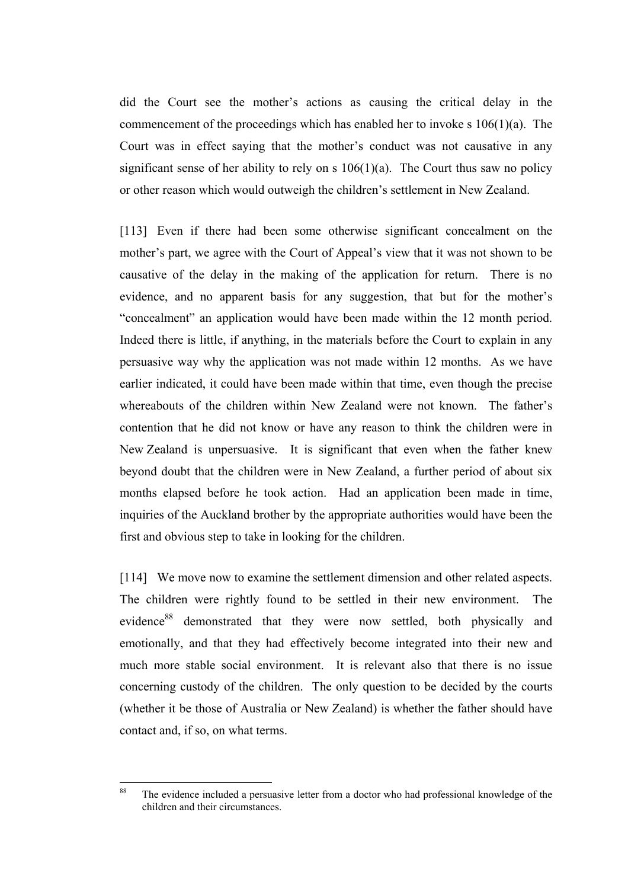did the Court see the mother's actions as causing the critical delay in the commencement of the proceedings which has enabled her to invoke s 106(1)(a). The Court was in effect saying that the mother's conduct was not causative in any significant sense of her ability to rely on s 106(1)(a). The Court thus saw no policy or other reason which would outweigh the children's settlement in New Zealand.

[113] Even if there had been some otherwise significant concealment on the mother's part, we agree with the Court of Appeal's view that it was not shown to be causative of the delay in the making of the application for return. There is no evidence, and no apparent basis for any suggestion, that but for the mother's "concealment" an application would have been made within the 12 month period. Indeed there is little, if anything, in the materials before the Court to explain in any persuasive way why the application was not made within 12 months. As we have earlier indicated, it could have been made within that time, even though the precise whereabouts of the children within New Zealand were not known. The father's contention that he did not know or have any reason to think the children were in New Zealand is unpersuasive. It is significant that even when the father knew beyond doubt that the children were in New Zealand, a further period of about six months elapsed before he took action. Had an application been made in time, inquiries of the Auckland brother by the appropriate authorities would have been the first and obvious step to take in looking for the children.

[114] We move now to examine the settlement dimension and other related aspects. The children were rightly found to be settled in their new environment. The evidence[88] demonstrated that they were now settled, both physically and emotionally, and that they had effectively become integrated into their new and much more stable social environment. It is relevant also that there is no issue concerning custody of the children. The only question to be decided by the courts (whether it be those of Australia or New Zealand) is whether the father should have contact and, if so, on what terms.

---

[88] The evidence included a persuasive letter from a doctor who had professional knowledge of the children and their circumstances.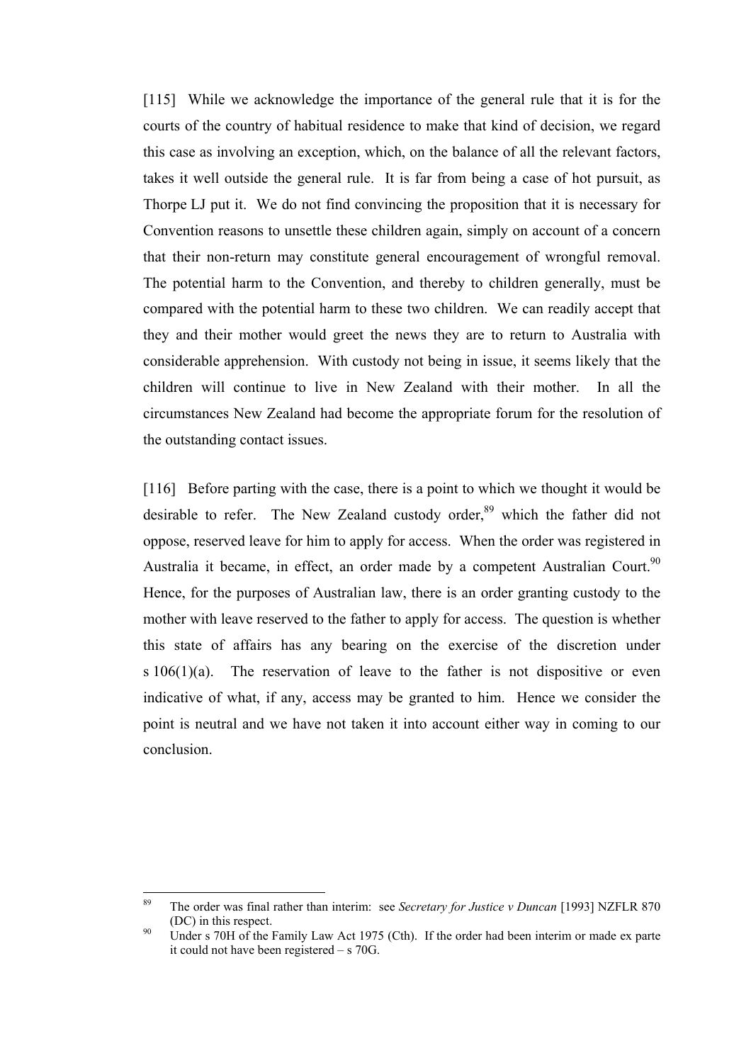[115] While we acknowledge the importance of the general rule that it is for the courts of the country of habitual residence to make that kind of decision, we regard this case as involving an exception, which, on the balance of all the relevant factors, takes it well outside the general rule. It is far from being a case of hot pursuit, as Thorpe LJ put it. We do not find convincing the proposition that it is necessary for Convention reasons to unsettle these children again, simply on account of a concern that their non-return may constitute general encouragement of wrongful removal. The potential harm to the Convention, and thereby to children generally, must be compared with the potential harm to these two children. We can readily accept that they and their mother would greet the news they are to return to Australia with considerable apprehension. With custody not being in issue, it seems likely that the children will continue to live in New Zealand with their mother. In all the circumstances New Zealand had become the appropriate forum for the resolution of the outstanding contact issues.

[116] Before parting with the case, there is a point to which we thought it would be desirable to refer. The New Zealand custody order,[89] which the father did not oppose, reserved leave for him to apply for access. When the order was registered in Australia it became, in effect, an order made by a competent Australian Court.[90] Hence, for the purposes of Australian law, there is an order granting custody to the mother with leave reserved to the father to apply for access. The question is whether this state of affairs has any bearing on the exercise of the discretion under s 106(1)(a). The reservation of leave to the father is not dispositive or even indicative of what, if any, access may be granted to him. Hence we consider the point is neutral and we have not taken it into account either way in coming to our conclusion.

---

[89] The order was final rather than interim: see *Secretary for Justice v Duncan* [1993] NZFLR 870 (DC) in this respect.

[90] Under s 70H of the Family Law Act 1975 (Cth). If the order had been interim or made ex parte it could not have been registered – s 70G.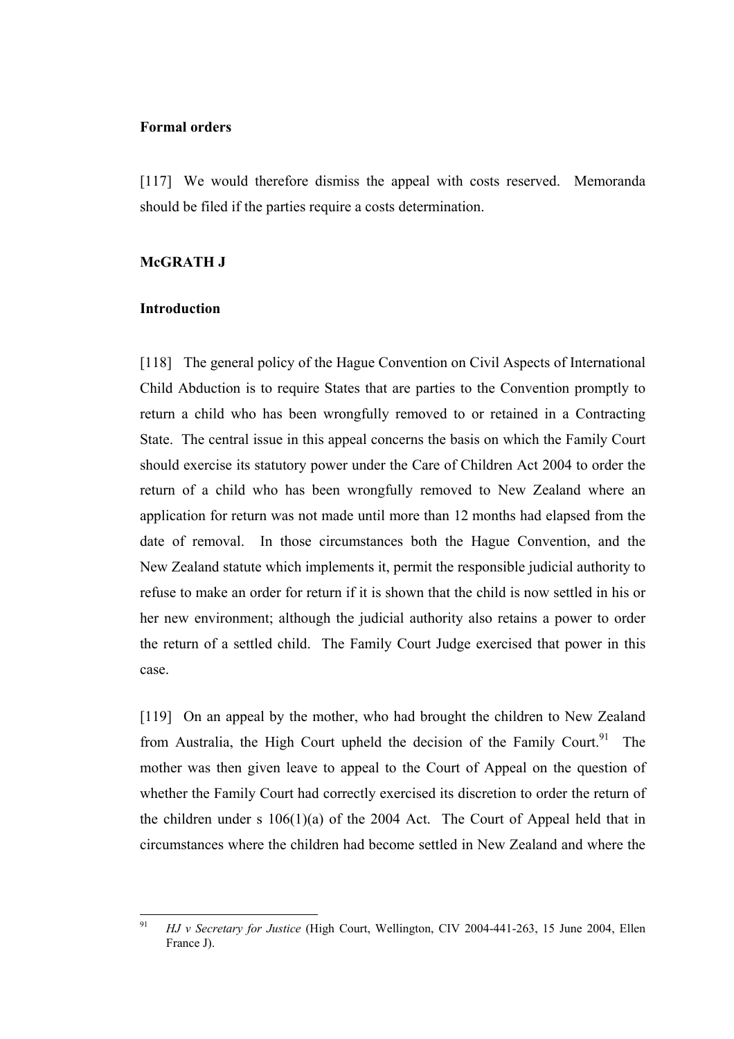**Formal orders**

[117] We would therefore dismiss the appeal with costs reserved. Memoranda should be filed if the parties require a costs determination.

**McGRATH J**

**Introduction**

[118] The general policy of the Hague Convention on Civil Aspects of International Child Abduction is to require States that are parties to the Convention promptly to return a child who has been wrongfully removed to or retained in a Contracting State. The central issue in this appeal concerns the basis on which the Family Court should exercise its statutory power under the Care of Children Act 2004 to order the return of a child who has been wrongfully removed to New Zealand where an application for return was not made until more than 12 months had elapsed from the date of removal. In those circumstances both the Hague Convention, and the New Zealand statute which implements it, permit the responsible judicial authority to refuse to make an order for return if it is shown that the child is now settled in his or her new environment; although the judicial authority also retains a power to order the return of a settled child. The Family Court Judge exercised that power in this case.

[119] On an appeal by the mother, who had brought the children to New Zealand from Australia, the High Court upheld the decision of the Family Court.[91] The mother was then given leave to appeal to the Court of Appeal on the question of whether the Family Court had correctly exercised its discretion to order the return of the children under s 106(1)(a) of the 2004 Act. The Court of Appeal held that in circumstances where the children had become settled in New Zealand and where the

---

[91] *HJ v Secretary for Justice* (High Court, Wellington, CIV 2004-441-263, 15 June 2004, Ellen France J).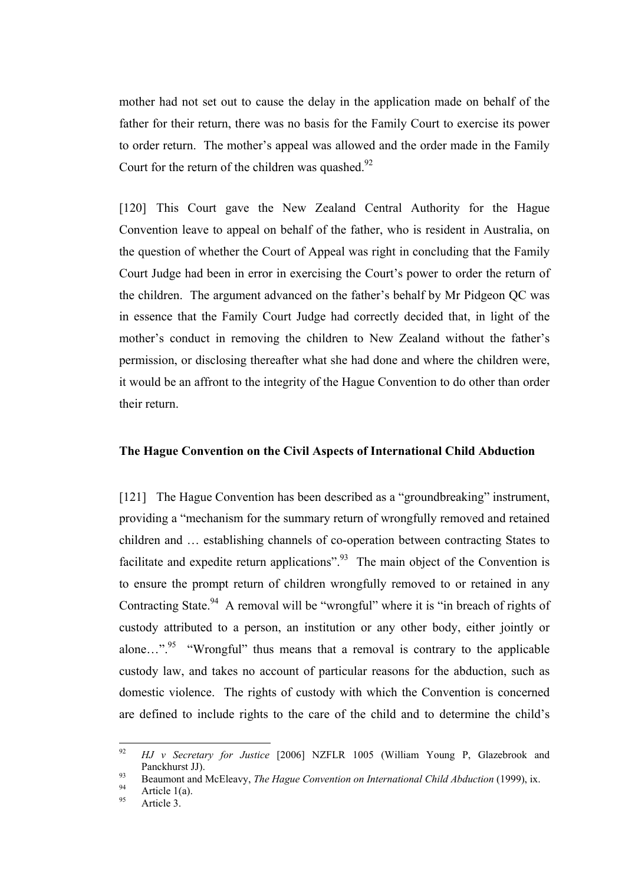mother had not set out to cause the delay in the application made on behalf of the father for their return, there was no basis for the Family Court to exercise its power to order return. The mother's appeal was allowed and the order made in the Family Court for the return of the children was quashed.[92]

[120] This Court gave the New Zealand Central Authority for the Hague Convention leave to appeal on behalf of the father, who is resident in Australia, on the question of whether the Court of Appeal was right in concluding that the Family Court Judge had been in error in exercising the Court's power to order the return of the children. The argument advanced on the father's behalf by Mr Pidgeon QC was in essence that the Family Court Judge had correctly decided that, in light of the mother's conduct in removing the children to New Zealand without the father's permission, or disclosing thereafter what she had done and where the children were, it would be an affront to the integrity of the Hague Convention to do other than order their return.

**The Hague Convention on the Civil Aspects of International Child Abduction**

[121] The Hague Convention has been described as a "groundbreaking" instrument, providing a "mechanism for the summary return of wrongfully removed and retained children and … establishing channels of co-operation between contracting States to facilitate and expedite return applications".[93] The main object of the Convention is to ensure the prompt return of children wrongfully removed to or retained in any Contracting State.[94] A removal will be "wrongful" where it is "in breach of rights of custody attributed to a person, an institution or any other body, either jointly or alone…".[95] "Wrongful" thus means that a removal is contrary to the applicable custody law, and takes no account of particular reasons for the abduction, such as domestic violence. The rights of custody with which the Convention is concerned are defined to include rights to the care of the child and to determine the child's

---

[92] *HJ v Secretary for Justice* [2006] NZFLR 1005 (William Young P, Glazebrook and Panckhurst JJ).

[93] Beaumont and McEleavy, *The Hague Convention on International Child Abduction* (1999), ix.

[94] Article 1(a).

[95] Article 3.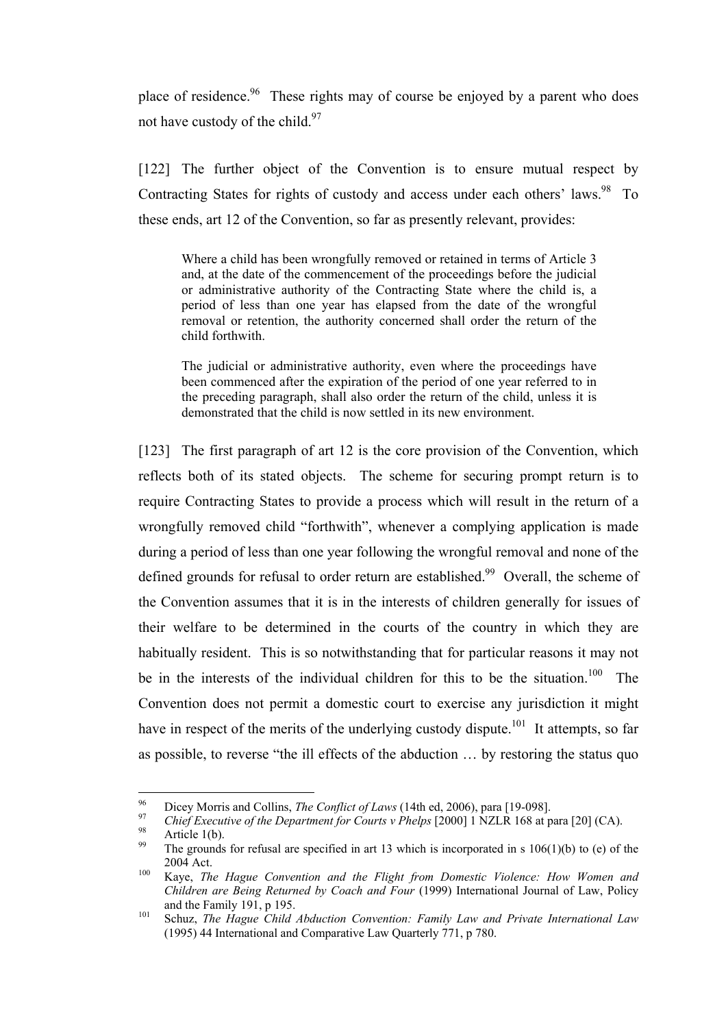place of residence.[96] These rights may of course be enjoyed by a parent who does not have custody of the child.[97]

[122] The further object of the Convention is to ensure mutual respect by Contracting States for rights of custody and access under each others' laws.[98] To these ends, art 12 of the Convention, so far as presently relevant, provides:

> Where a child has been wrongfully removed or retained in terms of Article 3 and, at the date of the commencement of the proceedings before the judicial or administrative authority of the Contracting State where the child is, a period of less than one year has elapsed from the date of the wrongful removal or retention, the authority concerned shall order the return of the child forthwith.
>
> The judicial or administrative authority, even where the proceedings have been commenced after the expiration of the period of one year referred to in the preceding paragraph, shall also order the return of the child, unless it is demonstrated that the child is now settled in its new environment.

[123] The first paragraph of art 12 is the core provision of the Convention, which reflects both of its stated objects. The scheme for securing prompt return is to require Contracting States to provide a process which will result in the return of a wrongfully removed child "forthwith", whenever a complying application is made during a period of less than one year following the wrongful removal and none of the defined grounds for refusal to order return are established.[99] Overall, the scheme of the Convention assumes that it is in the interests of children generally for issues of their welfare to be determined in the courts of the country in which they are habitually resident. This is so notwithstanding that for particular reasons it may not be in the interests of the individual children for this to be the situation.[100] The Convention does not permit a domestic court to exercise any jurisdiction it might have in respect of the merits of the underlying custody dispute.[101] It attempts, so far as possible, to reverse "the ill effects of the abduction … by restoring the status quo

---

[96] Dicey Morris and Collins, *The Conflict of Laws* (14th ed, 2006), para [19-098].

[97] *Chief Executive of the Department for Courts v Phelps* [2000] 1 NZLR 168 at para [20] (CA).

[98] Article 1(b).

[99] The grounds for refusal are specified in art 13 which is incorporated in s 106(1)(b) to (e) of the 2004 Act.

[100] Kaye, *The Hague Convention and the Flight from Domestic Violence: How Women and Children are Being Returned by Coach and Four* (1999) International Journal of Law, Policy and the Family 191, p 195.

[101] Schuz, *The Hague Child Abduction Convention: Family Law and Private International Law* (1995) 44 International and Comparative Law Quarterly 771, p 780.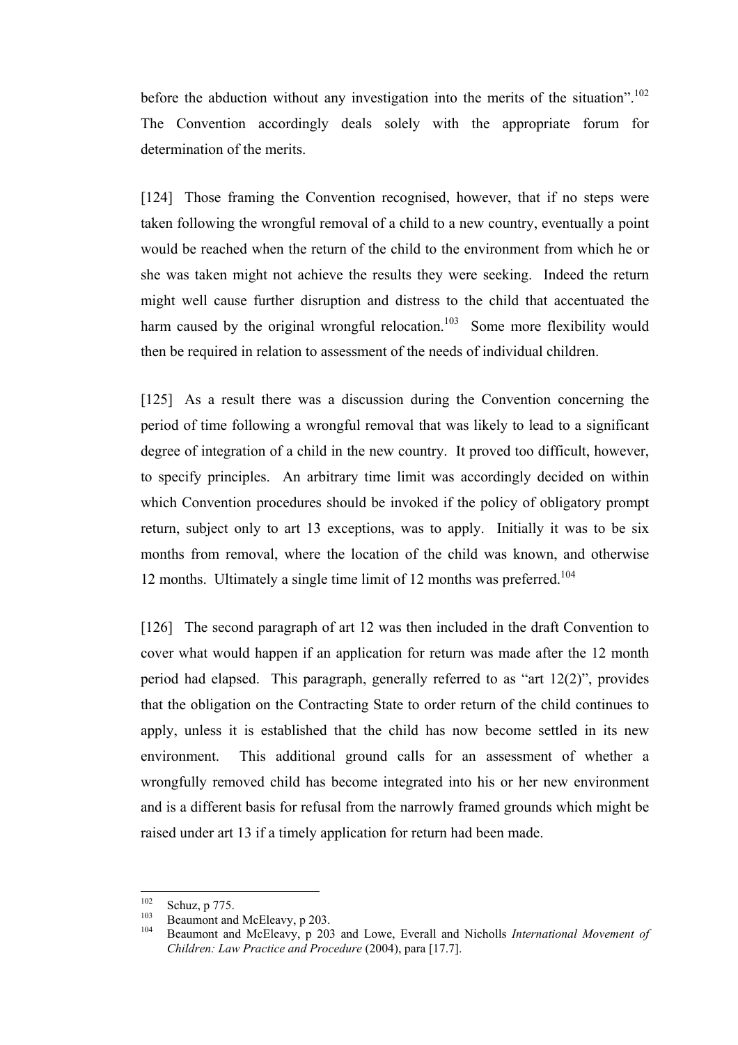before the abduction without any investigation into the merits of the situation".[102] The Convention accordingly deals solely with the appropriate forum for determination of the merits.

[124] Those framing the Convention recognised, however, that if no steps were taken following the wrongful removal of a child to a new country, eventually a point would be reached when the return of the child to the environment from which he or she was taken might not achieve the results they were seeking. Indeed the return might well cause further disruption and distress to the child that accentuated the harm caused by the original wrongful relocation.[103] Some more flexibility would then be required in relation to assessment of the needs of individual children.

[125] As a result there was a discussion during the Convention concerning the period of time following a wrongful removal that was likely to lead to a significant degree of integration of a child in the new country. It proved too difficult, however, to specify principles. An arbitrary time limit was accordingly decided on within which Convention procedures should be invoked if the policy of obligatory prompt return, subject only to art 13 exceptions, was to apply. Initially it was to be six months from removal, where the location of the child was known, and otherwise 12 months. Ultimately a single time limit of 12 months was preferred.[104]

[126] The second paragraph of art 12 was then included in the draft Convention to cover what would happen if an application for return was made after the 12 month period had elapsed. This paragraph, generally referred to as "art 12(2)", provides that the obligation on the Contracting State to order return of the child continues to apply, unless it is established that the child has now become settled in its new environment. This additional ground calls for an assessment of whether a wrongfully removed child has become integrated into his or her new environment and is a different basis for refusal from the narrowly framed grounds which might be raised under art 13 if a timely application for return had been made.

---

[102] Schuz, p 775.

[103] Beaumont and McEleavy, p 203.

[104] Beaumont and McEleavy, p 203 and Lowe, Everall and Nicholls *International Movement of Children: Law Practice and Procedure* (2004), para [17.7].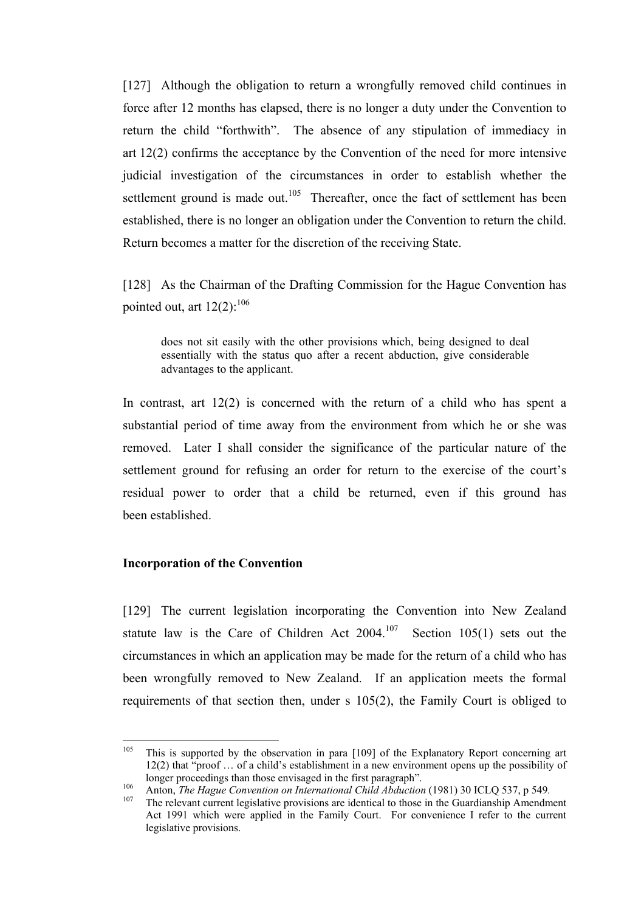[127] Although the obligation to return a wrongfully removed child continues in force after 12 months has elapsed, there is no longer a duty under the Convention to return the child "forthwith". The absence of any stipulation of immediacy in art 12(2) confirms the acceptance by the Convention of the need for more intensive judicial investigation of the circumstances in order to establish whether the settlement ground is made out.[105] Thereafter, once the fact of settlement has been established, there is no longer an obligation under the Convention to return the child. Return becomes a matter for the discretion of the receiving State.

[128] As the Chairman of the Drafting Commission for the Hague Convention has pointed out, art 12(2):[106]

> does not sit easily with the other provisions which, being designed to deal essentially with the status quo after a recent abduction, give considerable advantages to the applicant.

In contrast, art 12(2) is concerned with the return of a child who has spent a substantial period of time away from the environment from which he or she was removed. Later I shall consider the significance of the particular nature of the settlement ground for refusing an order for return to the exercise of the court's residual power to order that a child be returned, even if this ground has been established.

**Incorporation of the Convention**

[129] The current legislation incorporating the Convention into New Zealand statute law is the Care of Children Act 2004.[107] Section 105(1) sets out the circumstances in which an application may be made for the return of a child who has been wrongfully removed to New Zealand. If an application meets the formal requirements of that section then, under s 105(2), the Family Court is obliged to

---

[105] This is supported by the observation in para [109] of the Explanatory Report concerning art 12(2) that "proof … of a child's establishment in a new environment opens up the possibility of longer proceedings than those envisaged in the first paragraph".

[106] Anton, *The Hague Convention on International Child Abduction* (1981) 30 ICLQ 537, p 549.

[107] The relevant current legislative provisions are identical to those in the Guardianship Amendment Act 1991 which were applied in the Family Court. For convenience I refer to the current legislative provisions.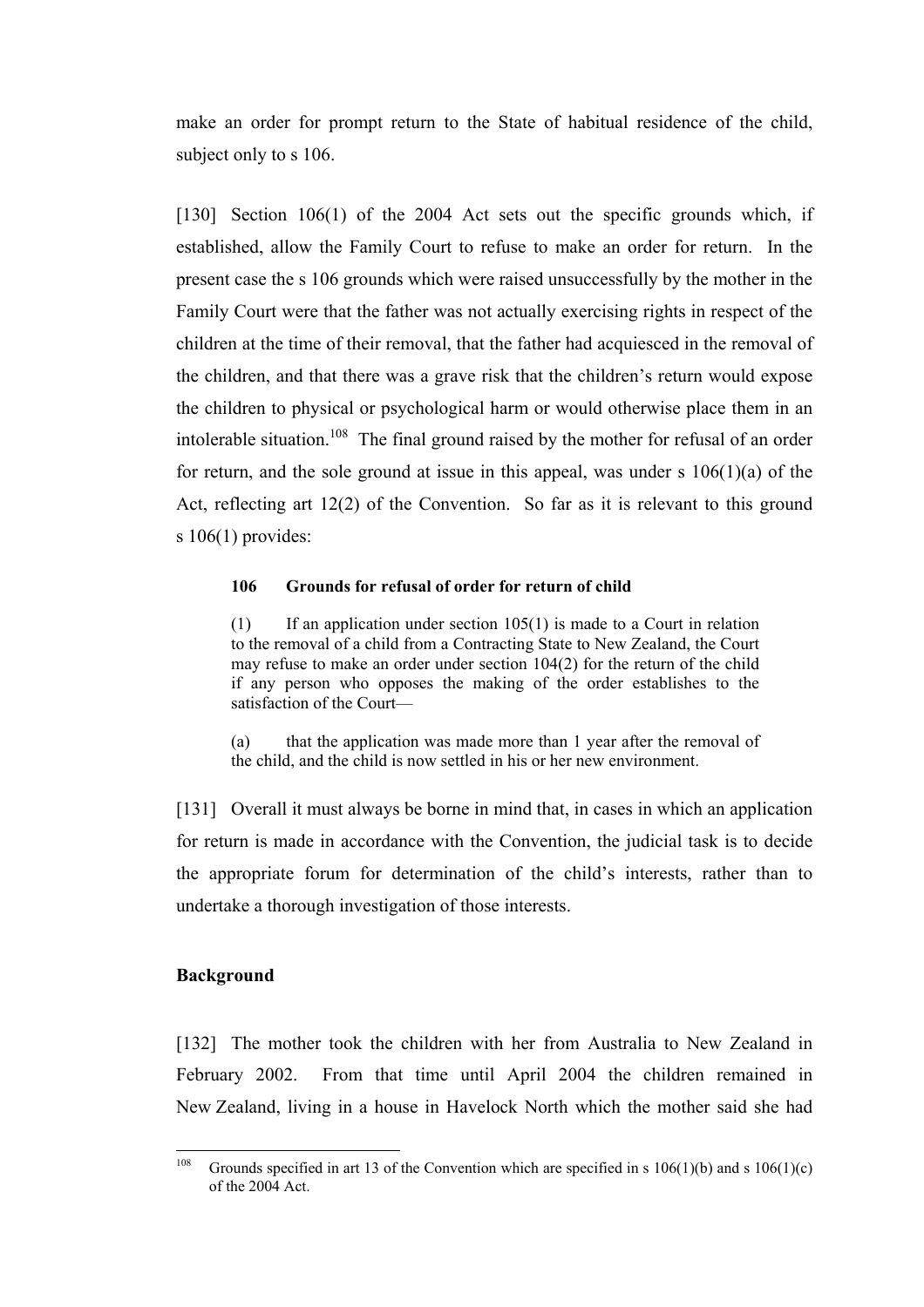make an order for prompt return to the State of habitual residence of the child, subject only to s 106.

[130] Section 106(1) of the 2004 Act sets out the specific grounds which, if established, allow the Family Court to refuse to make an order for return. In the present case the s 106 grounds which were raised unsuccessfully by the mother in the Family Court were that the father was not actually exercising rights in respect of the children at the time of their removal, that the father had acquiesced in the removal of the children, and that there was a grave risk that the children's return would expose the children to physical or psychological harm or would otherwise place them in an intolerable situation.[108] The final ground raised by the mother for refusal of an order for return, and the sole ground at issue in this appeal, was under s 106(1)(a) of the Act, reflecting art 12(2) of the Convention. So far as it is relevant to this ground s 106(1) provides:

> **106 Grounds for refusal of order for return of child**
>
> (1) If an application under section 105(1) is made to a Court in relation to the removal of a child from a Contracting State to New Zealand, the Court may refuse to make an order under section 104(2) for the return of the child if any person who opposes the making of the order establishes to the satisfaction of the Court—
>
> (a) that the application was made more than 1 year after the removal of the child, and the child is now settled in his or her new environment.

[131] Overall it must always be borne in mind that, in cases in which an application for return is made in accordance with the Convention, the judicial task is to decide the appropriate forum for determination of the child's interests, rather than to undertake a thorough investigation of those interests.

## Background

[132] The mother took the children with her from Australia to New Zealand in February 2002. From that time until April 2004 the children remained in New Zealand, living in a house in Havelock North which the mother said she had

[108] Grounds specified in art 13 of the Convention which are specified in s 106(1)(b) and s 106(1)(c) of the 2004 Act.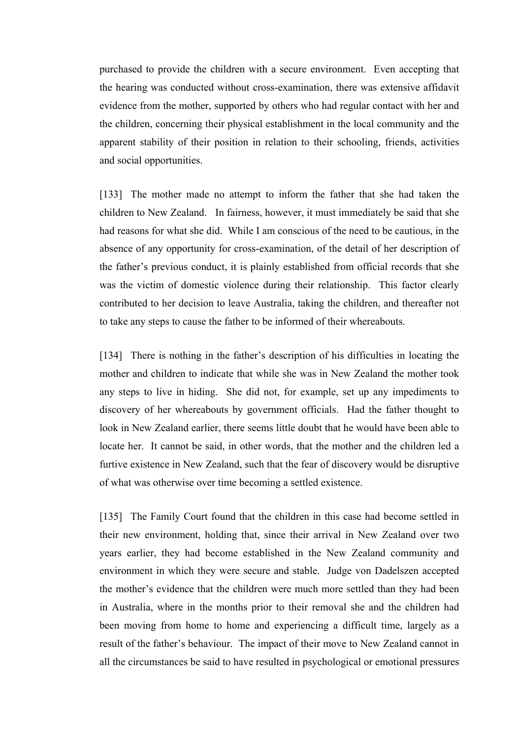purchased to provide the children with a secure environment. Even accepting that the hearing was conducted without cross-examination, there was extensive affidavit evidence from the mother, supported by others who had regular contact with her and the children, concerning their physical establishment in the local community and the apparent stability of their position in relation to their schooling, friends, activities and social opportunities.

[133] The mother made no attempt to inform the father that she had taken the children to New Zealand. In fairness, however, it must immediately be said that she had reasons for what she did. While I am conscious of the need to be cautious, in the absence of any opportunity for cross-examination, of the detail of her description of the father's previous conduct, it is plainly established from official records that she was the victim of domestic violence during their relationship. This factor clearly contributed to her decision to leave Australia, taking the children, and thereafter not to take any steps to cause the father to be informed of their whereabouts.

[134] There is nothing in the father's description of his difficulties in locating the mother and children to indicate that while she was in New Zealand the mother took any steps to live in hiding. She did not, for example, set up any impediments to discovery of her whereabouts by government officials. Had the father thought to look in New Zealand earlier, there seems little doubt that he would have been able to locate her. It cannot be said, in other words, that the mother and the children led a furtive existence in New Zealand, such that the fear of discovery would be disruptive of what was otherwise over time becoming a settled existence.

[135] The Family Court found that the children in this case had become settled in their new environment, holding that, since their arrival in New Zealand over two years earlier, they had become established in the New Zealand community and environment in which they were secure and stable. Judge von Dadelszen accepted the mother's evidence that the children were much more settled than they had been in Australia, where in the months prior to their removal she and the children had been moving from home to home and experiencing a difficult time, largely as a result of the father's behaviour. The impact of their move to New Zealand cannot in all the circumstances be said to have resulted in psychological or emotional pressures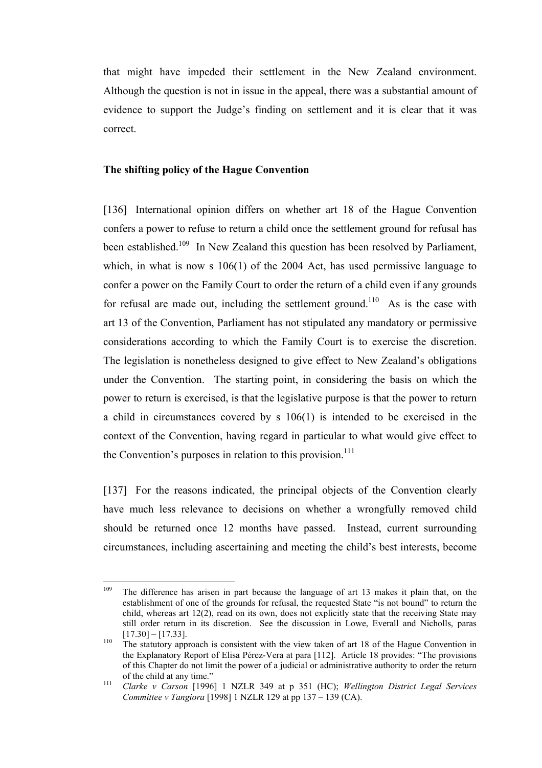that might have impeded their settlement in the New Zealand environment. Although the question is not in issue in the appeal, there was a substantial amount of evidence to support the Judge's finding on settlement and it is clear that it was correct.

**The shifting policy of the Hague Convention**

[136] International opinion differs on whether art 18 of the Hague Convention confers a power to refuse to return a child once the settlement ground for refusal has been established.[109] In New Zealand this question has been resolved by Parliament, which, in what is now s 106(1) of the 2004 Act, has used permissive language to confer a power on the Family Court to order the return of a child even if any grounds for refusal are made out, including the settlement ground.[110] As is the case with art 13 of the Convention, Parliament has not stipulated any mandatory or permissive considerations according to which the Family Court is to exercise the discretion. The legislation is nonetheless designed to give effect to New Zealand's obligations under the Convention. The starting point, in considering the basis on which the power to return is exercised, is that the legislative purpose is that the power to return a child in circumstances covered by s 106(1) is intended to be exercised in the context of the Convention, having regard in particular to what would give effect to the Convention's purposes in relation to this provision.[111]

[137] For the reasons indicated, the principal objects of the Convention clearly have much less relevance to decisions on whether a wrongfully removed child should be returned once 12 months have passed. Instead, current surrounding circumstances, including ascertaining and meeting the child's best interests, become

---

[109] The difference has arisen in part because the language of art 13 makes it plain that, on the establishment of one of the grounds for refusal, the requested State "is not bound" to return the child, whereas art 12(2), read on its own, does not explicitly state that the receiving State may still order return in its discretion. See the discussion in Lowe, Everall and Nicholls, paras [17.30] – [17.33].

[110] The statutory approach is consistent with the view taken of art 18 of the Hague Convention in the Explanatory Report of Elisa Pérez-Vera at para [112]. Article 18 provides: "The provisions of this Chapter do not limit the power of a judicial or administrative authority to order the return of the child at any time."

[111] *Clarke v Carson* [1996] 1 NZLR 349 at p 351 (HC); *Wellington District Legal Services Committee v Tangiora* [1998] 1 NZLR 129 at pp 137 – 139 (CA).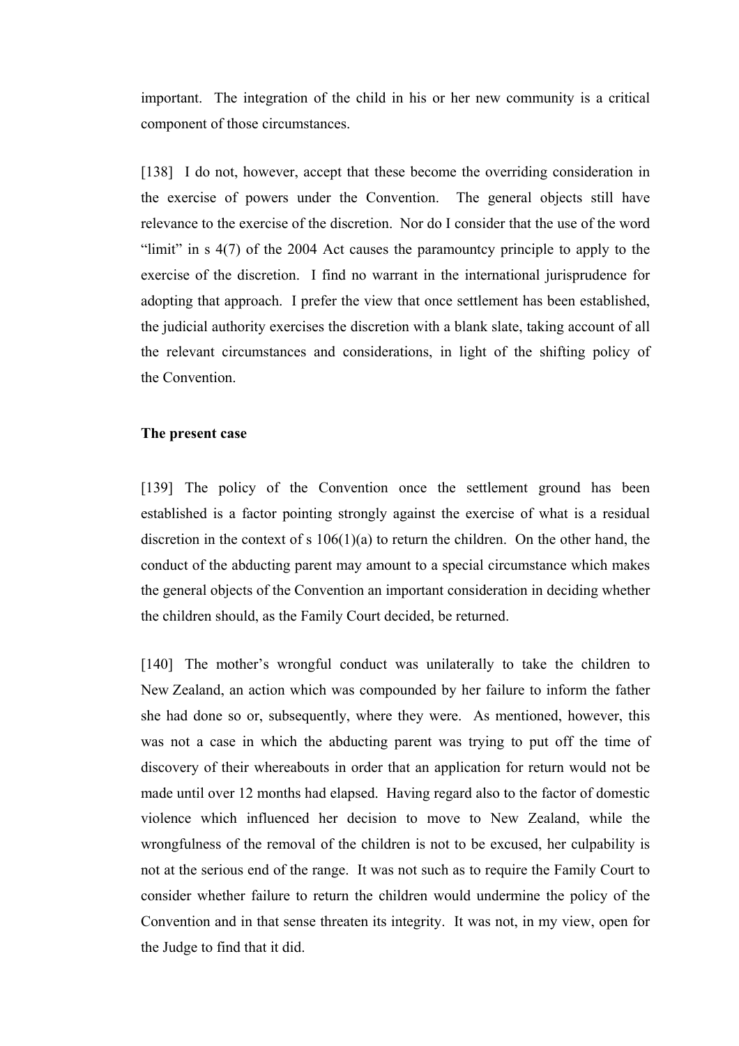important. The integration of the child in his or her new community is a critical component of those circumstances.

[138] I do not, however, accept that these become the overriding consideration in the exercise of powers under the Convention. The general objects still have relevance to the exercise of the discretion. Nor do I consider that the use of the word "limit" in s 4(7) of the 2004 Act causes the paramountcy principle to apply to the exercise of the discretion. I find no warrant in the international jurisprudence for adopting that approach. I prefer the view that once settlement has been established, the judicial authority exercises the discretion with a blank slate, taking account of all the relevant circumstances and considerations, in light of the shifting policy of the Convention.

**The present case**

[139] The policy of the Convention once the settlement ground has been established is a factor pointing strongly against the exercise of what is a residual discretion in the context of s 106(1)(a) to return the children. On the other hand, the conduct of the abducting parent may amount to a special circumstance which makes the general objects of the Convention an important consideration in deciding whether the children should, as the Family Court decided, be returned.

[140] The mother's wrongful conduct was unilaterally to take the children to New Zealand, an action which was compounded by her failure to inform the father she had done so or, subsequently, where they were. As mentioned, however, this was not a case in which the abducting parent was trying to put off the time of discovery of their whereabouts in order that an application for return would not be made until over 12 months had elapsed. Having regard also to the factor of domestic violence which influenced her decision to move to New Zealand, while the wrongfulness of the removal of the children is not to be excused, her culpability is not at the serious end of the range. It was not such as to require the Family Court to consider whether failure to return the children would undermine the policy of the Convention and in that sense threaten its integrity. It was not, in my view, open for the Judge to find that it did.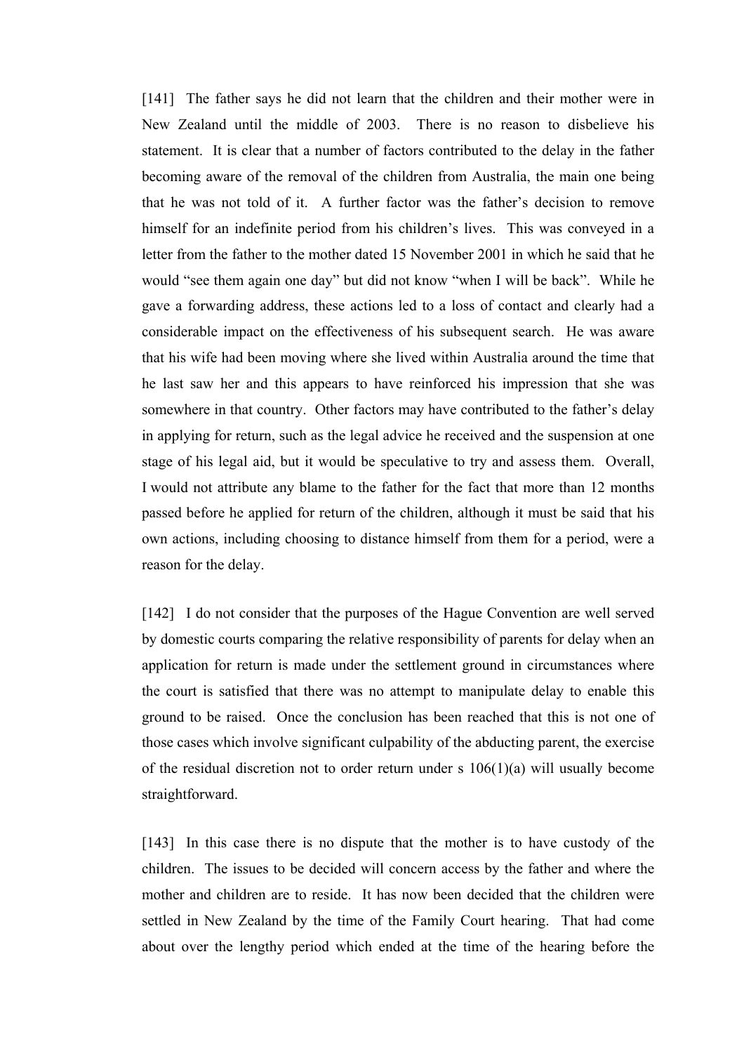[141] The father says he did not learn that the children and their mother were in New Zealand until the middle of 2003. There is no reason to disbelieve his statement. It is clear that a number of factors contributed to the delay in the father becoming aware of the removal of the children from Australia, the main one being that he was not told of it. A further factor was the father's decision to remove himself for an indefinite period from his children's lives. This was conveyed in a letter from the father to the mother dated 15 November 2001 in which he said that he would "see them again one day" but did not know "when I will be back". While he gave a forwarding address, these actions led to a loss of contact and clearly had a considerable impact on the effectiveness of his subsequent search. He was aware that his wife had been moving where she lived within Australia around the time that he last saw her and this appears to have reinforced his impression that she was somewhere in that country. Other factors may have contributed to the father's delay in applying for return, such as the legal advice he received and the suspension at one stage of his legal aid, but it would be speculative to try and assess them. Overall, I would not attribute any blame to the father for the fact that more than 12 months passed before he applied for return of the children, although it must be said that his own actions, including choosing to distance himself from them for a period, were a reason for the delay.

[142] I do not consider that the purposes of the Hague Convention are well served by domestic courts comparing the relative responsibility of parents for delay when an application for return is made under the settlement ground in circumstances where the court is satisfied that there was no attempt to manipulate delay to enable this ground to be raised. Once the conclusion has been reached that this is not one of those cases which involve significant culpability of the abducting parent, the exercise of the residual discretion not to order return under s 106(1)(a) will usually become straightforward.

[143] In this case there is no dispute that the mother is to have custody of the children. The issues to be decided will concern access by the father and where the mother and children are to reside. It has now been decided that the children were settled in New Zealand by the time of the Family Court hearing. That had come about over the lengthy period which ended at the time of the hearing before the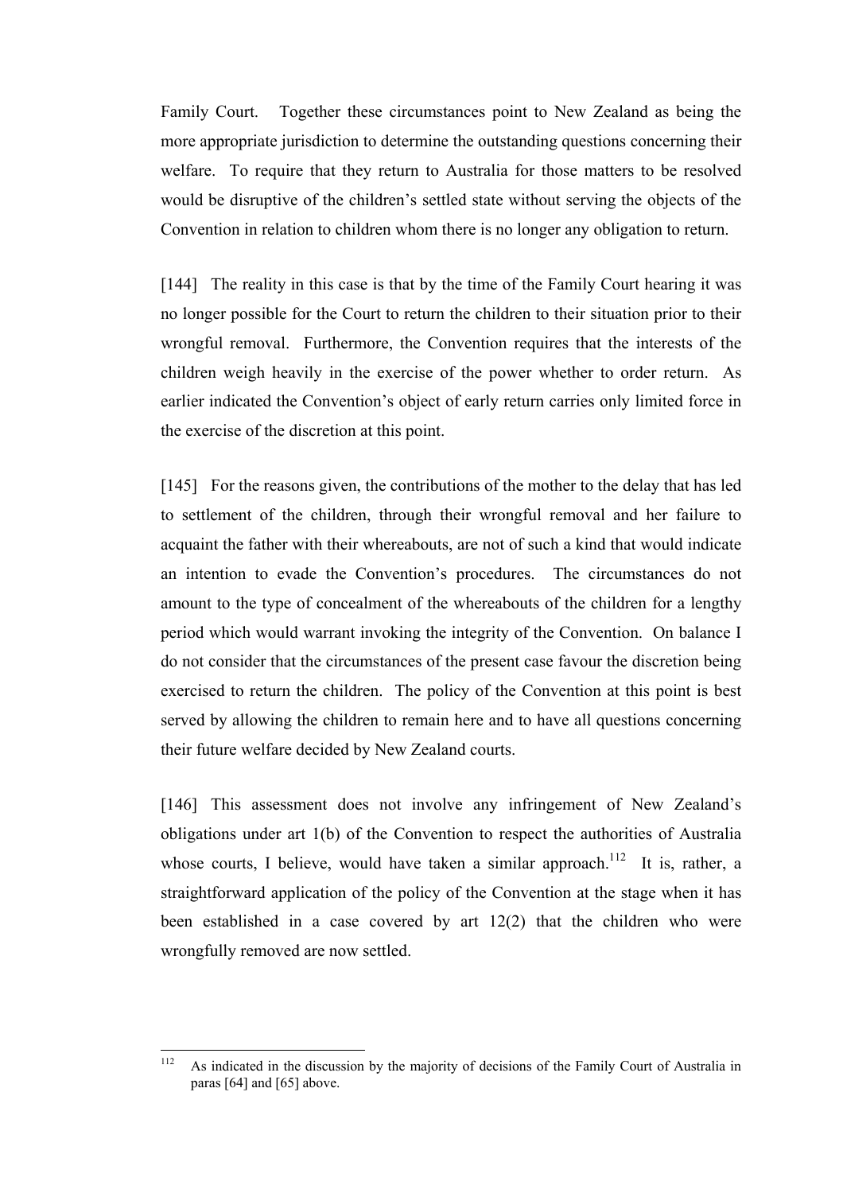Family Court. Together these circumstances point to New Zealand as being the more appropriate jurisdiction to determine the outstanding questions concerning their welfare. To require that they return to Australia for those matters to be resolved would be disruptive of the children's settled state without serving the objects of the Convention in relation to children whom there is no longer any obligation to return.

[144] The reality in this case is that by the time of the Family Court hearing it was no longer possible for the Court to return the children to their situation prior to their wrongful removal. Furthermore, the Convention requires that the interests of the children weigh heavily in the exercise of the power whether to order return. As earlier indicated the Convention's object of early return carries only limited force in the exercise of the discretion at this point.

[145] For the reasons given, the contributions of the mother to the delay that has led to settlement of the children, through their wrongful removal and her failure to acquaint the father with their whereabouts, are not of such a kind that would indicate an intention to evade the Convention's procedures. The circumstances do not amount to the type of concealment of the whereabouts of the children for a lengthy period which would warrant invoking the integrity of the Convention. On balance I do not consider that the circumstances of the present case favour the discretion being exercised to return the children. The policy of the Convention at this point is best served by allowing the children to remain here and to have all questions concerning their future welfare decided by New Zealand courts.

[146] This assessment does not involve any infringement of New Zealand's obligations under art 1(b) of the Convention to respect the authorities of Australia whose courts, I believe, would have taken a similar approach.[112] It is, rather, a straightforward application of the policy of the Convention at the stage when it has been established in a case covered by art 12(2) that the children who were wrongfully removed are now settled.

---

[112] As indicated in the discussion by the majority of decisions of the Family Court of Australia in paras [64] and [65] above.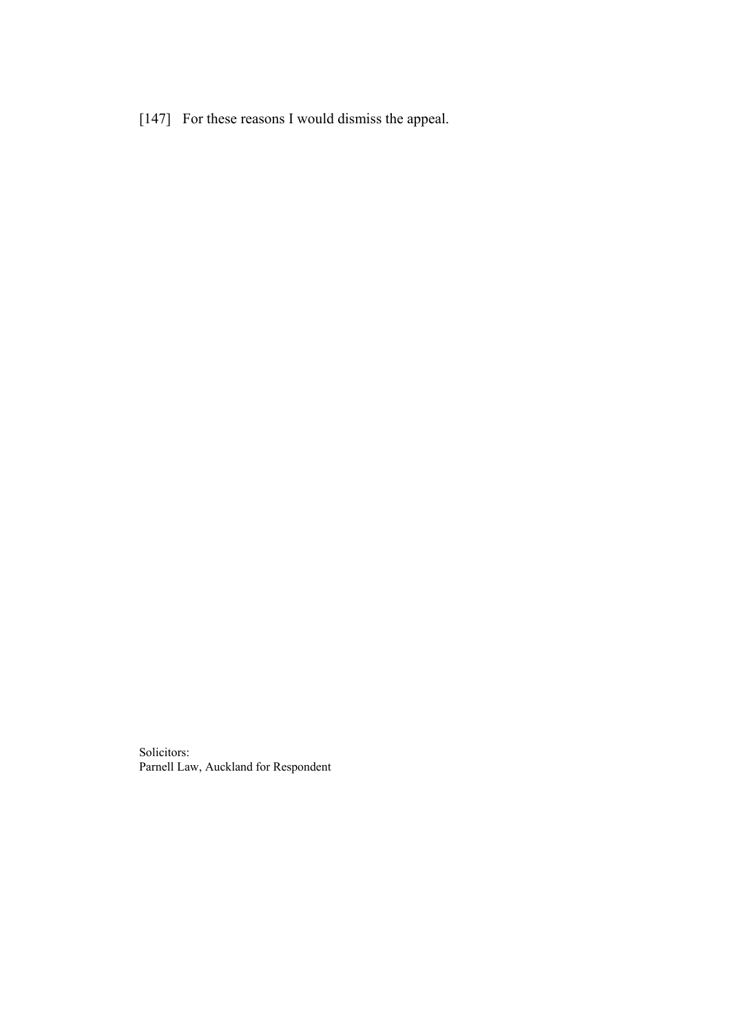[147] For these reasons I would dismiss the appeal.

Solicitors:
Parnell Law, Auckland for Respondent